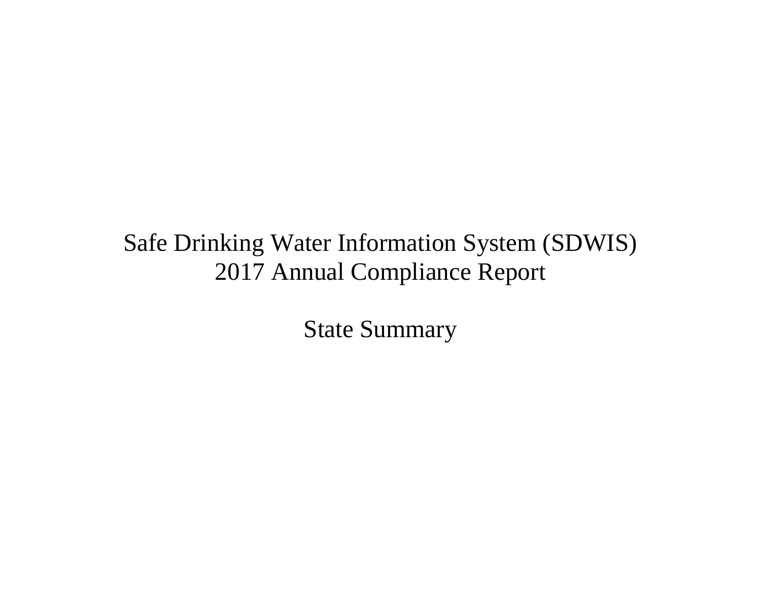# Safe Drinking Water Information System (SDWIS)
# 2017 Annual Compliance Report

## State Summary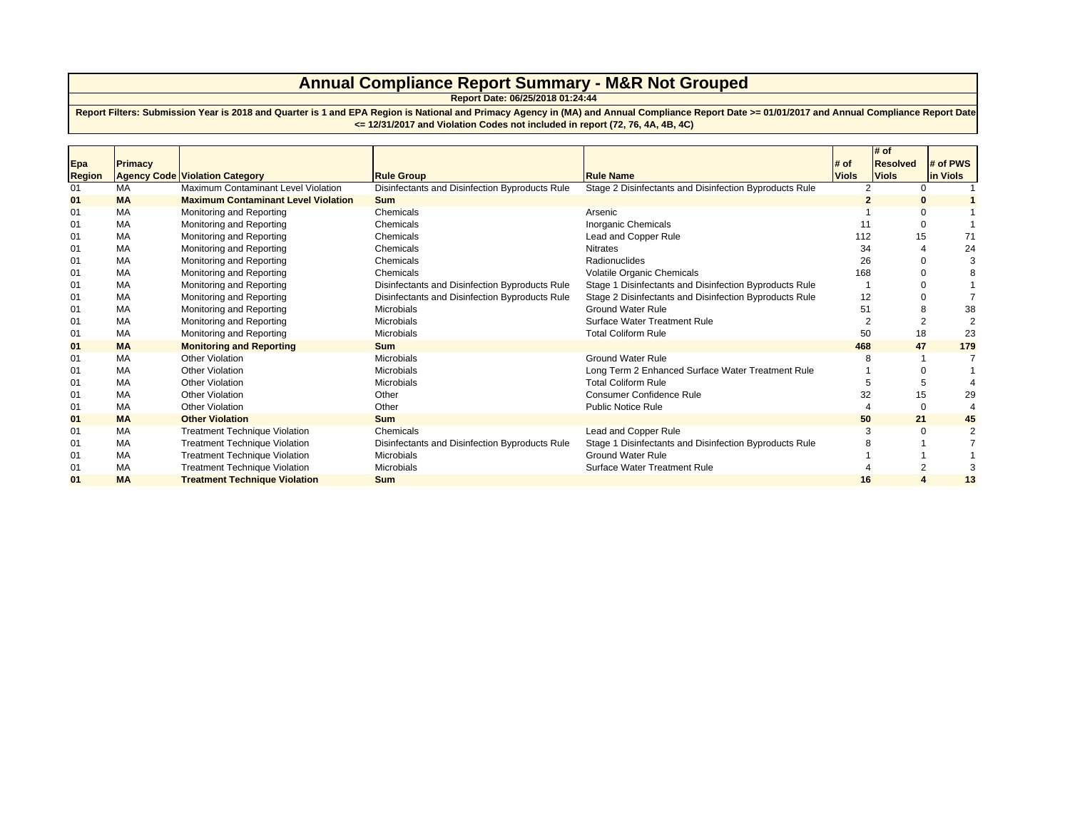# Annual Compliance Report Summary - M&R Not Grouped

**Report Date: 06/25/2018 01:24:44**

**Report Filters: Submission Year is 2018 and Quarter is 1 and EPA Region is National and Primacy Agency in (MA) and Annual Compliance Report Date >= 01/01/2017 and Annual Compliance Report Date <= 12/31/2017 and Violation Codes not included in report (72, 76, 4A, 4B, 4C)**

| Epa Region | Primacy Agency Code | Violation Category | Rule Group | Rule Name | # of Viols | # of Resolved Viols | # of PWS in Viols |
|---|---|---|---|---|---|---|---|
| 01 | MA | Maximum Contaminant Level Violation | Disinfectants and Disinfection Byproducts Rule | Stage 2 Disinfectants and Disinfection Byproducts Rule | 2 | 0 | 1 |
| **01** | **MA** | **Maximum Contaminant Level Violation** | **Sum** | | **2** | **0** | **1** |
| 01 | MA | Monitoring and Reporting | Chemicals | Arsenic | 1 | 0 | 1 |
| 01 | MA | Monitoring and Reporting | Chemicals | Inorganic Chemicals | 11 | 0 | 1 |
| 01 | MA | Monitoring and Reporting | Chemicals | Lead and Copper Rule | 112 | 15 | 71 |
| 01 | MA | Monitoring and Reporting | Chemicals | Nitrates | 34 | 4 | 24 |
| 01 | MA | Monitoring and Reporting | Chemicals | Radionuclides | 26 | 0 | 3 |
| 01 | MA | Monitoring and Reporting | Chemicals | Volatile Organic Chemicals | 168 | 0 | 8 |
| 01 | MA | Monitoring and Reporting | Disinfectants and Disinfection Byproducts Rule | Stage 1 Disinfectants and Disinfection Byproducts Rule | 1 | 0 | 1 |
| 01 | MA | Monitoring and Reporting | Disinfectants and Disinfection Byproducts Rule | Stage 2 Disinfectants and Disinfection Byproducts Rule | 12 | 0 | 7 |
| 01 | MA | Monitoring and Reporting | Microbials | Ground Water Rule | 51 | 8 | 38 |
| 01 | MA | Monitoring and Reporting | Microbials | Surface Water Treatment Rule | 2 | 2 | 2 |
| 01 | MA | Monitoring and Reporting | Microbials | Total Coliform Rule | 50 | 18 | 23 |
| **01** | **MA** | **Monitoring and Reporting** | **Sum** | | **468** | **47** | **179** |
| 01 | MA | Other Violation | Microbials | Ground Water Rule | 8 | 1 | 7 |
| 01 | MA | Other Violation | Microbials | Long Term 2 Enhanced Surface Water Treatment Rule | 1 | 0 | 1 |
| 01 | MA | Other Violation | Microbials | Total Coliform Rule | 5 | 5 | 4 |
| 01 | MA | Other Violation | Other | Consumer Confidence Rule | 32 | 15 | 29 |
| 01 | MA | Other Violation | Other | Public Notice Rule | 4 | 0 | 4 |
| **01** | **MA** | **Other Violation** | **Sum** | | **50** | **21** | **45** |
| 01 | MA | Treatment Technique Violation | Chemicals | Lead and Copper Rule | 3 | 0 | 2 |
| 01 | MA | Treatment Technique Violation | Disinfectants and Disinfection Byproducts Rule | Stage 1 Disinfectants and Disinfection Byproducts Rule | 8 | 1 | 7 |
| 01 | MA | Treatment Technique Violation | Microbials | Ground Water Rule | 1 | 1 | 1 |
| 01 | MA | Treatment Technique Violation | Microbials | Surface Water Treatment Rule | 4 | 2 | 3 |
| **01** | **MA** | **Treatment Technique Violation** | **Sum** | | **16** | **4** | **13** |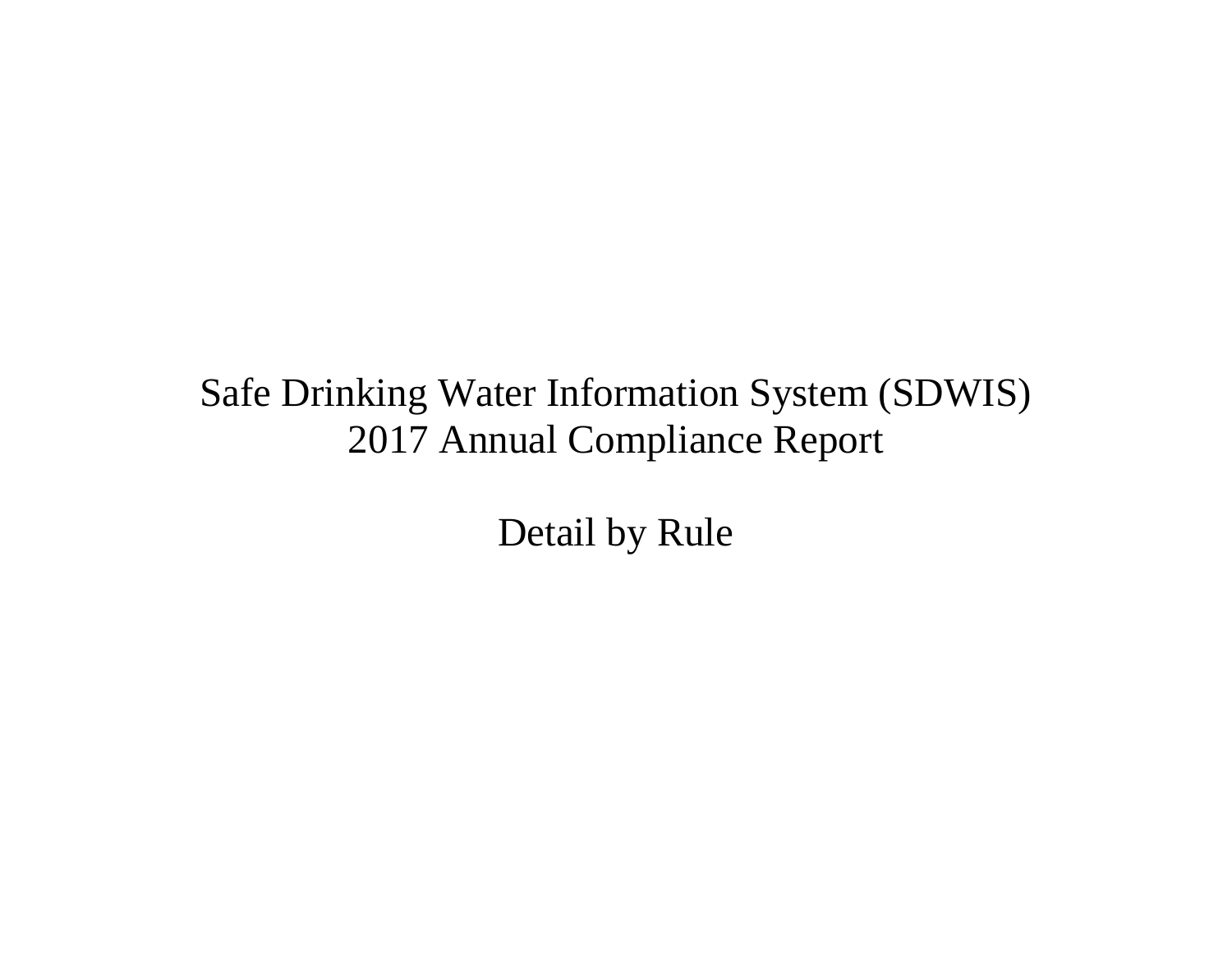# Safe Drinking Water Information System (SDWIS)
# 2017 Annual Compliance Report

## Detail by Rule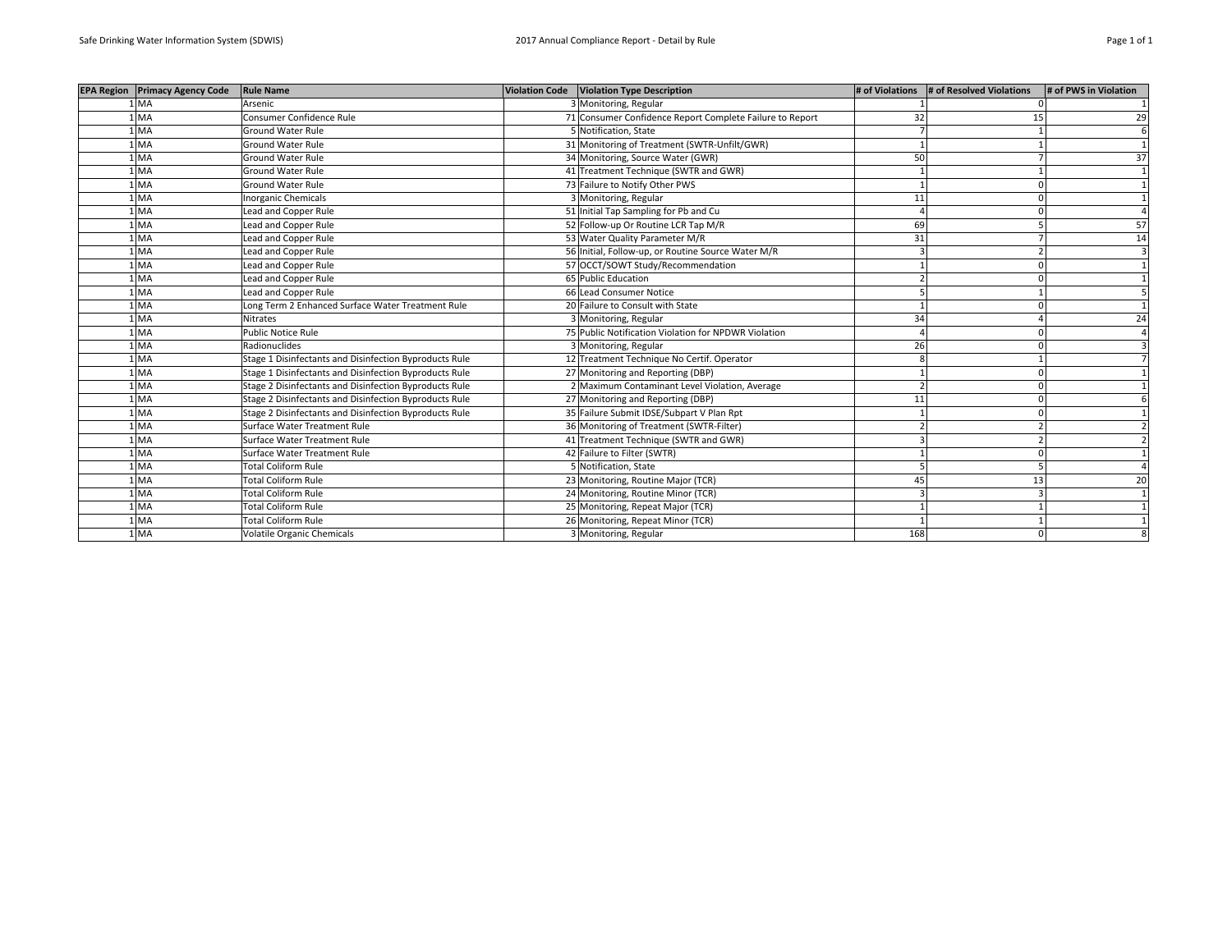| EPA Region | Primacy Agency Code | Rule Name | Violation Code | Violation Type Description | # of Violations | # of Resolved Violations | # of PWS in Violation |
|---|---|---|---|---|---|---|---|
| 1 | MA | Arsenic | 3 | Monitoring, Regular | 1 | 0 | 1 |
| 1 | MA | Consumer Confidence Rule | 71 | Consumer Confidence Report Complete Failure to Report | 32 | 15 | 29 |
| 1 | MA | Ground Water Rule | 5 | Notification, State | 7 | 1 | 6 |
| 1 | MA | Ground Water Rule | 31 | Monitoring of Treatment (SWTR-Unfilt/GWR) | 1 | 1 | 1 |
| 1 | MA | Ground Water Rule | 34 | Monitoring, Source Water (GWR) | 50 | 7 | 37 |
| 1 | MA | Ground Water Rule | 41 | Treatment Technique (SWTR and GWR) | 1 | 1 | 1 |
| 1 | MA | Ground Water Rule | 73 | Failure to Notify Other PWS | 1 | 0 | 1 |
| 1 | MA | Inorganic Chemicals | 3 | Monitoring, Regular | 11 | 0 | 1 |
| 1 | MA | Lead and Copper Rule | 51 | Initial Tap Sampling for Pb and Cu | 4 | 0 | 4 |
| 1 | MA | Lead and Copper Rule | 52 | Follow-up Or Routine LCR Tap M/R | 69 | 5 | 57 |
| 1 | MA | Lead and Copper Rule | 53 | Water Quality Parameter M/R | 31 | 7 | 14 |
| 1 | MA | Lead and Copper Rule | 56 | Initial, Follow-up, or Routine Source Water M/R | 3 | 2 | 3 |
| 1 | MA | Lead and Copper Rule | 57 | OCCT/SOWT Study/Recommendation | 1 | 0 | 1 |
| 1 | MA | Lead and Copper Rule | 65 | Public Education | 2 | 0 | 1 |
| 1 | MA | Lead and Copper Rule | 66 | Lead Consumer Notice | 5 | 1 | 5 |
| 1 | MA | Long Term 2 Enhanced Surface Water Treatment Rule | 20 | Failure to Consult with State | 1 | 0 | 1 |
| 1 | MA | Nitrates | 3 | Monitoring, Regular | 34 | 4 | 24 |
| 1 | MA | Public Notice Rule | 75 | Public Notification Violation for NPDWR Violation | 4 | 0 | 4 |
| 1 | MA | Radionuclides | 3 | Monitoring, Regular | 26 | 0 | 3 |
| 1 | MA | Stage 1 Disinfectants and Disinfection Byproducts Rule | 12 | Treatment Technique No Certif. Operator | 8 | 1 | 7 |
| 1 | MA | Stage 1 Disinfectants and Disinfection Byproducts Rule | 27 | Monitoring and Reporting (DBP) | 1 | 0 | 1 |
| 1 | MA | Stage 2 Disinfectants and Disinfection Byproducts Rule | 2 | Maximum Contaminant Level Violation, Average | 2 | 0 | 1 |
| 1 | MA | Stage 2 Disinfectants and Disinfection Byproducts Rule | 27 | Monitoring and Reporting (DBP) | 11 | 0 | 6 |
| 1 | MA | Stage 2 Disinfectants and Disinfection Byproducts Rule | 35 | Failure Submit IDSE/Subpart V Plan Rpt | 1 | 0 | 1 |
| 1 | MA | Surface Water Treatment Rule | 36 | Monitoring of Treatment (SWTR-Filter) | 2 | 2 | 2 |
| 1 | MA | Surface Water Treatment Rule | 41 | Treatment Technique (SWTR and GWR) | 3 | 2 | 2 |
| 1 | MA | Surface Water Treatment Rule | 42 | Failure to Filter (SWTR) | 1 | 0 | 1 |
| 1 | MA | Total Coliform Rule | 5 | Notification, State | 5 | 5 | 4 |
| 1 | MA | Total Coliform Rule | 23 | Monitoring, Routine Major (TCR) | 45 | 13 | 20 |
| 1 | MA | Total Coliform Rule | 24 | Monitoring, Routine Minor (TCR) | 3 | 3 | 1 |
| 1 | MA | Total Coliform Rule | 25 | Monitoring, Repeat Major (TCR) | 1 | 1 | 1 |
| 1 | MA | Total Coliform Rule | 26 | Monitoring, Repeat Minor (TCR) | 1 | 1 | 1 |
| 1 | MA | Volatile Organic Chemicals | 3 | Monitoring, Regular | 168 | 0 | 8 |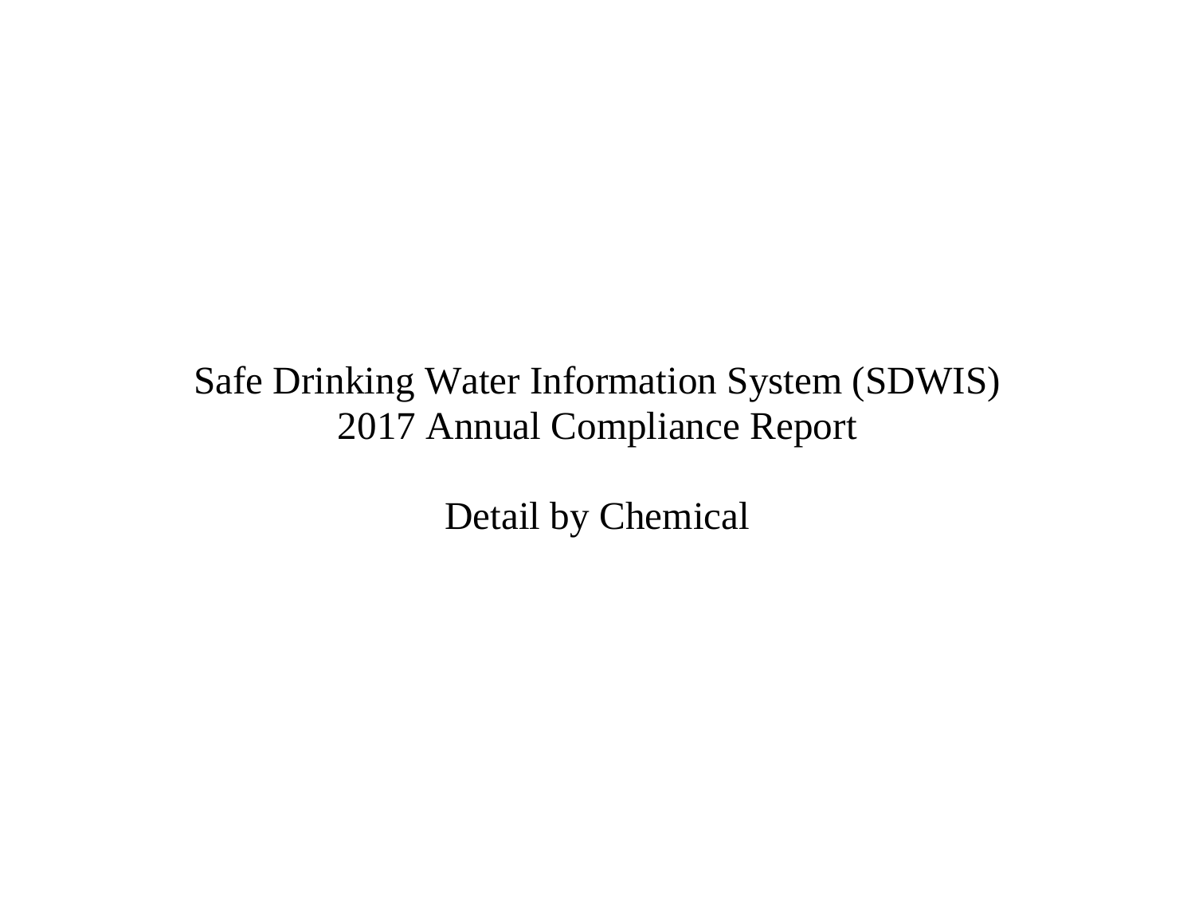# Safe Drinking Water Information System (SDWIS)
# 2017 Annual Compliance Report

## Detail by Chemical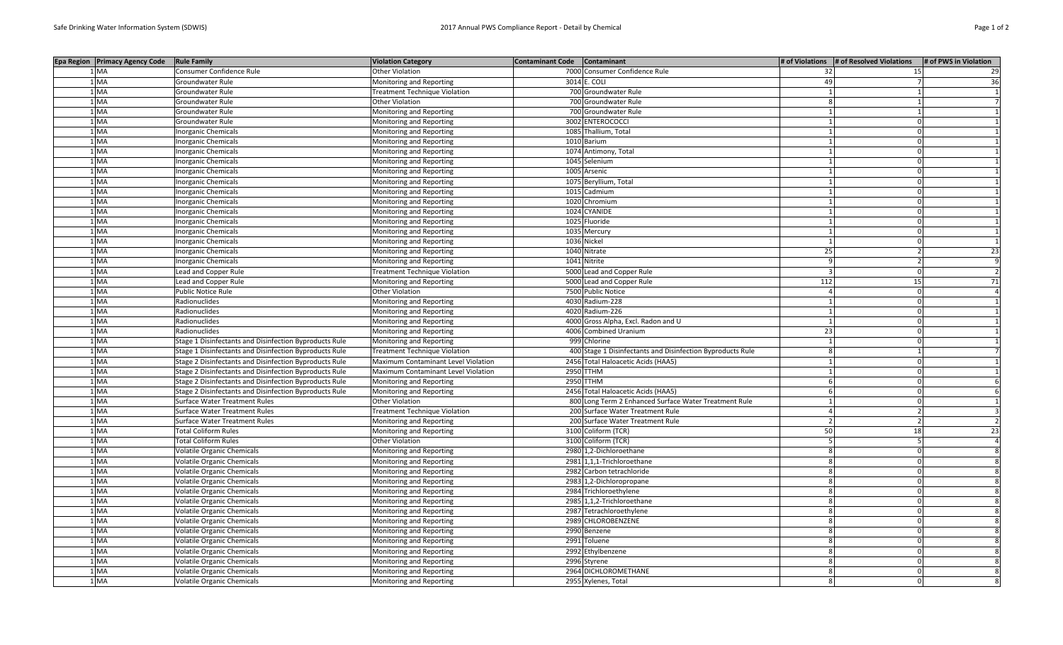| Epa Region | Primacy Agency Code | Rule Family | Violation Category | Contaminant Code | Contaminant | # of Violations | # of Resolved Violations | # of PWS in Violation |
|---|---|---|---|---|---|---|---|---|
| 1 | MA | Consumer Confidence Rule | Other Violation | 7000 | Consumer Confidence Rule | 32 | 15 | 29 |
| 1 | MA | Groundwater Rule | Monitoring and Reporting | 3014 | E. COLI | 49 | 7 | 36 |
| 1 | MA | Groundwater Rule | Treatment Technique Violation | 700 | Groundwater Rule | 1 | 1 | 1 |
| 1 | MA | Groundwater Rule | Other Violation | 700 | Groundwater Rule | 8 | 1 | 7 |
| 1 | MA | Groundwater Rule | Monitoring and Reporting | 700 | Groundwater Rule | 1 | 1 | 1 |
| 1 | MA | Groundwater Rule | Monitoring and Reporting | 3002 | ENTEROCOCCI | 1 | 0 | 1 |
| 1 | MA | Inorganic Chemicals | Monitoring and Reporting | 1085 | Thallium, Total | 1 | 0 | 1 |
| 1 | MA | Inorganic Chemicals | Monitoring and Reporting | 1010 | Barium | 1 | 0 | 1 |
| 1 | MA | Inorganic Chemicals | Monitoring and Reporting | 1074 | Antimony, Total | 1 | 0 | 1 |
| 1 | MA | Inorganic Chemicals | Monitoring and Reporting | 1045 | Selenium | 1 | 0 | 1 |
| 1 | MA | Inorganic Chemicals | Monitoring and Reporting | 1005 | Arsenic | 1 | 0 | 1 |
| 1 | MA | Inorganic Chemicals | Monitoring and Reporting | 1075 | Beryllium, Total | 1 | 0 | 1 |
| 1 | MA | Inorganic Chemicals | Monitoring and Reporting | 1015 | Cadmium | 1 | 0 | 1 |
| 1 | MA | Inorganic Chemicals | Monitoring and Reporting | 1020 | Chromium | 1 | 0 | 1 |
| 1 | MA | Inorganic Chemicals | Monitoring and Reporting | 1024 | CYANIDE | 1 | 0 | 1 |
| 1 | MA | Inorganic Chemicals | Monitoring and Reporting | 1025 | Fluoride | 1 | 0 | 1 |
| 1 | MA | Inorganic Chemicals | Monitoring and Reporting | 1035 | Mercury | 1 | 0 | 1 |
| 1 | MA | Inorganic Chemicals | Monitoring and Reporting | 1036 | Nickel | 1 | 0 | 1 |
| 1 | MA | Inorganic Chemicals | Monitoring and Reporting | 1040 | Nitrate | 25 | 2 | 23 |
| 1 | MA | Inorganic Chemicals | Monitoring and Reporting | 1041 | Nitrite | 9 | 2 | 9 |
| 1 | MA | Lead and Copper Rule | Treatment Technique Violation | 5000 | Lead and Copper Rule | 3 | 0 | 2 |
| 1 | MA | Lead and Copper Rule | Monitoring and Reporting | 5000 | Lead and Copper Rule | 112 | 15 | 71 |
| 1 | MA | Public Notice Rule | Other Violation | 7500 | Public Notice | 4 | 0 | 4 |
| 1 | MA | Radionuclides | Monitoring and Reporting | 4030 | Radium-228 | 1 | 0 | 1 |
| 1 | MA | Radionuclides | Monitoring and Reporting | 4020 | Radium-226 | 1 | 0 | 1 |
| 1 | MA | Radionuclides | Monitoring and Reporting | 4000 | Gross Alpha, Excl. Radon and U | 1 | 0 | 1 |
| 1 | MA | Radionuclides | Monitoring and Reporting | 4006 | Combined Uranium | 23 | 0 | 1 |
| 1 | MA | Stage 1 Disinfectants and Disinfection Byproducts Rule | Monitoring and Reporting | 999 | Chlorine | 1 | 0 | 1 |
| 1 | MA | Stage 1 Disinfectants and Disinfection Byproducts Rule | Treatment Technique Violation | 400 | Stage 1 Disinfectants and Disinfection Byproducts Rule | 8 | 1 | 7 |
| 1 | MA | Stage 2 Disinfectants and Disinfection Byproducts Rule | Maximum Contaminant Level Violation | 2456 | Total Haloacetic Acids (HAA5) | 1 | 0 | 1 |
| 1 | MA | Stage 2 Disinfectants and Disinfection Byproducts Rule | Maximum Contaminant Level Violation | 2950 | TTHM | 1 | 0 | 1 |
| 1 | MA | Stage 2 Disinfectants and Disinfection Byproducts Rule | Monitoring and Reporting | 2950 | TTHM | 6 | 0 | 6 |
| 1 | MA | Stage 2 Disinfectants and Disinfection Byproducts Rule | Monitoring and Reporting | 2456 | Total Haloacetic Acids (HAA5) | 6 | 0 | 6 |
| 1 | MA | Surface Water Treatment Rules | Other Violation | 800 | Long Term 2 Enhanced Surface Water Treatment Rule | 1 | 0 | 1 |
| 1 | MA | Surface Water Treatment Rules | Treatment Technique Violation | 200 | Surface Water Treatment Rule | 4 | 2 | 3 |
| 1 | MA | Surface Water Treatment Rules | Monitoring and Reporting | 200 | Surface Water Treatment Rule | 2 | 2 | 2 |
| 1 | MA | Total Coliform Rules | Monitoring and Reporting | 3100 | Coliform (TCR) | 50 | 18 | 23 |
| 1 | MA | Total Coliform Rules | Other Violation | 3100 | Coliform (TCR) | 5 | 5 | 4 |
| 1 | MA | Volatile Organic Chemicals | Monitoring and Reporting | 2980 | 1,2-Dichloroethane | 8 | 0 | 8 |
| 1 | MA | Volatile Organic Chemicals | Monitoring and Reporting | 2981 | 1,1,1-Trichloroethane | 8 | 0 | 8 |
| 1 | MA | Volatile Organic Chemicals | Monitoring and Reporting | 2982 | Carbon tetrachloride | 8 | 0 | 8 |
| 1 | MA | Volatile Organic Chemicals | Monitoring and Reporting | 2983 | 1,2-Dichloropropane | 8 | 0 | 8 |
| 1 | MA | Volatile Organic Chemicals | Monitoring and Reporting | 2984 | Trichloroethylene | 8 | 0 | 8 |
| 1 | MA | Volatile Organic Chemicals | Monitoring and Reporting | 2985 | 1,1,2-Trichloroethane | 8 | 0 | 8 |
| 1 | MA | Volatile Organic Chemicals | Monitoring and Reporting | 2987 | Tetrachloroethylene | 8 | 0 | 8 |
| 1 | MA | Volatile Organic Chemicals | Monitoring and Reporting | 2989 | CHLOROBENZENE | 8 | 0 | 8 |
| 1 | MA | Volatile Organic Chemicals | Monitoring and Reporting | 2990 | Benzene | 8 | 0 | 8 |
| 1 | MA | Volatile Organic Chemicals | Monitoring and Reporting | 2991 | Toluene | 8 | 0 | 8 |
| 1 | MA | Volatile Organic Chemicals | Monitoring and Reporting | 2992 | Ethylbenzene | 8 | 0 | 8 |
| 1 | MA | Volatile Organic Chemicals | Monitoring and Reporting | 2996 | Styrene | 8 | 0 | 8 |
| 1 | MA | Volatile Organic Chemicals | Monitoring and Reporting | 2964 | DICHLOROMETHANE | 8 | 0 | 8 |
| 1 | MA | Volatile Organic Chemicals | Monitoring and Reporting | 2955 | Xylenes, Total | 8 | 0 | 8 |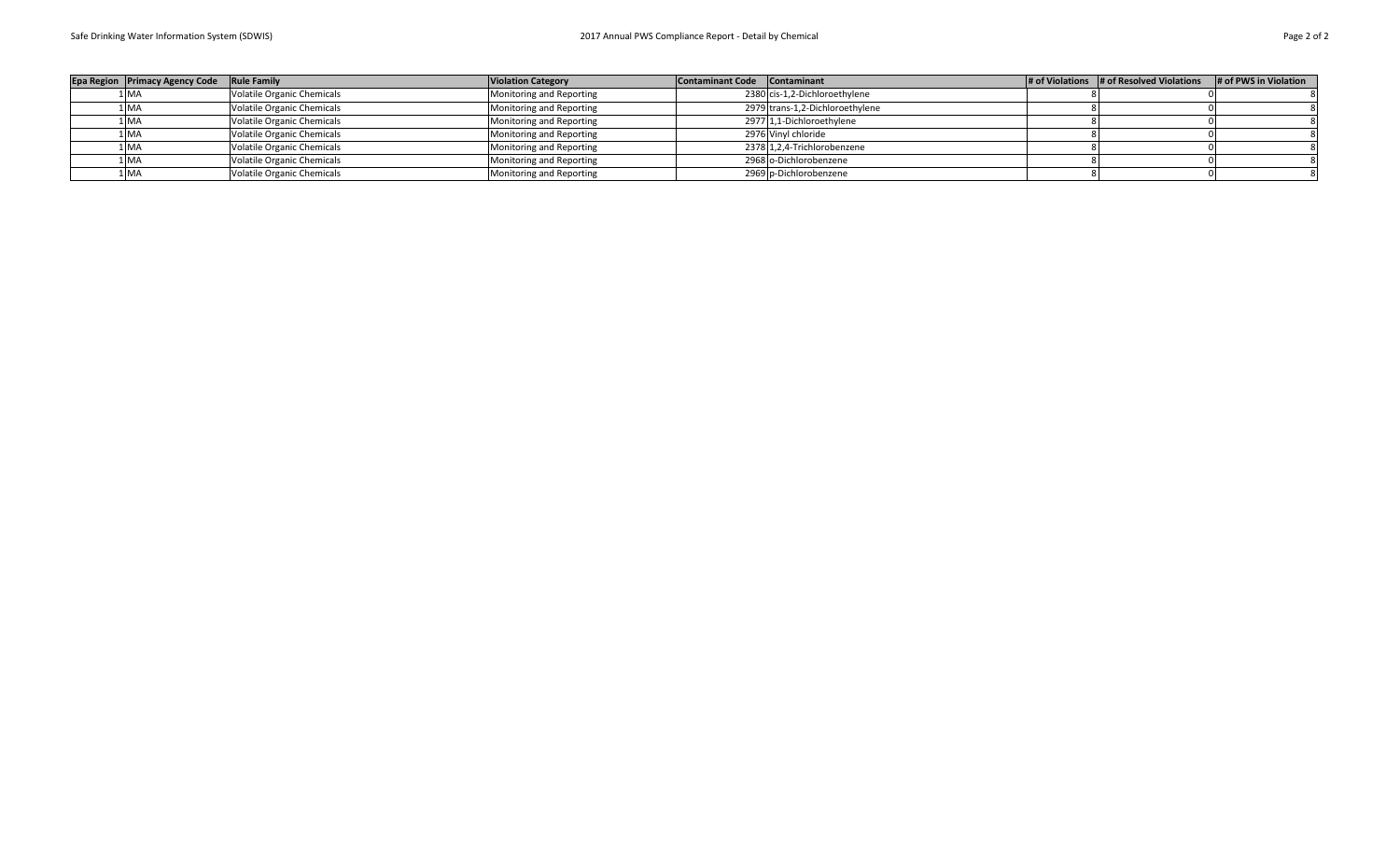| Epa Region | Primacy Agency Code | Rule Family | Violation Category | Contaminant Code | Contaminant | # of Violations | # of Resolved Violations | # of PWS in Violation |
|---|---|---|---|---|---|---|---|---|
| 1 | MA | Volatile Organic Chemicals | Monitoring and Reporting | 2380 | cis-1,2-Dichloroethylene | 8 | 0 | 8 |
| 1 | MA | Volatile Organic Chemicals | Monitoring and Reporting | 2979 | trans-1,2-Dichloroethylene | 8 | 0 | 8 |
| 1 | MA | Volatile Organic Chemicals | Monitoring and Reporting | 2977 | 1,1-Dichloroethylene | 8 | 0 | 8 |
| 1 | MA | Volatile Organic Chemicals | Monitoring and Reporting | 2976 | Vinyl chloride | 8 | 0 | 8 |
| 1 | MA | Volatile Organic Chemicals | Monitoring and Reporting | 2378 | 1,2,4-Trichlorobenzene | 8 | 0 | 8 |
| 1 | MA | Volatile Organic Chemicals | Monitoring and Reporting | 2968 | o-Dichlorobenzene | 8 | 0 | 8 |
| 1 | MA | Volatile Organic Chemicals | Monitoring and Reporting | 2969 | p-Dichlorobenzene | 8 | 0 | 8 |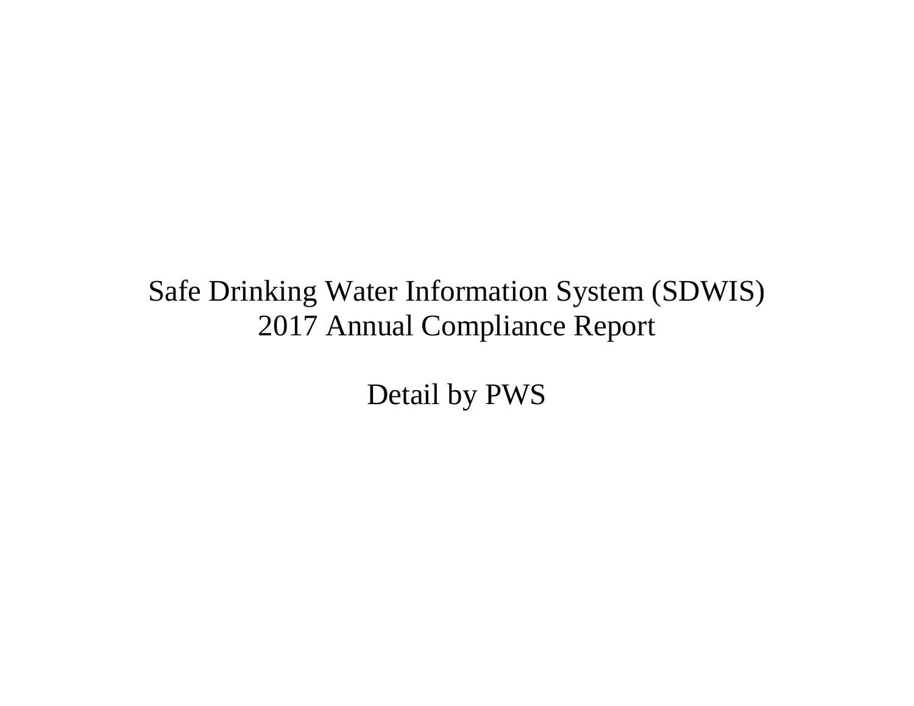# Safe Drinking Water Information System (SDWIS)

# 2017 Annual Compliance Report

## Detail by PWS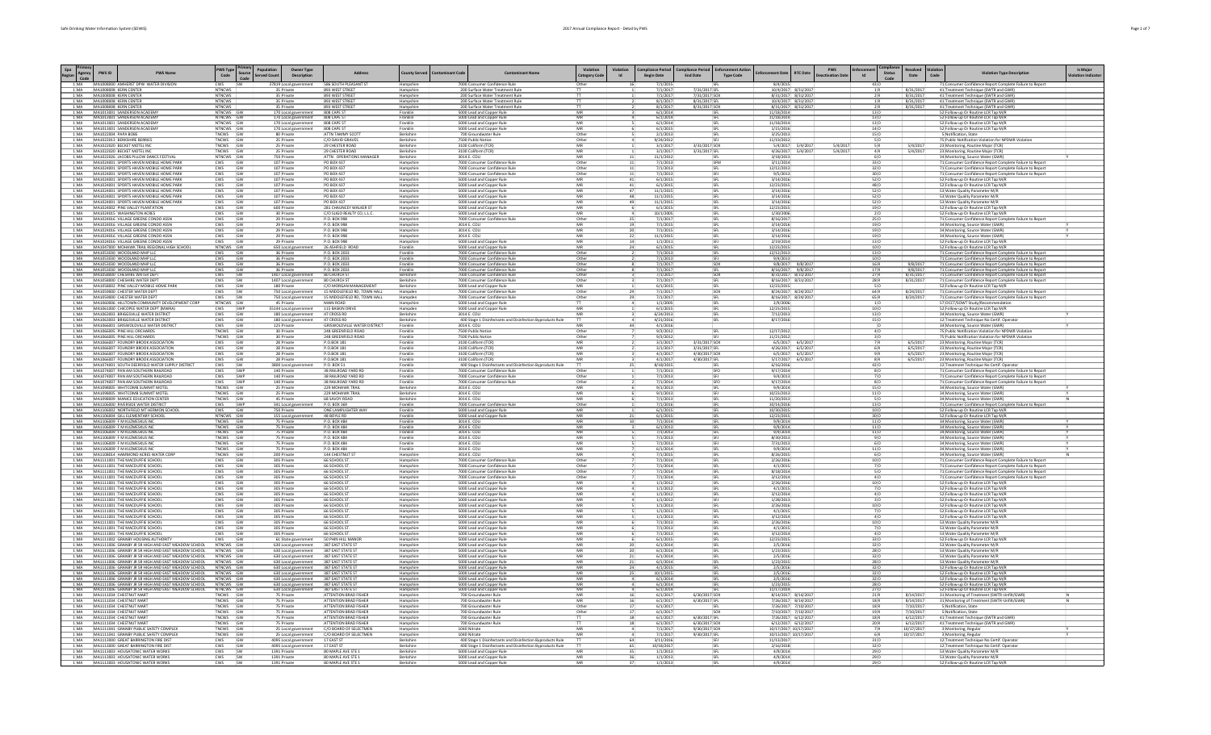| Epa Region | Primacy Agency Code | PWS ID | PWS Name | PWS Type Code | Primary Source Code | Population Served Count | Owner Type Description | Address | County Served | Contaminant Code | Contaminant Name | Violation Category Code | Violation Id | Compliance Period Begin Date | Compliance Period End Date | Enforcement Action Type Code | Enforcement Date | RTC Date | PWS Deactivation Date | Enforcement Id | Compliance Status Code | Resolved Date | Violation Code | Violation Type Description | Is Major Violation Indicator |
|---|---|---|---|---|---|---|---|---|---|---|---|---|---|---|---|---|---|---|---|---|---|---|---|---|---|
| 1 | MA | MA1008000 | AMHERST DPW WATER DIVISION | CWS | SW | 37819 | Local government | 586 SOUTH PLEASANT ST | Hampshire | 7000 | Consumer Confidence Rule | Other | 16 | 7/1/2015 | | SFL | 8/4/2015 | | | 43 | O | | 71 | Consumer Confidence Report Complete Failure to Report | |
| 1 | MA | MA1008008 | KUHN CENTER | NTNCWS | | 35 | Private | 893 WEST STREET | Hampshire | 200 | Surface Water Treatment Rule | TT | 1 | 7/1/2017 | 7/31/2017 | SFL | 10/4/2017 | 8/31/2017 | | 1 | R | 8/31/2017 | 41 | Treatment Technique (SWTR and GWR) | |
| 1 | MA | MA1008008 | KUHN CENTER | NTNCWS | | 35 | Private | 893 WEST STREET | Hampshire | 200 | Surface Water Treatment Rule | TT | 1 | 7/1/2017 | 7/31/2017 | SOX | 8/31/2017 | 8/31/2017 | | 2 | R | 8/31/2017 | 41 | Treatment Technique (SWTR and GWR) | |
| 1 | MA | MA1008008 | KUHN CENTER | NTNCWS | | 35 | Private | 893 WEST STREET | Hampshire | 200 | Surface Water Treatment Rule | TT | 1 | 8/1/2017 | 8/31/2017 | SFL | 10/4/2017 | 8/31/2017 | | 1 | R | 8/31/2017 | 41 | Treatment Technique (SWTR and GWR) | |
| 1 | MA | MA1008008 | KUHN CENTER | NTNCWS | | 35 | Private | 893 WEST STREET | Hampshire | 200 | Surface Water Treatment Rule | TT | 2 | 8/1/2017 | 8/31/2017 | SOX | 8/31/2017 | 8/31/2017 | | 2 | R | 8/31/2017 | 41 | Treatment Technique (SWTR and GWR) | |
| 1 | MA | MA1011001 | SANDERSON ACADEMY | NTNCWS | GW | 170 | Local government | 808 CAPE ST | Franklin | 5000 | Lead and Copper Rule | MR | 3 | 6/1/2014 | | SFL | 11/10/2014 | | | 13 | O | | 52 | Follow-up Or Routine LCR Tap M/R | |
| 1 | MA | MA1011001 | SANDERSON ACADEMY | NTNCWS | GW | 170 | Local government | 808 CAPE ST | Franklin | 5000 | Lead and Copper Rule | MR | 4 | 6/1/2014 | | SFL | 11/10/2014 | | | 13 | O | | 52 | Follow-up Or Routine LCR Tap M/R | |
| 1 | MA | MA1011001 | SANDERSON ACADEMY | NTNCWS | GW | 170 | Local government | 808 CAPE ST | Franklin | 5000 | Lead and Copper Rule | MR | 5 | 6/1/2014 | | SFL | 11/10/2014 | | | 13 | O | | 52 | Follow-up Or Routine LCR Tap M/R | |
| 1 | MA | MA1011001 | SANDERSON ACADEMY | NTNCWS | GW | 170 | Local government | 808 CAPE ST | Franklin | 5000 | Lead and Copper Rule | MR | 6 | 6/1/2015 | | SFL | 3/15/2016 | | | 14 | O | | 52 | Follow-up Or Routine LCR Tap M/R | |
| 1 | MA | MA1022004 | PAPA BOBS | TNCWS | GW | 80 | Private | ATTN TAMMY SCOTT | Berkshire | 700 | Groundwater Rule | Other | 5 | 2/1/2013 | | SFL | 3/25/2013 | | | 15 | O | | 5 | Notification, State | |
| 1 | MA | MA1022013 | BERKSHIRE BERRIES | TNCWS | GW | 25 | Private | C/O DAVID GRAVES | Berkshire | 7500 | Public Notice | Other | 2 | 9/24/2012 | | SFJ | 11/10/2012 | | | 5 | O | | 75 | Public Notification Violation for NPDWR Violation | |
| 1 | MA | MA1022020 | BECKET MOTEL INC | TNCWS | GW | 25 | Private | 29 CHESTER ROAD | Berkshire | 3100 | Coliform (TCR) | MR | 1 | 1/1/2017 | 3/31/2017 | SOX | 5/4/2017 | 5/4/2017 | 5/4/2017 | 5 | R | 5/4/2017 | 23 | Monitoring, Routine Major (TCR) | |
| 1 | MA | MA1022020 | BECKET MOTEL INC | TNCWS | GW | 25 | Private | 29 CHESTER ROAD | Berkshire | 3100 | Coliform (TCR) | MR | 1 | 1/1/2017 | 3/31/2017 | SFL | 4/26/2017 | 5/4/2017 | 5/4/2017 | 4 | R | 5/4/2017 | 23 | Monitoring, Routine Major (TCR) | |
| 1 | MA | MA1022026 | JACOBS PILLOW DANCE FESTIVAL | NTNCWS | GW | 750 | Private | ATTN: OPERATIONS MANAGER | Berkshire | 3014 | E. COLI | MR | 11 | 11/1/2012 | | SFL | 3/18/2013 | | | 6 | O | | 34 | Monitoring, Source Water (GWR) | Y |
| 1 | MA | MA1024001 | SPORTS HAVEN MOBILE HOME PARK | CWS | GW | 107 | Private | PO BOX 437 | Hampshire | 7000 | Consumer Confidence Rule | Other | 11 | 7/1/2013 | | SFM | 2/11/2014 | | | 33 | O | | 71 | Consumer Confidence Report Complete Failure to Report | |
| 1 | MA | MA1024001 | SPORTS HAVEN MOBILE HOME PARK | CWS | GW | 107 | Private | PO BOX 437 | Hampshire | 7000 | Consumer Confidence Rule | Other | 11 | 7/1/2013 | | SFL | 12/12/2013 | | | 32 | O | | 71 | Consumer Confidence Report Complete Failure to Report | |
| 1 | MA | MA1024001 | SPORTS HAVEN MOBILE HOME PARK | CWS | GW | 107 | Private | PO BOX 437 | Hampshire | 7000 | Consumer Confidence Rule | Other | 11 | 7/1/2013 | | SFJ | 9/5/2013 | | | 30 | O | | 71 | Consumer Confidence Report Complete Failure to Report | |
| 1 | MA | MA1024001 | SPORTS HAVEN MOBILE HOME PARK | CWS | GW | 107 | Private | PO BOX 437 | Hampshire | 5000 | Lead and Copper Rule | MR | 41 | 6/1/2015 | | SFL | 3/14/2016 | | | 52 | O | | 52 | Follow-up Or Routine LCR Tap M/R | |
| 1 | MA | MA1024001 | SPORTS HAVEN MOBILE HOME PARK | CWS | GW | 107 | Private | PO BOX 437 | Hampshire | 5000 | Lead and Copper Rule | MR | 41 | 6/1/2015 | | SFL | 12/23/2015 | | | 48 | O | | 52 | Follow-up Or Routine LCR Tap M/R | |
| 1 | MA | MA1024001 | SPORTS HAVEN MOBILE HOME PARK | CWS | GW | 107 | Private | PO BOX 437 | Hampshire | 5000 | Lead and Copper Rule | MR | 47 | 11/1/2015 | | SFL | 3/14/2016 | | | 52 | O | | 52 | Follow-up Or Routine LCR Tap M/R | |
| 1 | MA | MA1024001 | SPORTS HAVEN MOBILE HOME PARK | CWS | GW | 107 | Private | PO BOX 437 | Hampshire | 5000 | Lead and Copper Rule | MR | 48 | 11/1/2015 | | SFL | 3/14/2016 | | | 52 | O | | 53 | Water Quality Parameter M/R | |
| 1 | MA | MA1024001 | SPORTS HAVEN MOBILE HOME PARK | CWS | GW | 107 | Private | PO BOX 437 | Hampshire | 5000 | Lead and Copper Rule | MR | 49 | 11/1/2015 | | SFL | 3/14/2016 | | | 52 | O | | 53 | Water Quality Parameter M/R | |
| 1 | MA | MA1024002 | PINE VALLEY PLANTATION | CWS | GW | 600 | Private | 281 CHAUNCEY WALKER ST | Hampshire | 5000 | Lead and Copper Rule | MR | 8 | 6/1/2015 | | SFL | 12/23/2015 | | | 19 | O | | 52 | Follow-up Or Routine LCR Tap M/R | |
| 1 | MA | MA1024015 | WASHINGTON ACRES | CWS | GW | 30 | Private | C/O SUASO REALTY CO, L.L.C. | Hampshire | 5000 | Lead and Copper Rule | MR | 4 | 10/1/2005 | | SFL | 1/30/2006 | | | 2 | O | | 52 | Follow-up Or Routine LCR Tap M/R | |
| 1 | MA | MA1024016 | VILLAGE GREENE CONDO ASSN | CWS | GW | 29 | Private | P.O. BOX 998 | Hampshire | 7000 | Consumer Confidence Rule | Other | 25 | 7/1/2017 | | SFL | 8/16/2017 | | | 25 | O | | 71 | Consumer Confidence Report Complete Failure to Report | |
| 1 | MA | MA1024016 | VILLAGE GREENE CONDO ASSN | CWS | GW | 29 | Private | P.O. BOX 998 | Hampshire | 3014 | E. COLI | MR | 19 | 7/1/2015 | | SFL | 3/14/2016 | | | 19 | O | | 34 | Monitoring, Source Water (GWR) | Y |
| 1 | MA | MA1024016 | VILLAGE GREENE CONDO ASSN | CWS | GW | 29 | Private | P.O. BOX 998 | Hampshire | 3014 | E. COLI | MR | 20 | 7/1/2015 | | SFL | 3/14/2016 | | | 19 | O | | 34 | Monitoring, Source Water (GWR) | Y |
| 1 | MA | MA1024016 | VILLAGE GREENE CONDO ASSN | CWS | GW | 29 | Private | P.O. BOX 998 | Hampshire | 3014 | E. COLI | MR | 22 | 11/1/2015 | | SFL | 3/14/2016 | | | 19 | O | | 34 | Monitoring, Source Water (GWR) | Y |
| 1 | MA | MA1024016 | VILLAGE GREENE CONDO ASSN | CWS | GW | 29 | Private | P.O. BOX 998 | Hampshire | 5000 | Lead and Copper Rule | MR | 14 | 1/1/2011 | | SFJ | 2/19/2014 | | | 13 | O | | 52 | Follow-up Or Routine LCR Tap M/R | |
| 1 | MA | MA1041000 | MOHAWK TRAIL REGIONAL HIGH SCHOOL | NTNCWS | GW | 663 | Local government | 26 ASHFIELD ROAD | Franklin | 5000 | Lead and Copper Rule | MR | 24 | 6/1/2015 | | SFL | 12/23/2015 | | | 10 | O | | 52 | Follow-up Or Routine LCR Tap M/R | |
| 1 | MA | MA1054000 | WOODLAND MHP LLC | CWS | GW | 36 | Private | P.O. BOX 2033 | Franklin | 7000 | Consumer Confidence Rule | Other | 2 | 7/1/2013 | | SFL | 12/12/2013 | | | 13 | O | | 71 | Consumer Confidence Report Complete Failure to Report | |
| 1 | MA | MA1054000 | WOODLAND MHP LLC | CWS | GW | 36 | Private | P.O. BOX 2033 | Franklin | 7000 | Consumer Confidence Rule | Other | 2 | 7/1/2013 | | SFJ | 9/4/2013 | | | 10 | O | | 71 | Consumer Confidence Report Complete Failure to Report | |
| 1 | MA | MA1054000 | WOODLAND MHP LLC | CWS | GW | 36 | Private | P.O. BOX 2033 | Franklin | 7000 | Consumer Confidence Rule | Other | 8 | 7/1/2017 | | SOX | 9/8/2017 | 9/8/2017 | | 16 | R | 9/8/2017 | 71 | Consumer Confidence Report Complete Failure to Report | |
| 1 | MA | MA1054000 | WOODLAND MHP LLC | CWS | GW | 36 | Private | P.O. BOX 2033 | Franklin | 7000 | Consumer Confidence Rule | Other | 8 | 7/1/2017 | | SFL | 8/16/2017 | 9/8/2017 | | 17 | R | 9/8/2017 | 71 | Consumer Confidence Report Complete Failure to Report | |
| 1 | MA | MA1058000 | CHESHIRE WATER DEPT | CWS | SW | 1467 | Local government | 80 CHURCH ST | Berkshire | 7000 | Consumer Confidence Rule | Other | 4 | 7/1/2017 | | SOX | 8/31/2017 | 8/31/2017 | | 27 | R | 8/31/2017 | 71 | Consumer Confidence Report Complete Failure to Report | |
| 1 | MA | MA1058000 | CHESHIRE WATER DEPT | CWS | SW | 1467 | Local government | 80 CHURCH ST | Berkshire | 7000 | Consumer Confidence Rule | Other | 3 | 7/1/2017 | | SFL | 8/16/2017 | 8/31/2017 | | 28 | R | 8/31/2017 | 71 | Consumer Confidence Report Complete Failure to Report | |
| 1 | MA | MA1058002 | PINE VALLEY MOBILE HOME PARK | CWS | GW | 180 | Private | C/O MORGAN MANAGEMENT | Berkshire | 5000 | Lead and Copper Rule | MR | 1 | 6/1/2015 | | SFL | 12/23/2015 | | | 5 | O | | 52 | Follow-up Or Routine LCR Tap M/R | |
| 1 | MA | MA1059000 | CHESTER WATER DEPT | CWS | SW | 750 | Local government | 15 MIDDLEFIELD RD, TOWN HALL | Hampden | 7000 | Consumer Confidence Rule | Other | 29 | 7/1/2017 | | SOX | 8/24/2017 | 8/24/2017 | | 64 | R | 8/24/2017 | 71 | Consumer Confidence Report Complete Failure to Report | |
| 1 | MA | MA1059000 | CHESTER WATER DEPT | CWS | SW | 750 | Local government | 15 MIDDLEFIELD RD, TOWN HALL | Hampden | 7000 | Consumer Confidence Rule | Other | 29 | 7/1/2017 | | SFL | 8/16/2017 | 8/24/2017 | | 63 | R | 8/24/2017 | 71 | Consumer Confidence Report Complete Failure to Report | |
| 1 | MA | MA1060000 | HILLTOWN COMMUNITY DEVELOPMENT CORP | NTNCWS | GW | 45 | Private | MAIN ROAD | Hampshire | 5000 | Lead and Copper Rule | TT | 4 | 1/1/2006 | | SFL | 2/9/2006 | | | 1 | O | | 57 | OCCT/SOWT Study/Recommendation | |
| 1 | MA | MA1061000 | CHICOPEE WATER DEPT (MWRA) | CWS | SWP | 55144 | Local government | 115 BASKIN DRIVE | Hampden | 5000 | Lead and Copper Rule | MR | 1 | 6/1/2015 | | SFL | 12/23/2015 | | | 10 | O | | 52 | Follow-up Or Routine LCR Tap M/R | |
| 1 | MA | MA1061002 | BRIGGSVILLE WATER DISTRICT | CWS | GW | 180 | Local government | 47 CROSS RD | Berkshire | 3014 | E. COLI | MR | 3 | 4/28/2012 | | SFL | 7/12/2012 | | | 13 | O | | 34 | Monitoring, Source Water (GWR) | Y |
| 1 | MA | MA1061002 | BRIGGSVILLE WATER DISTRICT | CWS | GW | 180 | Local government | 47 CROSS RD | Berkshire | 400 | Stage 1 Disinfectants and Disinfection Byproducts Rule | TT | 1 | 4/21/2016 | | SFL | 8/17/2016 | | | 15 | O | | 12 | Treatment Technique No Certif. Operator | |
| 1 | MA | MA1066001 | GRISWOLDVILLE WATER DISTRICT | CWS | GW | 125 | Private | GRISWOLDVILLE WATER DISTRICT | Franklin | 3014 | E. COLI | MR | 44 | 4/1/2016 | | | | | | | O | | 34 | Monitoring, Source Water (GWR) | Y |
| 1 | MA | MA1066005 | PINE HILL ORCHARDS | TNCWS | GW | 30 | Private | 248 GREENFIELD ROAD | Franklin | 7500 | Public Notice | Other | 7 | 9/3/2012 | | SFL | 12/17/2012 | | | 4 | O | | 75 | Public Notification Violation for NPDWR Violation | |
| 1 | MA | MA1066005 | PINE HILL ORCHARDS | TNCWS | GW | 30 | Private | 248 GREENFIELD ROAD | Franklin | 7500 | Public Notice | Other | 7 | 9/3/2012 | | SFJ | 11/21/2012 | | | 3 | O | | 75 | Public Notification Violation for NPDWR Violation | |
| 1 | MA | MA1066007 | FOUNDRY BROOK ASSOCIATION | CWS | GW | 28 | Private | P.O.BOX 181 | Franklin | 3100 | Coliform (TCR) | MR | 2 | 1/1/2017 | 3/31/2017 | SOX | 6/5/2017 | 6/5/2017 | | 7 | R | 6/5/2017 | 23 | Monitoring, Routine Major (TCR) | |
| 1 | MA | MA1066007 | FOUNDRY BROOK ASSOCIATION | CWS | GW | 28 | Private | P.O.BOX 181 | Franklin | 3100 | Coliform (TCR) | MR | 2 | 1/1/2017 | 3/31/2017 | SFL | 4/26/2017 | 6/5/2017 | | 6 | R | 6/5/2017 | 23 | Monitoring, Routine Major (TCR) | |
| 1 | MA | MA1066007 | FOUNDRY BROOK ASSOCIATION | CWS | GW | 28 | Private | P.O.BOX 181 | Franklin | 3100 | Coliform (TCR) | MR | 3 | 4/1/2017 | 4/30/2017 | SOX | 6/5/2017 | 6/5/2017 | | 9 | R | 6/5/2017 | 23 | Monitoring, Routine Major (TCR) | |
| 1 | MA | MA1066007 | FOUNDRY BROOK ASSOCIATION | CWS | GW | 28 | Private | P.O.BOX 181 | Franklin | 3100 | Coliform (TCR) | MR | 3 | 4/1/2017 | 4/30/2017 | SFL | 5/17/2017 | 6/5/2017 | | 8 | R | 6/5/2017 | 23 | Monitoring, Routine Major (TCR) | |
| 1 | MA | MA1074001 | SOUTH DEERFIELD WATER SUPPLY DISTRICT | CWS | SW | 2800 | Local government | P.O. BOX 51 | Franklin | 400 | Stage 1 Disinfectants and Disinfection Byproducts Rule | TT | 25 | 8/18/2015 | | SFL | 6/16/2016 | | | 42 | O | | 12 | Treatment Technique No Certif. Operator | |
| 1 | MA | MA1074007 | PAN AM SOUTHERN RAILROAD | CWS | SWP | 140 | Private | 38 RAILROAD YARD RD | Franklin | 7000 | Consumer Confidence Rule | Other | 1 | 7/1/2013 | | SFO | 9/17/2014 | | | 8 | O | | 71 | Consumer Confidence Report Complete Failure to Report | |
| 1 | MA | MA1074007 | PAN AM SOUTHERN RAILROAD | CWS | SWP | 140 | Private | 38 RAILROAD YARD RD | Franklin | 7000 | Consumer Confidence Rule | Other | 1 | 7/1/2013 | | SFJ | 9/4/2013 | | | 7 | O | | 71 | Consumer Confidence Report Complete Failure to Report | |
| 1 | MA | MA1074007 | PAN AM SOUTHERN RAILROAD | CWS | SWP | 140 | Private | 38 RAILROAD YARD RD | Franklin | 7000 | Consumer Confidence Rule | Other | 2 | 7/1/2014 | | SFO | 9/17/2014 | | | 8 | O | | 71 | Consumer Confidence Report Complete Failure to Report | |
| 1 | MA | MA1098005 | WHITCOMB SUMMIT MOTEL | TNCWS | GW | 25 | Private | 229 MOHAWK TRAIL | Berkshire | 3014 | E. COLI | MR | 6 | 9/1/2013 | | SFL | 9/9/2014 | | | 15 | O | | 34 | Monitoring, Source Water (GWR) | Y |
| 1 | MA | MA1098005 | WHITCOMB SUMMIT MOTEL | TNCWS | GW | 25 | Private | 229 MOHAWK TRAIL | Berkshire | 3014 | E. COLI | MR | 6 | 9/1/2013 | | SFJ | 10/21/2013 | | | 13 | O | | 34 | Monitoring, Source Water (GWR) | Y |
| 1 | MA | MA1098009 | MANICE EDUCATION CENTER | TNCWS | GW | 45 | Private | 68 SAVOY ROAD | Berkshire | 3014 | E. COLI | MR | 3 | 7/1/2013 | | SFL | 11/20/2013 | | | 5 | O | | 34 | Monitoring, Source Water (GWR) | N |
| 1 | MA | MA1106000 | RIVERSIDE WATER DISTRICT | CWS | SWP | 381 | Local government | P.O. BOX 369 | Franklin | 7000 | Consumer Confidence Rule | Other | 1 | 7/1/2013 | | SFL | 10/14/2016 | | | 13 | O | | 71 | Consumer Confidence Report Complete Failure to Report | |
| 1 | MA | MA1106002 | NORTHFIELD MT HERMON SCHOOL | CWS | GW | 750 | Private | ONE LAMPLIGHTER WAY | Franklin | 5000 | Lead and Copper Rule | MR | 8 | 6/1/2015 | | SFL | 10/30/2015 | | | 10 | O | | 52 | Follow-up Or Routine LCR Tap M/R | |
| 1 | MA | MA1106004 | GILL ELEMENTARY SCHOOL | NTNCWS | GW | 155 | Local government | 48 BOYLE RD | Franklin | 5000 | Lead and Copper Rule | MR | 21 | 6/1/2015 | | SFL | 12/23/2015 | | | 30 | O | | 52 | Follow-up Or Routine LCR Tap M/R | |
| 1 | MA | MA1106009 | F M KUZMESKUS INC | TNCWS | GW | 75 | Private | P.O. BOX 484 | Franklin | 3014 | E. COLI | MR | 10 | 7/1/2014 | | SFL | 9/9/2014 | | | 11 | O | | 34 | Monitoring, Source Water (GWR) | Y |
| 1 | MA | MA1106009 | F M KUZMESKUS INC | TNCWS | GW | 75 | Private | P.O. BOX 484 | Franklin | 3014 | E. COLI | MR | 3 | 6/1/2013 | | SFL | 9/9/2014 | | | 11 | O | | 34 | Monitoring, Source Water (GWR) | Y |
| 1 | MA | MA1106009 | F M KUZMESKUS INC | TNCWS | GW | 75 | Private | P.O. BOX 484 | Franklin | 3014 | E. COLI | MR | 5 | 7/1/2013 | | SFL | 9/9/2014 | | | 11 | O | | 34 | Monitoring, Source Water (GWR) | Y |
| 1 | MA | MA1106009 | F M KUZMESKUS INC | TNCWS | GW | 75 | Private | P.O. BOX 484 | Franklin | 3014 | E. COLI | MR | 5 | 7/1/2013 | | SFJ | 8/30/2013 | | | 9 | O | | 34 | Monitoring, Source Water (GWR) | Y |
| 1 | MA | MA1106009 | F M KUZMESKUS INC | TNCWS | GW | 75 | Private | P.O. BOX 484 | Franklin | 3014 | E. COLI | MR | 5 | 7/1/2013 | | SFJ | 7/31/2013 | | | 6 | O | | 34 | Monitoring, Source Water (GWR) | Y |
| 1 | MA | MA1106009 | F M KUZMESKUS INC | TNCWS | GW | 75 | Private | P.O. BOX 484 | Franklin | 3014 | E. COLI | MR | 7 | 6/1/2014 | | SFL | 9/9/2014 | | | 11 | O | | 34 | Monitoring, Source Water (GWR) | Y |
| 1 | MA | MA1106014 | HAMMOND ACRES WATER CORP | TNCWS | GW | 200 | Private | 144 CHESTNUT ST | Franklin | 3014 | E. COLI | MR | 4 | 7/1/2015 | | SFL | 8/26/2015 | | | 6 | O | | 34 | Monitoring, Source Water (GWR) | N |
| 1 | MA | MA1111001 | THE MACDUFFIE SCHOOL | CWS | GW | 305 | Private | 66 SCHOOL ST | Hampshire | 7000 | Consumer Confidence Rule | Other | 7 | 7/1/2014 | | SFL | 2/26/2016 | | | 10 | O | | 71 | Consumer Confidence Report Complete Failure to Report | |
| 1 | MA | MA1111001 | THE MACDUFFIE SCHOOL | CWS | GW | 305 | Private | 66 SCHOOL ST | Hampshire | 7000 | Consumer Confidence Rule | Other | 7 | 7/1/2014 | | SFL | 4/1/2015 | | | 7 | O | | 71 | Consumer Confidence Report Complete Failure to Report | |
| 1 | MA | MA1111001 | THE MACDUFFIE SCHOOL | CWS | GW | 305 | Private | 66 SCHOOL ST | Hampshire | 7000 | Consumer Confidence Rule | Other | 7 | 7/1/2014 | | SFL | 8/18/2014 | | | 5 | O | | 71 | Consumer Confidence Report Complete Failure to Report | |
| 1 | MA | MA1111001 | THE MACDUFFIE SCHOOL | CWS | GW | 305 | Private | 66 SCHOOL ST | Hampshire | 7000 | Consumer Confidence Rule | Other | 7 | 7/1/2014 | | SFL | 3/12/2014 | | | 4 | O | | 71 | Consumer Confidence Report Complete Failure to Report | |
| 1 | MA | MA1111001 | THE MACDUFFIE SCHOOL | CWS | GW | 305 | Private | 66 SCHOOL ST | Hampshire | 5000 | Lead and Copper Rule | MR | 4 | 1/1/2012 | | SFL | 2/26/2016 | | | 10 | O | | 52 | Follow-up Or Routine LCR Tap M/R | |
| 1 | MA | MA1111001 | THE MACDUFFIE SCHOOL | CWS | GW | 305 | Private | 66 SCHOOL ST | Hampshire | 5000 | Lead and Copper Rule | MR | 4 | 1/1/2012 | | SFL | 4/1/2015 | | | 7 | O | | 52 | Follow-up Or Routine LCR Tap M/R | |
| 1 | MA | MA1111001 | THE MACDUFFIE SCHOOL | CWS | GW | 305 | Private | 66 SCHOOL ST | Hampshire | 5000 | Lead and Copper Rule | MR | 4 | 1/1/2012 | | SFL | 3/12/2014 | | | 4 | O | | 52 | Follow-up Or Routine LCR Tap M/R | |
| 1 | MA | MA1111001 | THE MACDUFFIE SCHOOL | CWS | GW | 305 | Private | 66 SCHOOL ST | Hampshire | 5000 | Lead and Copper Rule | MR | 4 | 1/1/2012 | | SFJ | 1/28/2013 | | | 3 | O | | 52 | Follow-up Or Routine LCR Tap M/R | |
| 1 | MA | MA1111001 | THE MACDUFFIE SCHOOL | CWS | GW | 305 | Private | 66 SCHOOL ST | Hampshire | 5000 | Lead and Copper Rule | MR | 5 | 1/1/2013 | | SFL | 2/26/2016 | | | 10 | O | | 52 | Follow-up Or Routine LCR Tap M/R | |
| 1 | MA | MA1111001 | THE MACDUFFIE SCHOOL | CWS | GW | 305 | Private | 66 SCHOOL ST | Hampshire | 5000 | Lead and Copper Rule | MR | 5 | 1/1/2013 | | SFL | 4/1/2015 | | | 7 | O | | 52 | Follow-up Or Routine LCR Tap M/R | |
| 1 | MA | MA1111001 | THE MACDUFFIE SCHOOL | CWS | GW | 305 | Private | 66 SCHOOL ST | Hampshire | 5000 | Lead and Copper Rule | MR | 5 | 1/1/2013 | | SFL | 3/12/2014 | | | 4 | O | | 52 | Follow-up Or Routine LCR Tap M/R | |
| 1 | MA | MA1111001 | THE MACDUFFIE SCHOOL | CWS | GW | 305 | Private | 66 SCHOOL ST | Hampshire | 5000 | Lead and Copper Rule | MR | 6 | 7/1/2013 | | SFL | 2/26/2016 | | | 10 | O | | 53 | Water Quality Parameter M/R | |
| 1 | MA | MA1111001 | THE MACDUFFIE SCHOOL | CWS | GW | 305 | Private | 66 SCHOOL ST | Hampshire | 5000 | Lead and Copper Rule | MR | 6 | 7/1/2013 | | SFL | 4/1/2015 | | | 7 | O | | 53 | Water Quality Parameter M/R | |
| 1 | MA | MA1111001 | THE MACDUFFIE SCHOOL | CWS | GW | 305 | Private | 66 SCHOOL ST | Hampshire | 5000 | Lead and Copper Rule | MR | 6 | 7/1/2013 | | SFL | 3/12/2014 | | | 4 | O | | 53 | Water Quality Parameter M/R | |
| 1 | MA | MA1111002 | GRANBY HOUSING AUTHORITY | CWS | GW | 61 | State government | 50 PHIN HILL MANOR | Hampshire | 5000 | Lead and Copper Rule | MR | 6 | 6/1/2015 | | SFL | 12/23/2015 | | | 33 | O | | 52 | Follow-up Or Routine LCR Tap M/R | |
| 1 | MA | MA1111006 | GRANBY JR SR HIGH AND EAST MEADOW SCHOOL | NTNCWS | GW | 630 | Local government | 387 EAST STATE ST | Hampshire | 5000 | Lead and Copper Rule | MR | 20 | 6/1/2014 | | SFL | 2/5/2016 | | | 32 | O | | 53 | Water Quality Parameter M/R | |
| 1 | MA | MA1111006 | GRANBY JR SR HIGH AND EAST MEADOW SCHOOL | NTNCWS | GW | 630 | Local government | 387 EAST STATE ST | Hampshire | 5000 | Lead and Copper Rule | MR | 20 | 6/1/2014 | | SFL | 1/23/2015 | | | 28 | O | | 53 | Water Quality Parameter M/R | |
| 1 | MA | MA1111006 | GRANBY JR SR HIGH AND EAST MEADOW SCHOOL | NTNCWS | GW | 630 | Local government | 387 EAST STATE ST | Hampshire | 5000 | Lead and Copper Rule | MR | 21 | 6/1/2014 | | SFL | 2/5/2016 | | | 32 | O | | 53 | Water Quality Parameter M/R | |
| 1 | MA | MA1111006 | GRANBY JR SR HIGH AND EAST MEADOW SCHOOL | NTNCWS | GW | 630 | Local government | 387 EAST STATE ST | Hampshire | 5000 | Lead and Copper Rule | MR | 21 | 6/1/2014 | | SFL | 1/23/2015 | | | 28 | O | | 53 | Water Quality Parameter M/R | |
| 1 | MA | MA1111006 | GRANBY JR SR HIGH AND EAST MEADOW SCHOOL | NTNCWS | GW | 630 | Local government | 387 EAST STATE ST | Hampshire | 5000 | Lead and Copper Rule | MR | 24 | 6/1/2015 | | SFL | 2/5/2016 | | | 32 | O | | 52 | Follow-up Or Routine LCR Tap M/R | |
| 1 | MA | MA1111006 | GRANBY JR SR HIGH AND EAST MEADOW SCHOOL | NTNCWS | GW | 630 | Local government | 387 EAST STATE ST | Hampshire | 5000 | Lead and Copper Rule | MR | 25 | 10/1/2015 | | SFL | 2/5/2016 | | | 32 | O | | 52 | Follow-up Or Routine LCR Tap M/R | |
| 1 | MA | MA1111006 | GRANBY JR SR HIGH AND EAST MEADOW SCHOOL | NTNCWS | GW | 630 | Local government | 387 EAST STATE ST | Hampshire | 5000 | Lead and Copper Rule | MR | 4 | 6/1/2014 | | SFL | 2/5/2016 | | | 32 | O | | 52 | Follow-up Or Routine LCR Tap M/R | |
| 1 | MA | MA1111006 | GRANBY JR SR HIGH AND EAST MEADOW SCHOOL | NTNCWS | GW | 630 | Local government | 387 EAST STATE ST | Hampshire | 5000 | Lead and Copper Rule | MR | 4 | 6/1/2014 | | SFL | 1/23/2015 | | | 28 | O | | 52 | Follow-up Or Routine LCR Tap M/R | |
| 1 | MA | MA1111006 | GRANBY JR SR HIGH AND EAST MEADOW SCHOOL | NTNCWS | GW | 630 | Local government | 387 EAST STATE ST | Hampshire | 5000 | Lead and Copper Rule | MR | 4 | 6/1/2014 | | SFL | 11/7/2014 | | | 27 | O | | 52 | Follow-up Or Routine LCR Tap M/R | |
| 1 | MA | MA1111104 | CHESTNUT MART | TNCWS | GW | 75 | Private | ATTENTION BRAD FISHER | Hampshire | 700 | Groundwater Rule | MR | 16 | 6/1/2017 | 6/30/2017 | SOX | 8/14/2017 | 8/14/2017 | | 21 | R | 8/14/2017 | 31 | Monitoring of Treatment (SWTR-Unfilt/GWR) | N |
| 1 | MA | MA1111104 | CHESTNUT MART | TNCWS | GW | 75 | Private | ATTENTION BRAD FISHER | Hampshire | 700 | Groundwater Rule | MR | 16 | 6/1/2017 | 6/30/2017 | SFL | 7/26/2017 | 8/14/2017 | | 18 | R | 8/14/2017 | 31 | Monitoring of Treatment (SWTR-Unfilt/GWR) | N |
| 1 | MA | MA1111104 | CHESTNUT MART | TNCWS | GW | 75 | Private | ATTENTION BRAD FISHER | Hampshire | 700 | Groundwater Rule | Other | 17 | 6/1/2017 | | SFL | 7/26/2017 | 7/10/2017 | | 18 | R | 7/10/2017 | 5 | Notification, State | |
| 1 | MA | MA1111104 | CHESTNUT MART | TNCWS | GW | 75 | Private | ATTENTION BRAD FISHER | Hampshire | 700 | Groundwater Rule | Other | 17 | 6/1/2017 | | SOX | 7/10/2017 | 7/10/2017 | | 19 | R | 7/10/2017 | 5 | Notification, State | |
| 1 | MA | MA1111104 | CHESTNUT MART | TNCWS | GW | 75 | Private | ATTENTION BRAD FISHER | Hampshire | 700 | Groundwater Rule | TT | 18 | 6/1/2017 | 6/30/2017 | SFL | 7/26/2017 | 6/12/2017 | | 18 | R | 6/12/2017 | 41 | Treatment Technique (SWTR and GWR) | |
| 1 | MA | MA1111104 | CHESTNUT MART | TNCWS | GW | 75 | Private | ATTENTION BRAD FISHER | Hampshire | 700 | Groundwater Rule | TT | 18 | 6/1/2017 | 6/30/2017 | SOX | 6/12/2017 | 6/12/2017 | | 20 | R | 6/12/2017 | 41 | Treatment Technique (SWTR and GWR) | |
| 1 | MA | MA1111041 | GRANBY PUBLIC SAFETY COMPLEX | TNCWS | GW | 25 | Local government | C/O BOARD OF SELECTMEN | Hampshire | 1040 | Nitrate | MR | 9 | 7/1/2017 | 9/30/2017 | SOX | 10/17/2017 | 10/17/2017 | | 7 | R | 10/17/2017 | 3 | Monitoring, Regular | |
| 1 | MA | MA1111041 | GRANBY PUBLIC SAFETY COMPLEX | TNCWS | GW | 25 | Local government | C/O BOARD OF SELECTMEN | Hampshire | 1040 | Nitrate | MR | 9 | 7/1/2017 | 9/30/2017 | SFL | 10/11/2017 | 10/17/2017 | | 6 | R | 10/17/2017 | 3 | Monitoring, Regular | |
| 1 | MA | MA1113000 | GREAT BARRINGTON FIRE DIST | CWS | SW | 4095 | Local government | 17 EAST ST | Berkshire | 400 | Stage 1 Disinfectants and Disinfection Byproducts Rule | TT | 64 | 3/31/2016 | | SFJ | 11/12/2016 | | | 31 | O | | 12 | Treatment Technique No Certif. Operator | |
| 1 | MA | MA1113000 | GREAT BARRINGTON FIRE DIST | CWS | SW | 4095 | Local government | 17 EAST ST | Berkshire | 400 | Stage 1 Disinfectants and Disinfection Byproducts Rule | TT | 65 | 10/18/2017 | | SFL | 2/16/2018 | | | 32 | O | | 12 | Treatment Technique No Certif. Operator | |
| 1 | MA | MA1113003 | HOUSATONIC WATER WORKS | CWS | SW | 1391 | Private | 80 MAPLE AVE STE 1 | Berkshire | 5000 | Lead and Copper Rule | MR | 35 | 1/1/2013 | | SFL | 4/9/2014 | | | 29 | O | | 53 | Water Quality Parameter M/R | |
| 1 | MA | MA1113003 | HOUSATONIC WATER WORKS | CWS | SW | 1391 | Private | 80 MAPLE AVE STE 1 | Berkshire | 5000 | Lead and Copper Rule | MR | 36 | 1/1/2013 | | SFL | 4/9/2014 | | | 29 | O | | 53 | Water Quality Parameter M/R | |
| 1 | MA | MA1113003 | HOUSATONIC WATER WORKS | CWS | SW | 1391 | Private | 80 MAPLE AVE STE 1 | Berkshire | 5000 | Lead and Copper Rule | MR | 37 | 1/1/2013 | | SFL | 4/9/2014 | | | 29 | O | | 52 | Follow-up Or Routine LCR Tap M/R | |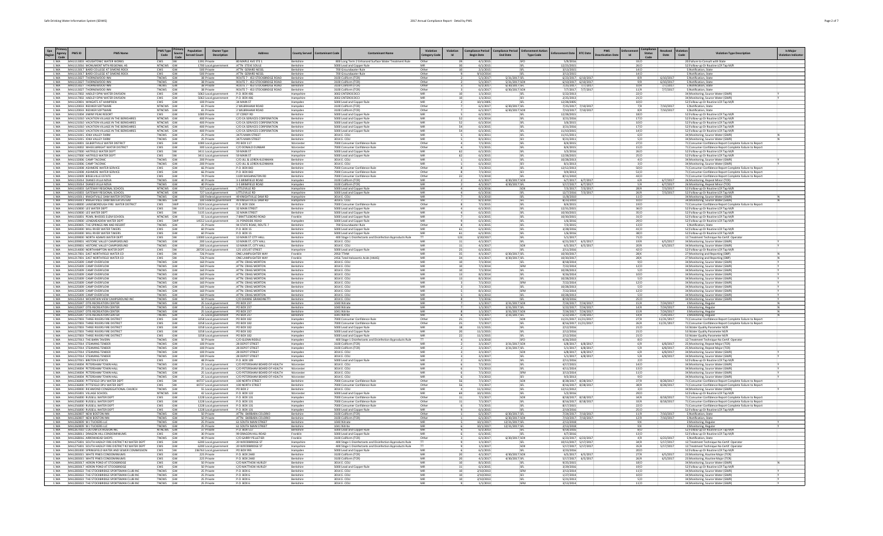| Epa Region | Primacy Agency Code | PWS ID | PWS Name | PWS Type Code | Primary Source Code | Population Served Count | Owner Type Description | Address | County Served | Contaminant Code | Contaminant Name | Violation Category Code | Violation Id | Compliance Period Begin Date | Compliance Period End Date | Enforcement Action Type Code | Enforcement Date | RTC Date | PWS Deactivation Date | Enforcement Id | Compliance Status Code | Resolved Date | Violation Code | Violation Type Description | Is Major Violation Indicator |
|---|---|---|---|---|---|---|---|---|---|---|---|---|---|---|---|---|---|---|---|---|---|---|---|---|---|
| 1 | MA | MA1133001 | HOUSATONIC WATER WORKS | CWS | SW | 1391 | Private | 80 MAPLE AVE STE 1 | Berkshire | | 800 Long Term 2 Enhanced Surface Water Treatment Rule | Other | 39 | 4/1/2015 | | SFO | 5/9/2016 | | | 33 | O | | 2B | Failure to Consult with State | |
| 1 | MA | MA1133016 | MONUMENT MTN REGIONAL HS | NTNCWS | GW | 1700 | Local government | ATTN: STEVE SOULE | Berkshire | | 5000 Lead and Copper Rule | MR | 30 | 6/1/2015 | | SFL | 12/21/2015 | | | 26 | O | | 52 | Follow-up Or Routine LCR Tap M/R | |
| 1 | MA | MA1131017 | BARD COLLEGE AT SIMONS ROCK | CWS | GW | 500 | Private | ATTN: GERARD NESSEL | Berkshire | | 700 Groundwater Rule | Other | 10 | 2/1/2015 | | SFL | 3/13/2015 | | | 14 | O | | 5 | Notification, State | |
| 1 | MA | MA1131017 | BARD COLLEGE AT SIMONS ROCK | CWS | GW | 500 | Private | ATTN: GERARD NESSEL | Berkshire | | 700 Groundwater Rule | Other | 9 | 8/12/2014 | | SFL | 3/13/2015 | | | 14 | O | | 5 | Notification, State | |
| 1 | MA | MA1131027 | THORNEWOOD INN | TNCWS | GW | 38 | Private | ROUTE 7 - 453 STOCKBRIDGE ROAD | Berkshire | | 3100 Coliform (TCR) | Other | 2 | 5/1/2017 | 5/31/2017 | SFL | 6/23/2017 | 6/10/2017 | | 8 | R | 6/10/2017 | | 5 | Notification, State | |
| 1 | MA | MA1131027 | THORNEWOOD INN | TNCWS | GW | 38 | Private | ROUTE 7 - 453 STOCKBRIDGE ROAD | Berkshire | | 3100 Coliform (TCR) | Other | 2 | 5/1/2017 | 5/31/2017 | SOX | 6/10/2017 | 6/10/2017 | | 9 | R | 6/10/2017 | | 5 | Notification, State | |
| 1 | MA | MA1131027 | THORNEWOOD INN | TNCWS | GW | 38 | Private | ROUTE 7 - 453 STOCKBRIDGE ROAD | Berkshire | | 3100 Coliform (TCR) | Other | 3 | 6/1/2017 | 6/30/2017 | SFL | 7/25/2017 | 7/7/2017 | | 10 | R | 7/7/2017 | | 5 | Notification, State | |
| 1 | MA | MA1131027 | THORNEWOOD INN | TNCWS | GW | 38 | Private | ROUTE 7 - 453 STOCKBRIDGE ROAD | Berkshire | | 3100 Coliform (TCR) | Other | 3 | 6/1/2017 | 6/30/2017 | SOX | 7/7/2017 | 7/7/2017 | | 11 | R | 7/7/2017 | | 5 | Notification, State | |
| 1 | MA | MA1117002 | HADLEY DPW WATER DIVISION | CWS | GW | 5063 | Local government | P.O. BOX 486 | Hampshire | | 3002 E.COLI | MR | 10 | 1/1/2013 | | SFL | 5/22/2013 | | | 22 | O | | 34 | Monitoring, Source Water (GWR) | Y |
| 1 | MA | MA1117002 | HADLEY DPW WATER DIVISION | CWS | GW | 5063 | Local government | P.O. BOX 486 | Hampshire | | 3002 E.COLI | MR | 10 | 1/1/2013 | | SFJ | 2/25/2013 | | | 21 | O | | 34 | Monitoring, Source Water (GWR) | Y |
| 1 | MA | MA1120001 | WINGATE AT HAMPDEN | CWS | GW | 100 | Private | 34 MAIN ST | Hampden | | 5000 Lead and Copper Rule | MR | 2 | 10/1/2005 | | SFL | 12/28/2005 | | | 10 | O | | 52 | Follow-up Or Routine LCR Tap M/R | |
| 1 | MA | MA1120003 | RIDDER SOFTWARE | NTNCWS | GW | 65 | Private | 2 WILBRAHAM ROAD | Hampden | | 3100 Coliform (TCR) | Other | 7 | 6/1/2017 | 6/30/2017 | SFL | 7/25/2017 | 7/10/2017 | | 7 | R | 7/10/2017 | | 5 | Notification, State | |
| 1 | MA | MA1120003 | RIDDER SOFTWARE | NTNCWS | GW | 65 | Private | 2 WILBRAHAM ROAD | Hampden | | 3100 Coliform (TCR) | Other | 7 | 6/1/2017 | 6/30/2017 | SOX | 7/10/2017 | 7/10/2017 | | 8 | R | 7/10/2017 | | 5 | Notification, State | |
| 1 | MA | MA1121004 | JIMINY PEAK RESORT | CWS | GW | 1000 | Private | 37 COREY RD | Berkshire | | 5000 Lead and Copper Rule | MR | 5 | 6/1/2015 | | SFL | 12/28/2015 | | | 18 | O | | 52 | Follow-up Or Routine LCR Tap M/R | |
| 1 | MA | MA1121010 | VACATION VILLAGE IN THE BERKSHIRES | NTNCWS | GW | 400 | Private | C/O CA SERVICES CORPORATION | Berkshire | | 5000 Lead and Copper Rule | MR | 52 | 6/1/2014 | | SFL | 3/21/2016 | | | 17 | O | | 52 | Follow-up Or Routine LCR Tap M/R | |
| 1 | MA | MA1121010 | VACATION VILLAGE IN THE BERKSHIRES | NTNCWS | GW | 400 | Private | C/O CA SERVICES CORPORATION | Berkshire | | 5000 Lead and Copper Rule | MR | 52 | 6/1/2014 | | SFL | 3/4/2015 | | | 10 | O | | 52 | Follow-up Or Routine LCR Tap M/R | |
| 1 | MA | MA1121010 | VACATION VILLAGE IN THE BERKSHIRES | NTNCWS | GW | 400 | Private | C/O CA SERVICES CORPORATION | Berkshire | | 5000 Lead and Copper Rule | MR | 54 | 6/1/2015 | | SFL | 3/21/2016 | | | 17 | O | | 52 | Follow-up Or Routine LCR Tap M/R | |
| 1 | MA | MA1121010 | VACATION VILLAGE IN THE BERKSHIRES | NTNCWS | GW | 400 | Private | C/O CA SERVICES CORPORATION | Berkshire | | 5000 Lead and Copper Rule | MR | 54 | 6/1/2015 | | SFL | 11/10/2015 | | | 14 | O | | 52 | Follow-up Or Routine LCR Tap M/R | |
| 1 | MA | MA1121015 | IOKA VALLEY FARM | TNCWS | GW | 25 | Private | 3475 MAIN STREET | Berkshire | | 3014 E. COLI | MR | 5 | 8/1/2015 | | SFL | 11/15/2015 | | | 6 | O | | 34 | Monitoring, Source Water (GWR) | N |
| 1 | MA | MA1121015 | IOKA VALLEY FARM | TNCWS | GW | 25 | Private | 3475 MAIN STREET | Berkshire | | 3014 E. COLI | MR | 5 | 8/1/2015 | | SFJ | 9/21/2015 | | | 5 | O | | 34 | Monitoring, Source Water (GWR) | N |
| 1 | MA | MA1124001 | GILBERTVILLE WATER DISTRICT | CWS | GW | 1000 | Local government | PO BOX 117 | Worcester | | 7000 Consumer Confidence Rule | Other | 4 | 7/1/2015 | | SFL | 8/4/2015 | | | 27 | O | | 71 | Consumer Confidence Report Complete Failure to Report | |
| 1 | MA | MA1124002 | WHEELWRIGHT WATER DISTRICT | CWS | GW | 300 | Local government | C/O DONALD DUNBAR | Worcester | | 7000 Consumer Confidence Rule | Other | 4 | 7/1/2015 | | SFL | 8/4/2015 | | | 15 | O | | 71 | Consumer Confidence Report Complete Failure to Report | |
| 1 | MA | MA1127000 | HATFIELD WATER DEPT | CWS | GW | 3411 | Local government | 59 MAIN ST | Hampshire | | 5000 Lead and Copper Rule | MR | 62 | 6/1/2015 | | SFL | 3/3/2016 | | | 26 | O | | 52 | Follow-up Or Routine LCR Tap M/R | |
| 1 | MA | MA1127000 | HATFIELD WATER DEPT | CWS | GW | 3411 | Local government | 59 MAIN ST | Hampshire | | 5000 Lead and Copper Rule | MR | 62 | 6/1/2015 | | SFL | 12/28/2015 | | | 25 | O | | 52 | Follow-up Or Routine LCR Tap M/R | |
| 1 | MA | MA1132006 | CAMP TACONIC | TNCWS | GW | 200 | Private | C/O JILL & LOREN KLEINMAN | Berkshire | | 3014 E. COLI | MR | 1 | 6/1/2013 | | SFL | 10/28/2013 | | | 4 | O | | 34 | Monitoring, Source Water (GWR) | Y |
| 1 | MA | MA1132006 | CAMP TACONIC | TNCWS | GW | 200 | Private | C/O JILL & LOREN KLEINMAN | Berkshire | | 3014 E. COLI | MR | 1 | 6/1/2013 | | SFJ | 8/1/2013 | | | 3 | O | | 34 | Monitoring, Source Water (GWR) | Y |
| 1 | MA | MA1132008 | ASHMERE WATER SERVICE | CWS | GW | 66 | Private | P.O. BOX 842 | Berkshire | | 7000 Consumer Confidence Rule | Other | 8 | 7/1/2013 | | SFL | 12/12/2013 | | | 50 | O | | 71 | Consumer Confidence Report Complete Failure to Report | |
| 1 | MA | MA1132008 | ASHMERE WATER SERVICE | CWS | GW | 66 | Private | P.O. BOX 842 | Berkshire | | 7000 Consumer Confidence Rule | Other | 8 | 7/1/2013 | | SFJ | 9/9/2013 | | | 51 | O | | 71 | Consumer Confidence Report Complete Failure to Report | |
| 1 | MA | MA1132009 | BISSELLVILLE ESTATE | CWS | GW | 74 | Private | 1109 WASHINGTON RD | Berkshire | | 7000 Consumer Confidence Rule | Other | 22 | 7/1/2010 | | SFL | 8/11/2010 | | | 43 | O | | 71 | Consumer Confidence Report Complete Failure to Report | |
| 1 | MA | MA1135014 | DUNES VILLA NOVA | TNCWS | GW | 40 | Private | 3-5 BIRMFIELD ROAD | Hampden | | 3100 Coliform (TCR) | MR | 2 | 4/1/2017 | 4/30/2017 | SOX | 6/7/2017 | 6/7/2017 | | 6 | R | 6/7/2017 | | 26 | Monitoring, Repeat Minor (TCR) | |
| 1 | MA | MA1135014 | DUNES VILLA NOVA | TNCWS | GW | 40 | Private | 3-5 BIRMFIELD ROAD | Hampden | | 3100 Coliform (TCR) | MR | 2 | 4/1/2017 | 4/30/2017 | SFL | 5/17/2017 | 6/7/2017 | | 5 | R | 6/7/2017 | | 26 | Monitoring, Repeat Minor (TCR) | |
| 1 | MA | MA1143003 | GATEWAY REGIONAL SCHOOL | NTNCWS | GW | 727 | Local government | LITTLEVILLE RD | Hampshire | | 5000 Lead and Copper Rule | MR | 4 | 6/1/2016 | | SOX | 7/3/2017 | 7/3/2017 | | 28 | R | 7/3/2017 | | 52 | Follow-up Or Routine LCR Tap M/R | |
| 1 | MA | MA1143003 | GATEWAY REGIONAL SCHOOL | NTNCWS | GW | 727 | Local government | LITTLEVILLE RD | Hampshire | | 5000 Lead and Copper Rule | MR | 4 | 6/1/2016 | | SFL | 12/7/2016 | 7/3/2017 | | 26 | R | 7/3/2017 | | 52 | Follow-up Or Routine LCR Tap M/R | |
| 1 | MA | MA1143011 | KNIGHTVILLE DAM WATER SYSTEM | TNCWS | GW | 100 | Federal government | 49 KNIGHTVILLE DAM RD | Hampshire | | 3014 E. COLI | MR | 7 | 8/1/2010 | | SFL | 11/8/2010 | | | 11 | O | | 34 | Monitoring, Source Water (GWR) | N |
| 1 | MA | MA1143011 | KNIGHTVILLE DAM WATER SYSTEM | TNCWS | GW | 100 | Federal government | 49 KNIGHTVILLE DAM RD | Hampshire | | 3014 E. COLI | MR | 7 | 8/1/2010 | | SFJ | 8/23/2010 | | | 10 | O | | 34 | Monitoring, Source Water (GWR) | N |
| 1 | MA | MA1148000 | LANESBOROUGH FIRE WATER DISTRICT | CWS | SWP | 2024 | Local government | P.O. BOX 1504 | Berkshire | | 7000 Consumer Confidence Rule | Other | 8 | 7/1/2015 | | SFL | 8/4/2015 | | | 19 | O | | 71 | Consumer Confidence Report Complete Failure to Report | |
| 1 | MA | MA1150000 | LEE WATER DEPT | CWS | SW | 5135 | Local government | 32 MAIN STREET | Berkshire | | 5000 Lead and Copper Rule | MR | 4 | 6/1/2015 | | SFL | 12/31/2015 | | | 36 | O | | 52 | Follow-up Or Routine LCR Tap M/R | |
| 1 | MA | MA1150000 | LEE WATER DEPT | CWS | SW | 5135 | Local government | 32 MAIN STREET | Berkshire | | 5000 Lead and Copper Rule | MR | 4 | 6/1/2015 | | SFL | 10/30/2015 | | | 35 | O | | 52 | Follow-up Or Routine LCR Tap M/R | |
| 1 | MA | MA1156001 | PEARL RHODES ELEM SCHOOL | NTNCWS | GW | 55 | Local government | 7 WHITTLEBORO ROAD | Franklin | | 5000 Lead and Copper Rule | MR | 7 | 6/1/2015 | | SFL | 10/30/2015 | | | 31 | O | | 52 | Follow-up Or Routine LCR Tap M/R | |
| 1 | MA | MA1159000 | LONGMEADOW WATER DEPT | CWS | SWP | 14552 | Local government | 31 PONDSIDE ROAD | Hampden | | 5000 Lead and Copper Rule | MR | 9 | 6/1/2015 | | SFL | 1/6/2016 | | | 29 | O | | 52 | Follow-up Or Routine LCR Tap M/R | |
| 1 | MA | MA1200005 | THE SPRINGS INN AND RESORT | TNCWS | GW | 25 | Private | 94 STATE ROAD, ROUTE 7 | Berkshire | | 700 Groundwater Rule | Other | 8 | 6/1/2015 | | SFL | 7/3/2015 | | | 13 | O | | 5 | Notification, State | |
| 1 | MA | MA1201000 | MILL RIVER WATER TAKERS | CWS | GW | 60 | Private | P.O. BOX 15 | Berkshire | | 5000 Lead and Copper Rule | MR | 61 | 6/1/2015 | | SFL | 3/28/2016 | | | 41 | O | | 52 | Follow-up Or Routine LCR Tap M/R | |
| 1 | MA | MA1201000 | MILL RIVER WATER TAKERS | CWS | GW | 60 | Private | P.O. BOX 15 | Berkshire | | 5000 Lead and Copper Rule | MR | 61 | 6/1/2015 | | SFL | 1/6/2016 | | | 38 | O | | 52 | Follow-up Or Routine LCR Tap M/R | |
| 1 | MA | MA1209000 | NORTH ADAMS WATER DEPT | CWS | SW | 13000 | Local government | 10 MAIN ST CITY HALL | Berkshire | | 400 Stage 1 Disinfectants and Disinfection Byproducts Rule | TT | 123 | 3/20/2017 | | SFL | 5/1/2017 | | | 71 | O | | 12 | Treatment Technique No Certif. Operator | |
| 1 | MA | MA1209001 | HISTORIC VALLEY CAMPGROUND | TNCWS | GW | 200 | Local government | 10 MAIN ST, CITY HALL | Berkshire | | 3014 E. COLI | MR | 11 | 6/1/2017 | | SFL | 6/21/2017 | 6/5/2017 | | 19 | R | 6/5/2017 | | 34 | Monitoring, Source Water (GWR) | Y |
| 1 | MA | MA1209001 | HISTORIC VALLEY CAMPGROUND | TNCWS | GW | 200 | Local government | 10 MAIN ST, CITY HALL | Berkshire | | 3014 E. COLI | MR | 11 | 6/1/2017 | | SOX | 6/5/2017 | 6/5/2017 | | 20 | R | 6/5/2017 | | 34 | Monitoring, Source Water (GWR) | Y |
| 1 | MA | MA1214000 | NORTHAMPTON WATER DEPT | CWS | SW | 28720 | Local government | 125 LOCUST STREET | Hampshire | | 5000 Lead and Copper Rule | MR | 25 | 6/1/2015 | | SFL | 2/11/2016 | | | 42 | O | | 52 | Follow-up Or Routine LCR Tap M/R | |
| 1 | MA | MA1217001 | EAST NORTHFIELD WATER CO | CWS | SW | 726 | Private | ONE LAMPLIGHTER WAY | Franklin | | 2950 TTHM | MR | 35 | 4/1/2017 | 6/30/2017 | SFL | 10/30/2017 | | | 28 | O | | 27 | Monitoring and Reporting (DBP) | N |
| 1 | MA | MA1217001 | EAST NORTHFIELD WATER CO | CWS | SW | 726 | Private | ONE LAMPLIGHTER WAY | Franklin | | 2456 Total Haloacetic Acids (HAA5) | MR | 34 | 4/1/2017 | 6/30/2017 | SFL | 10/30/2017 | | | 28 | O | | 27 | Monitoring and Reporting (DBP) | N |
| 1 | MA | MA1225009 | CAMP OVERFLOW | TNCWS | GW | 160 | Private | ATTN: CRAIG MORTON | Berkshire | | 3014 E. COLI | MR | 10 | 7/1/2014 | | SFL | 8/18/2014 | | | 9 | O | | 34 | Monitoring, Source Water (GWR) | Y |
| 1 | MA | MA1225009 | CAMP OVERFLOW | TNCWS | GW | 160 | Private | ATTN: CRAIG MORTON | Berkshire | | 3014 E. COLI | MR | 10 | 7/1/2014 | | SFM | 7/22/2014 | | | 12 | O | | 34 | Monitoring, Source Water (GWR) | Y |
| 1 | MA | MA1225009 | CAMP OVERFLOW | TNCWS | GW | 160 | Private | ATTN: CRAIG MORTON | Berkshire | | 3014 E. COLI | MR | 10 | 7/1/2014 | | SFL | 10/28/2013 | | | 5 | O | | 34 | Monitoring, Source Water (GWR) | Y |
| 1 | MA | MA1225009 | CAMP OVERFLOW | TNCWS | GW | 160 | Private | ATTN: CRAIG MORTON | Berkshire | | 3014 E. COLI | MR | 13 | 8/1/2014 | | SFL | 9/26/2014 | | | 10 | O | | 34 | Monitoring, Source Water (GWR) | Y |
| 1 | MA | MA1225009 | CAMP OVERFLOW | TNCWS | GW | 160 | Private | ATTN: CRAIG MORTON | Berkshire | | 3014 E. COLI | MR | 13 | 8/1/2014 | | SFL | 10/28/2013 | | | 5 | O | | 34 | Monitoring, Source Water (GWR) | Y |
| 1 | MA | MA1225009 | CAMP OVERFLOW | TNCWS | GW | 160 | Private | ATTN: CRAIG MORTON | Berkshire | | 3014 E. COLI | MR | 3 | 7/1/2013 | | SFM | 7/22/2014 | | | 12 | O | | 34 | Monitoring, Source Water (GWR) | Y |
| 1 | MA | MA1225009 | CAMP OVERFLOW | TNCWS | GW | 160 | Private | ATTN: CRAIG MORTON | Berkshire | | 3014 E. COLI | MR | 3 | 7/1/2013 | | SFL | 10/28/2013 | | | 5 | O | | 34 | Monitoring, Source Water (GWR) | Y |
| 1 | MA | MA1225009 | CAMP OVERFLOW | TNCWS | GW | 160 | Private | ATTN: CRAIG MORTON | Berkshire | | 3014 E. COLI | MR | 5 | 8/1/2013 | | SFM | 7/22/2014 | | | 12 | O | | 34 | Monitoring, Source Water (GWR) | Y |
| 1 | MA | MA1225009 | CAMP OVERFLOW | TNCWS | GW | 160 | Private | ATTN: CRAIG MORTON | Berkshire | | 3014 E. COLI | MR | 5 | 8/1/2013 | | SFL | 10/28/2013 | | | 5 | O | | 34 | Monitoring, Source Water (GWR) | Y |
| 1 | MA | MA1225014 | MOUNTAIN VIEW CAMPGROUND INC | TNCWS | GW | 50 | Private | C/O DIANNE GRANDINETTI | Berkshire | | 3014 E. COLI | MR | 8 | 7/1/2016 | | SFL | 8/19/2016 | | | 25 | O | | 34 | Monitoring, Source Water (GWR) | Y |
| 1 | MA | MA1225049 | OTIS RECREATION CENTER | TNCWS | GW | 25 | Local government | PO BOX 237 | Berkshire | | 1040 Nitrate | MR | 7 | 1/1/2017 | 3/31/2017 | SOX | 7/24/2017 | 7/24/2017 | | 15 | R | 7/24/2017 | | 3 | Monitoring, Regular | N |
| 1 | MA | MA1225049 | OTIS RECREATION CENTER | TNCWS | GW | 25 | Local government | PO BOX 237 | Berkshire | | 1040 Nitrate | MR | 7 | 1/1/2017 | 3/31/2017 | SFL | 5/22/2017 | 7/24/2017 | | 14 | R | 7/24/2017 | | 3 | Monitoring, Regular | N |
| 1 | MA | MA1225049 | OTIS RECREATION CENTER | TNCWS | GW | 25 | Local government | PO BOX 237 | Berkshire | | 1041 Nitrite | MR | 8 | 1/1/2017 | 3/31/2017 | SOX | 7/24/2017 | 7/24/2017 | | 15 | R | 7/24/2017 | | 3 | Monitoring, Regular | N |
| 1 | MA | MA1225049 | OTIS RECREATION CENTER | TNCWS | GW | 25 | Local government | PO BOX 237 | Berkshire | | 1041 Nitrite | MR | 8 | 1/1/2017 | 3/31/2017 | SFL | 5/22/2017 | 7/24/2017 | | 14 | R | 7/24/2017 | | 3 | Monitoring, Regular | N |
| 1 | MA | MA1227003 | THREE RIVERS FIRE DISTRICT | CWS | GW | 3258 | Local government | PO BOX 182 | Hampden | | 7000 Consumer Confidence Rule | Other | 25 | 7/1/2017 | | SOX | 11/21/2017 | 11/21/2017 | | 27 | R | 11/21/2017 | | 71 | Consumer Confidence Report Complete Failure to Report | |
| 1 | MA | MA1227003 | THREE RIVERS FIRE DISTRICT | CWS | GW | 3258 | Local government | PO BOX 182 | Hampden | | 7000 Consumer Confidence Rule | Other | 25 | 7/1/2017 | | SFL | 8/16/2017 | 11/21/2017 | | 26 | R | 11/21/2017 | | 71 | Consumer Confidence Report Complete Failure to Report | |
| 1 | MA | MA1227003 | THREE RIVERS FIRE DISTRICT | CWS | GW | 3258 | Local government | PO BOX 182 | Hampden | | 5000 Lead and Copper Rule | MR | 18 | 11/1/2015 | | SFL | 2/12/2016 | | | 21 | O | | 53 | Water Quality Parameter M/R | |
| 1 | MA | MA1227003 | THREE RIVERS FIRE DISTRICT | CWS | GW | 3258 | Local government | PO BOX 182 | Hampden | | 5000 Lead and Copper Rule | MR | 20 | 11/1/2015 | | SFL | 2/12/2016 | | | 21 | O | | 53 | Water Quality Parameter M/R | |
| 1 | MA | MA1227003 | THREE RIVERS FIRE DISTRICT | CWS | GW | 3258 | Local government | PO BOX 182 | Hampden | | 5000 Lead and Copper Rule | MR | 22 | 11/1/2015 | | SFL | 2/12/2016 | | | 21 | O | | 53 | Water Quality Parameter M/R | |
| 1 | MA | MA1227014 | THE BARN TAVERN | TNCWS | GW | 50 | Private | C/O GLENN RIDDLE | Hampden | | 400 Stage 1 Disinfectants and Disinfection Byproducts Rule | TT | 4 | 1/1/2010 | | SFO | 4/26/2010 | | | 8 | O | | 12 | Treatment Technique No Certif. Operator | |
| 1 | MA | MA1227064 | STEAMING TENDER | TNCWS | GW | 100 | Private | 28 DEPOT STREET | Hampden | | 3100 Coliform (TCR) | MR | 2 | 3/1/2017 | 3/31/2017 | SOX | 6/8/2017 | 6/8/2017 | | 6 | R | 6/8/2017 | | 25 | Monitoring, Repeat Major (TCR) | |
| 1 | MA | MA1227064 | STEAMING TENDER | TNCWS | GW | 100 | Private | 28 DEPOT STREET | Hampden | | 3100 Coliform (TCR) | MR | 2 | 3/1/2017 | 3/31/2017 | SFL | 5/1/2017 | 6/8/2017 | | 5 | R | 6/8/2017 | | 25 | Monitoring, Repeat Major (TCR) | |
| 1 | MA | MA1227064 | STEAMING TENDER | TNCWS | GW | 100 | Private | 28 DEPOT STREET | Hampden | | 3014 E. COLI | MR | 3 | 3/1/2017 | | SOX | 6/8/2017 | 6/8/2017 | | 6 | R | 6/8/2017 | | 34 | Monitoring, Source Water (GWR) | Y |
| 1 | MA | MA1227064 | STEAMING TENDER | TNCWS | GW | 100 | Private | 28 DEPOT STREET | Hampden | | 3014 E. COLI | MR | 3 | 3/1/2017 | | SFL | 5/1/2017 | 6/8/2017 | | 5 | R | 6/8/2017 | | 34 | Monitoring, Source Water (GWR) | Y |
| 1 | MA | MA1227015 | BRETON ESTATES | CWS | GW | 48 | Private | P.O. BOX 109 | Hampden | | 5000 Lead and Copper Rule | MR | 2 | 6/1/2015 | | SFL | 2/11/2016 | | | 2 | O | | 52 | Follow-up Or Routine LCR Tap M/R | |
| 1 | MA | MA1234004 | PETERSHAM TOWN HALL | TNCWS | GW | 25 | Local government | C/O PETERSHAM BOARD OF HEALTH | Worcester | | 3014 E. COLI | MR | 6 | 7/1/2013 | | SFL | 4/17/2015 | | | 14 | O | | 34 | Monitoring, Source Water (GWR) | Y |
| 1 | MA | MA1234004 | PETERSHAM TOWN HALL | TNCWS | GW | 25 | Local government | C/O PETERSHAM BOARD OF HEALTH | Worcester | | 3014 E. COLI | MR | 6 | 7/1/2013 | | SFL | 4/11/2014 | | | 13 | O | | 34 | Monitoring, Source Water (GWR) | Y |
| 1 | MA | MA1234004 | PETERSHAM TOWN HALL | TNCWS | GW | 25 | Local government | C/O PETERSHAM BOARD OF HEALTH | Worcester | | 3014 E. COLI | MR | 6 | 7/1/2013 | | SFM | 3/13/2014 | | | 11 | O | | 34 | Monitoring, Source Water (GWR) | Y |
| 1 | MA | MA1234004 | PETERSHAM TOWN HALL | TNCWS | GW | 25 | Local government | C/O PETERSHAM BOARD OF HEALTH | Worcester | | 3014 E. COLI | MR | 6 | 7/1/2013 | | SFJ | 9/9/2013 | | | 9 | O | | 34 | Monitoring, Source Water (GWR) | Y |
| 1 | MA | MA1236000 | PITTSFIELD DPU WATER DEPT | CWS | SW | 44737 | Local government | 100 NORTH STREET | Berkshire | | 7000 Consumer Confidence Rule | Other | 56 | 7/1/2017 | | SOX | 8/28/2017 | 8/28/2017 | | 37 | R | 8/28/2017 | | 71 | Consumer Confidence Report Complete Failure to Report | |
| 1 | MA | MA1236000 | PITTSFIELD DPU WATER DEPT | CWS | SW | 44737 | Local government | 100 NORTH STREET | Berkshire | | 7000 Consumer Confidence Rule | Other | 56 | 7/1/2017 | | SFL | 8/16/2017 | 8/28/2017 | | 38 | R | 8/28/2017 | | 71 | Consumer Confidence Report Complete Failure to Report | |
| 1 | MA | MA1249000 | RICHMOND CONGREGATIONAL CHURCH | TNCWS | GW | 55 | Local government | PO BOX 2 | Berkshire | | 3014 E. COLI | MR | 4 | 11/1/2012 | | SFL | 12/12/2012 | | | 3 | O | | 34 | Monitoring, Source Water (GWR) | Y |
| 1 | MA | MA1254001 | VILLAGE SCHOOL | NTNCWS | GW | 42 | Local government | P.O. BOX 122 | Worcester | | 5000 Lead and Copper Rule | MR | 69 | 10/1/2015 | | SFL | 1/27/2016 | | | 29 | O | | 52 | Follow-up Or Routine LCR Tap M/R | |
| 1 | MA | MA1256000 | RUSSELL WATER DEPT | CWS | GW | 1228 | Local government | P.O. BOX 131 | Hampden | | 7000 Consumer Confidence Rule | Other | 11 | 7/1/2017 | | SOX | 8/18/2017 | 8/18/2017 | | 34 | R | 8/18/2017 | | 71 | Consumer Confidence Report Complete Failure to Report | |
| 1 | MA | MA1256000 | RUSSELL WATER DEPT | CWS | GW | 1228 | Local government | P.O. BOX 131 | Hampden | | 7000 Consumer Confidence Rule | Other | 11 | 7/1/2017 | | SFL | 8/16/2017 | 8/18/2017 | | 33 | R | 8/18/2017 | | 71 | Consumer Confidence Report Complete Failure to Report | |
| 1 | MA | MA1256000 | RUSSELL WATER DEPT | CWS | GW | 1228 | Local government | P.O. BOX 131 | Hampden | | 7000 Consumer Confidence Rule | Other | 6 | 7/1/2015 | | SFL | 8/17/2015 | | | 32 | O | | 71 | Consumer Confidence Report Complete Failure to Report | |
| 1 | MA | MA1256000 | RUSSELL WATER DEPT | CWS | GW | 1228 | Local government | P.O. BOX 131 | Hampden | | 5000 Lead and Copper Rule | MR | 9 | 6/1/2015 | | SFL | 2/19/2016 | | | 25 | O | | 52 | Follow-up Or Routine LCR Tap M/R | |
| 1 | MA | MA1260007 | NEW BOSTON INN | TNCWS | GW | 50 | Private | ATTN: BARBARA COLORIO | Berkshire | | 3100 Coliform (TCR) | Other | 5 | 6/1/2017 | 6/30/2017 | SOX | 7/24/2017 | 7/10/2017 | | 11 | R | 7/10/2017 | | 5 | Notification, State | |
| 1 | MA | MA1260007 | NEW BOSTON INN | TNCWS | GW | 50 | Private | ATTN: BARBARA COLORIO | Berkshire | | 3100 Coliform (TCR) | Other | 5 | 6/1/2017 | 6/30/2017 | SOX | 7/10/2017 | 7/10/2017 | | 12 | R | 7/10/2017 | | 5 | Notification, State | |
| 1 | MA | MA1260009 | M J TUCKERS LLC | TNCWS | GW | 25 | Private | 61 SOUTH MAIN STREET | Berkshire | | 1040 Nitrate | MR | 5 | 10/1/2017 | 12/31/2017 | SFL | 2/13/2018 | | | 9 | O | | 3 | Monitoring, Regular | N |
| 1 | MA | MA1260009 | M J TUCKERS LLC | TNCWS | GW | 25 | Private | 61 SOUTH MAIN STREET | Berkshire | | 1041 Nitrite | MR | 6 | 10/1/2017 | 12/31/2017 | SFL | 2/13/2018 | | | 9 | O | | 3 | Monitoring, Regular | N |
| 1 | MA | MA1267007 | CUSTOM EXTRUSION INC | NTNCWS | GW | 37 | Private | P.O. BOX 557 | Worcester | | 5000 Lead and Copper Rule | MR | 4 | 6/1/2015 | | SFL | 4/19/2016 | | | 8 | O | | 52 | Follow-up Or Routine LCR Tap M/R | |
| 1 | MA | MA1268011 | DRAGON HILL CONDOMINIUMS | CWS | GW | 30 | Private | 99 DRAGON HILL ROAD | Franklin | | 5000 Lead and Copper Rule | MR | 5 | 6/1/2015 | | SFL | 4/7/2016 | | | 13 | O | | 52 | Follow-up Or Routine LCR Tap M/R | |
| 1 | MA | MA1268016 | ARROWHEAD SHOPS | TNCWS | GW | 25 | Private | C/O GARRY PELLETIER | Franklin | | 3100 Coliform (TCR) | Other | 3 | 6/1/2017 | 6/30/2017 | SOX | 6/23/2017 | 6/23/2017 | | 4 | R | 6/23/2017 | | 5 | Notification, State | |
| 1 | MA | MA1275001 | SOUTH HADLEY FIRE DISTRICT #2 WATER DEPT | CWS | GW | 6200 | Local government | 20 WOODBRIDGE ST | Hampshire | | 400 Stage 1 Disinfectants and Disinfection Byproducts Rule | TT | 9 | 1/1/2017 | | SFL | 10/11/2017 | 5/17/2017 | | 34 | R | 5/17/2017 | | 12 | Treatment Technique No Certif. Operator | |
| 1 | MA | MA1275001 | SOUTH HADLEY FIRE DISTRICT #2 WATER DEPT | CWS | GW | 6200 | Local government | 20 WOODBRIDGE ST | Hampshire | | 400 Stage 1 Disinfectants and Disinfection Byproducts Rule | TT | 9 | 1/1/2017 | | SOX | 5/17/2017 | 5/17/2017 | | 35 | R | 5/17/2017 | | 12 | Treatment Technique No Certif. Operator | |
| 1 | MA | MA1281000 | SPRINGFIELD WATER AND SEWER COMMISSION | CWS | SW | 236763 | Local government | PO BOX 995 | Hampden | | 5000 Lead and Copper Rule | MR | 9 | 6/1/2015 | | SFL | 3/23/2016 | | | 20 | O | | 52 | Follow-up Or Routine LCR Tap M/R | |
| 1 | MA | MA1283015 | WHITE PINES CONDOMINIUMS | CWS | GW | 225 | Private | P.O. BOX 2440 | Berkshire | | 3100 Coliform (TCR) | MR | 20 | 4/1/2017 | 4/30/2017 | SOX | 6/5/2017 | 6/5/2017 | | 27 | R | 6/5/2017 | | 23 | Monitoring, Routine Major (TCR) | |
| 1 | MA | MA1283015 | WHITE PINES CONDOMINIUMS | CWS | GW | 225 | Private | P.O. BOX 2440 | Berkshire | | 3100 Coliform (TCR) | MR | 20 | 4/1/2017 | 4/30/2017 | SFL | 5/17/2017 | 6/5/2017 | | 26 | R | 6/5/2017 | | 23 | Monitoring, Routine Major (TCR) | |
| 1 | MA | MA1283017 | HERON POND AT STOCKBRIDGE | CWS | GW | 50 | Private | C/O MATTHEW HURLEY | Berkshire | | 5000 Lead and Copper Rule | MR | 19 | 6/1/2015 | | SFL | 3/25/2016 | | | 18 | O | | 52 | Follow-up Or Routine LCR Tap M/R | |
| 1 | MA | MA1283017 | HERON POND AT STOCKBRIDGE | CWS | GW | 50 | Private | C/O MATTHEW HURLEY | Berkshire | | 3014 E. COLI | MR | 16 | 1/1/2015 | | SFL | 4/7/2015 | | | 16 | O | | 34 | Monitoring, Source Water (GWR) | Y |
| 1 | MA | MA1283022 | THE STOCKBRIDGE SPORTSMAN CLUB INC | TNCWS | GW | 25 | Private | P.O. BOX 6 | Berkshire | | 3014 E. COLI | MR | 10 | 2/10/2013 | | SFM | 3/13/2014 | | | 11 | O | | 34 | Monitoring, Source Water (GWR) | Y |
| 1 | MA | MA1283022 | THE STOCKBRIDGE SPORTSMAN CLUB INC | TNCWS | GW | 25 | Private | P.O. BOX 6 | Berkshire | | 3014 E. COLI | MR | 10 | 2/10/2013 | | SFL | 4/11/2013 | | | 8 | O | | 34 | Monitoring, Source Water (GWR) | Y |
| 1 | MA | MA1283022 | THE STOCKBRIDGE SPORTSMAN CLUB INC | TNCWS | GW | 25 | Private | P.O. BOX 6 | Berkshire | | 3014 E. COLI | MR | 10 | 2/10/2013 | | SFL | 4/11/2014 | | | 12 | O | | 34 | Monitoring, Source Water (GWR) | Y |
| 1 | MA | MA1283022 | THE STOCKBRIDGE SPORTSMAN CLUB INC | TNCWS | GW | 25 | Private | P.O. BOX 6 | Berkshire | | 3014 E. COLI | MR | 9 | 1/1/2013 | | SFM | 3/13/2014 | | | 11 | O | | 34 | Monitoring, Source Water (GWR) | Y |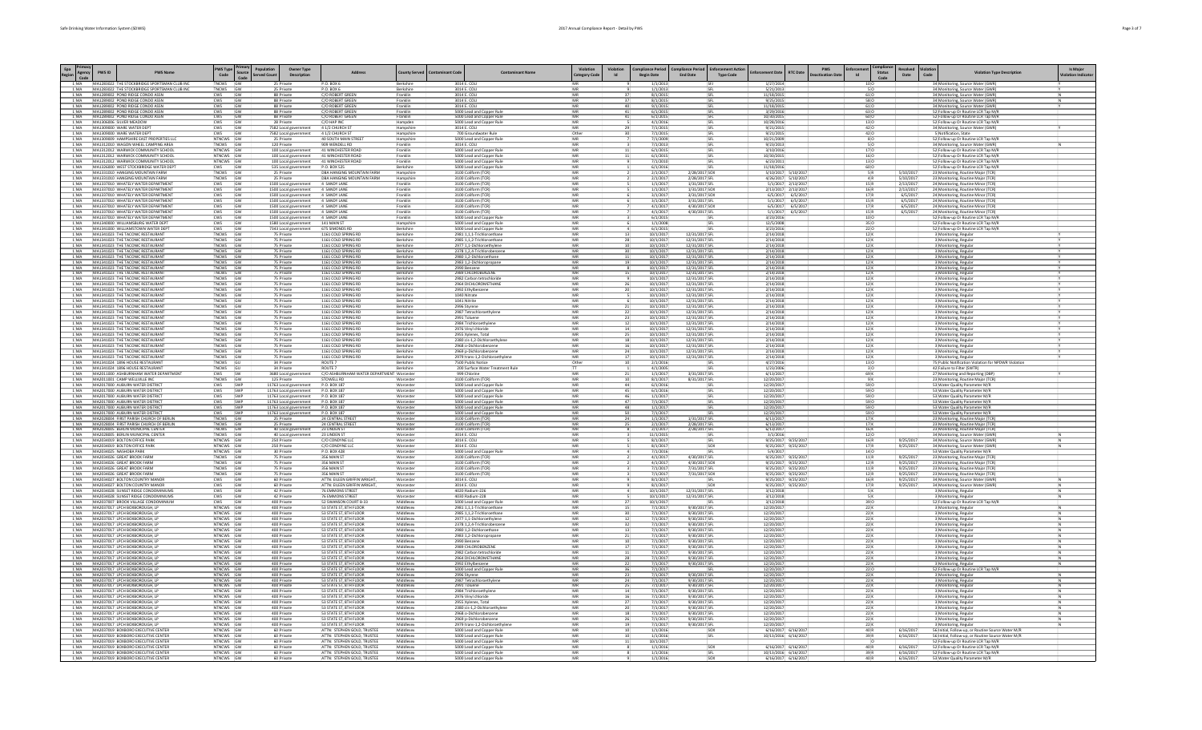| Epa Region | Primacy Agency Code | PWS ID | PWS Name | PWS Type Code | Primary Source Code | Population Served Count | Owner Type Description | Address | County Served | Contaminant Code | Contaminant Name | Violation Category Code | Violation Id | Compliance Period Begin Date | Compliance Period End Date | Enforcement Action Type Code | Enforcement Date | RTC Date | PWS Deactivation Date | Enforcement Id | Compliance Status Code | Resolved Date | Violation Code | Violation Type Description | Is Major Violation Indicator |
|---|---|---|---|---|---|---|---|---|---|---|---|---|---|---|---|---|---|---|---|---|---|---|---|---|---|
| 1 | MA | MA1281012 | THE STOCKBRIDGE SPORTSMAN CLUB INC | TNCWS | GW | 25 | Private | P.O. BOX 6 | Berkshire | 3014 | E. COLI | MR | 9 | 1/1/2013 | | SFJ | 5/27/2014 | | | 10 | O | | 34 | Monitoring, Source Water (GWR) | Y |
| 1 | MA | MA1281012 | THE STOCKBRIDGE SPORTSMAN CLUB INC | TNCWS | GW | 25 | Private | P.O. BOX 6 | Berkshire | 3014 | E. COLI | MR | 9 | 1/1/2013 | | SFL | 5/21/2013 | | | 5 | O | | 34 | Monitoring, Source Water (GWR) | Y |
| 1 | MA | MA1289002 | POND RIDGE CONDO ASSN | CWS | GW | 88 | Private | C/O ROBERT GREEN | Franklin | 3014 | E. COLI | MR | 37 | 8/1/2015 | | SFL | 11/18/2015 | | | 61 | O | | 34 | Monitoring, Source Water (GWR) | N |
| 1 | MA | MA1289002 | POND RIDGE CONDO ASSN | CWS | GW | 88 | Private | C/O ROBERT GREEN | Franklin | 3014 | E. COLI | MR | 37 | 8/1/2015 | | SFL | 9/25/2015 | | | 58 | O | | 34 | Monitoring, Source Water (GWR) | N |
| 1 | MA | MA1289002 | POND RIDGE CONDO ASSN | CWS | GW | 88 | Private | C/O ROBERT GREEN | Franklin | 3014 | E. COLI | MR | 40 | 9/1/2015 | | SFL | 11/18/2015 | | | 61 | O | | 34 | Monitoring, Source Water (GWR) | Y |
| 1 | MA | MA1289002 | POND RIDGE CONDO ASSN | CWS | GW | 88 | Private | C/O ROBERT GREEN | Franklin | 5000 | Lead and Copper Rule | MR | 41 | 6/1/2015 | | SFL | 3/29/2016 | | | 63 | O | | 52 | Follow-up Or Routine LCR Tap M/R | |
| 1 | MA | MA1289002 | POND RIDGE CONDO ASSN | CWS | GW | 88 | Private | C/O ROBERT GREEN | Franklin | 5000 | Lead and Copper Rule | MR | 41 | 6/1/2015 | | SFL | 10/30/2015 | | | 60 | O | | 52 | Follow-up Or Routine LCR Tap M/R | |
| 1 | MA | MA1306006 | SILVER MEADOW | CWS | GW | 28 | Private | C/O HAP INC | Hampden | 5000 | Lead and Copper Rule | MR | 5 | 4/1/2016 | | SFL | 10/28/2016 | | | 13 | O | | 52 | Follow-up Or Routine LCR Tap M/R | |
| 1 | MA | MA1309000 | WARE WATER DEPT | CWS | GW | 7582 | Local government | 4 1/2 CHURCH ST | Hampshire | 3014 | E. COLI | MR | 29 | 7/1/2015 | | SFL | 9/21/2015 | | | 42 | O | | 34 | Monitoring, Source Water (GWR) | Y |
| 1 | MA | MA1309000 | WARE WATER DEPT | CWS | GW | 7582 | Local government | 4 1/2 CHURCH ST | Hampshire | 700 | Groundwater Rule | Other | 30 | 7/1/2015 | | SFL | 9/21/2015 | | | 42 | O | | 5 | Notification, State | |
| 1 | MA | MA1309009 | HAMPSHIRE EAST PROPERTIES LLC | NTNCWS | GW | 25 | Private | 40 SOUTH MAIN STREET | Hampshire | 5000 | Lead and Copper Rule | MR | 7 | 7/1/2009 | | SFL | 10/21/2009 | | | 8 | O | | 52 | Follow-up Or Routine LCR Tap M/R | |
| 1 | MA | MA1312010 | WAGON WHEEL CAMPING AREA | TNCWS | GW | 120 | Private | 909 WENDELL RD | Franklin | 3014 | E. COLI | MR | 3 | 7/1/2013 | | SFL | 9/23/2013 | | | 5 | O | | 34 | Monitoring, Source Water (GWR) | N |
| 1 | MA | MA1312012 | WARWICK COMMUNITY SCHOOL | NTNCWS | GW | 100 | Local government | 41 WINCHESTER ROAD | Franklin | 5000 | Lead and Copper Rule | MR | 11 | 6/1/2015 | | SFL | 3/10/2016 | | | 17 | O | | 52 | Follow-up Or Routine LCR Tap M/R | |
| 1 | MA | MA1312012 | WARWICK COMMUNITY SCHOOL | NTNCWS | GW | 100 | Local government | 41 WINCHESTER ROAD | Franklin | 5000 | Lead and Copper Rule | MR | 11 | 6/1/2015 | | SFL | 10/30/2015 | | | 16 | O | | 52 | Follow-up Or Routine LCR Tap M/R | |
| 1 | MA | MA1312012 | WARWICK COMMUNITY SCHOOL | NTNCWS | GW | 100 | Local government | 41 WINCHESTER ROAD | Franklin | 5000 | Lead and Copper Rule | MR | 9 | 7/1/2010 | | SFL | 6/23/2011 | | | 13 | O | | 52 | Follow-up Or Routine LCR Tap M/R | |
| 1 | MA | MA1326000 | WEST STOCKBRIDGE WATER DEPT | CWS | GW | 535 | Local government | P.O. BOX 525 | Berkshire | 5000 | Lead and Copper Rule | MR | 5 | 6/1/2015 | | SFL | 11/18/2016 | | | 60 | O | | 52 | Follow-up Or Routine LCR Tap M/R | |
| 1 | MA | MA1331010 | HANGING MOUNTAIN FARM | TNCWS | GW | 25 | Private | DBA HANGING MOUNTAIN FARM | Hampshire | 3100 | Coliform (TCR) | MR | 2 | 2/1/2017 | 2/28/2017 | SOX | 5/10/2017 | 5/10/2017 | | 5 | R | 5/10/2017 | 23 | Monitoring, Routine Major (TCR) | |
| 1 | MA | MA1331010 | HANGING MOUNTAIN FARM | TNCWS | GW | 25 | Private | DBA HANGING MOUNTAIN FARM | Hampshire | 3100 | Coliform (TCR) | MR | 2 | 2/1/2017 | 2/28/2017 | SFL | 4/24/2017 | 5/10/2017 | | 4 | R | 5/10/2017 | 23 | Monitoring, Routine Major (TCR) | |
| 1 | MA | MA1337010 | WHATELY WATER DEPARTMENT | CWS | GW | 1500 | Local government | 4 SANDY LANE | Franklin | 3100 | Coliform (TCR) | MR | 5 | 1/1/2017 | 1/31/2017 | SFL | 5/1/2017 | 2/13/2017 | | 15 | R | 2/13/2017 | 24 | Monitoring, Routine Minor (TCR) | |
| 1 | MA | MA1337010 | WHATELY WATER DEPARTMENT | CWS | GW | 1500 | Local government | 4 SANDY LANE | Franklin | 3100 | Coliform (TCR) | MR | 5 | 1/1/2017 | 1/31/2017 | SOX | 2/13/2017 | 2/13/2017 | | 16 | R | 2/13/2017 | 24 | Monitoring, Routine Minor (TCR) | |
| 1 | MA | MA1337010 | WHATELY WATER DEPARTMENT | CWS | GW | 1500 | Local government | 4 SANDY LANE | Franklin | 3100 | Coliform (TCR) | MR | 6 | 3/1/2017 | 3/31/2017 | SOX | 6/5/2017 | 6/5/2017 | | 17 | R | 6/5/2017 | 24 | Monitoring, Routine Minor (TCR) | |
| 1 | MA | MA1337010 | WHATELY WATER DEPARTMENT | CWS | GW | 1500 | Local government | 4 SANDY LANE | Franklin | 3100 | Coliform (TCR) | MR | 6 | 3/1/2017 | 3/31/2017 | SFL | 5/1/2017 | 6/5/2017 | | 15 | R | 6/5/2017 | 24 | Monitoring, Routine Minor (TCR) | |
| 1 | MA | MA1337010 | WHATELY WATER DEPARTMENT | CWS | GW | 1500 | Local government | 4 SANDY LANE | Franklin | 3100 | Coliform (TCR) | MR | 7 | 4/1/2017 | 4/30/2017 | SOX | 6/5/2017 | 6/5/2017 | | 17 | R | 6/5/2017 | 24 | Monitoring, Routine Minor (TCR) | |
| 1 | MA | MA1337010 | WHATELY WATER DEPARTMENT | CWS | GW | 1500 | Local government | 4 SANDY LANE | Franklin | 3100 | Coliform (TCR) | MR | 7 | 4/1/2017 | 4/30/2017 | SFL | 5/1/2017 | 6/5/2017 | | 15 | R | 6/5/2017 | 24 | Monitoring, Routine Minor (TCR) | |
| 1 | MA | MA1337010 | WHATELY WATER DEPARTMENT | CWS | GW | 1500 | Local government | 4 SANDY LANE | Franklin | 5000 | Lead and Copper Rule | MR | 3 | 6/1/2015 | | SFL | 3/23/2016 | | | 10 | O | | 52 | Follow-up Or Routine LCR Tap M/R | |
| 1 | MA | MA1340000 | WILLIAMSBURG WATER DEPT | CWS | GW | 1580 | Local government | 141 MAIN ST | Hampshire | 5000 | Lead and Copper Rule | MR | 6 | 1/1/2008 | | SFL | 12/5/2008 | | | 16 | O | | 52 | Follow-up Or Routine LCR Tap M/R | |
| 1 | MA | MA1341000 | WILLIAMSTOWN WATER DEPT | CWS | GW | 7343 | Local government | 675 SIMONDS RD | Berkshire | 5000 | Lead and Copper Rule | MR | 8 | 6/1/2015 | | SFL | 3/23/2016 | | | 22 | O | | 52 | Follow-up Or Routine LCR Tap M/R | |
| 1 | MA | MA1341020 | THE TACONIC RESTAURANT | TNCWS | GW | 75 | Private | 1161 COLD SPRING RD | Berkshire | 2981 | 1,1,1-Trichloroethane | MR | 13 | 10/1/2017 | 12/31/2017 | SFL | 2/14/2018 | | | 12 | K | | 3 | Monitoring, Regular | Y |
| 1 | MA | MA1341020 | THE TACONIC RESTAURANT | TNCWS | GW | 75 | Private | 1161 COLD SPRING RD | Berkshire | 2985 | 1,1,2-Trichloroethane | MR | 28 | 10/1/2017 | 12/31/2017 | SFL | 2/14/2018 | | | 12 | K | | 3 | Monitoring, Regular | Y |
| 1 | MA | MA1341020 | THE TACONIC RESTAURANT | TNCWS | GW | 75 | Private | 1161 COLD SPRING RD | Berkshire | 2977 | 1,1-Dichloroethylene | MR | 10 | 10/1/2017 | 12/31/2017 | SFL | 2/14/2018 | | | 12 | K | | 3 | Monitoring, Regular | Y |
| 1 | MA | MA1341020 | THE TACONIC RESTAURANT | TNCWS | GW | 75 | Private | 1161 COLD SPRING RD | Berkshire | 2378 | 1,2,4-Trichlorobenzene | MR | 30 | 10/1/2017 | 12/31/2017 | SFL | 2/14/2018 | | | 12 | K | | 3 | Monitoring, Regular | Y |
| 1 | MA | MA1341020 | THE TACONIC RESTAURANT | TNCWS | GW | 75 | Private | 1161 COLD SPRING RD | Berkshire | 2980 | 1,2-Dichloroethane | MR | 11 | 10/1/2017 | 12/31/2017 | SFL | 2/14/2018 | | | 12 | K | | 3 | Monitoring, Regular | Y |
| 1 | MA | MA1341020 | THE TACONIC RESTAURANT | TNCWS | GW | 75 | Private | 1161 COLD SPRING RD | Berkshire | 2983 | 1,2-Dichloropropane | MR | 19 | 10/1/2017 | 12/31/2017 | SFL | 2/14/2018 | | | 12 | K | | 3 | Monitoring, Regular | Y |
| 1 | MA | MA1341020 | THE TACONIC RESTAURANT | TNCWS | GW | 75 | Private | 1161 COLD SPRING RD | Berkshire | 2990 | Benzene | MR | 8 | 10/1/2017 | 12/31/2017 | SFL | 2/14/2018 | | | 12 | K | | 3 | Monitoring, Regular | Y |
| 1 | MA | MA1341020 | THE TACONIC RESTAURANT | TNCWS | GW | 75 | Private | 1161 COLD SPRING RD | Berkshire | 2989 | CHLOROBENZENE | MR | 15 | 10/1/2017 | 12/31/2017 | SFL | 2/14/2018 | | | 12 | K | | 3 | Monitoring, Regular | Y |
| 1 | MA | MA1341020 | THE TACONIC RESTAURANT | TNCWS | GW | 75 | Private | 1161 COLD SPRING RD | Berkshire | 2982 | Carbon tetrachloride | MR | 9 | 10/1/2017 | 12/31/2017 | SFL | 2/14/2018 | | | 12 | K | | 3 | Monitoring, Regular | Y |
| 1 | MA | MA1341020 | THE TACONIC RESTAURANT | TNCWS | GW | 75 | Private | 1161 COLD SPRING RD | Berkshire | 2964 | DICHLOROMETHANE | MR | 26 | 10/1/2017 | 12/31/2017 | SFL | 2/14/2018 | | | 12 | K | | 3 | Monitoring, Regular | Y |
| 1 | MA | MA1341020 | THE TACONIC RESTAURANT | TNCWS | GW | 75 | Private | 1161 COLD SPRING RD | Berkshire | 2992 | Ethylbenzene | MR | 20 | 10/1/2017 | 12/31/2017 | SFL | 2/14/2018 | | | 12 | K | | 3 | Monitoring, Regular | Y |
| 1 | MA | MA1341020 | THE TACONIC RESTAURANT | TNCWS | GW | 75 | Private | 1161 COLD SPRING RD | Berkshire | 1040 | Nitrate | MR | 5 | 10/1/2017 | 12/31/2017 | SFL | 2/14/2018 | | | 12 | K | | 3 | Monitoring, Regular | Y |
| 1 | MA | MA1341020 | THE TACONIC RESTAURANT | TNCWS | GW | 75 | Private | 1161 COLD SPRING RD | Berkshire | 1041 | Nitrite | MR | 6 | 10/1/2017 | 12/31/2017 | SFL | 2/14/2018 | | | 12 | K | | 3 | Monitoring, Regular | Y |
| 1 | MA | MA1341020 | THE TACONIC RESTAURANT | TNCWS | GW | 75 | Private | 1161 COLD SPRING RD | Berkshire | 2996 | Styrene | MR | 21 | 10/1/2017 | 12/31/2017 | SFL | 2/14/2018 | | | 12 | K | | 3 | Monitoring, Regular | Y |
| 1 | MA | MA1341020 | THE TACONIC RESTAURANT | TNCWS | GW | 75 | Private | 1161 COLD SPRING RD | Berkshire | 2987 | Tetrachloroethylene | MR | 22 | 10/1/2017 | 12/31/2017 | SFL | 2/14/2018 | | | 12 | K | | 3 | Monitoring, Regular | Y |
| 1 | MA | MA1341020 | THE TACONIC RESTAURANT | TNCWS | GW | 75 | Private | 1161 COLD SPRING RD | Berkshire | 2991 | Toluene | MR | 23 | 10/1/2017 | 12/31/2017 | SFL | 2/14/2018 | | | 12 | K | | 3 | Monitoring, Regular | Y |
| 1 | MA | MA1341020 | THE TACONIC RESTAURANT | TNCWS | GW | 75 | Private | 1161 COLD SPRING RD | Berkshire | 2984 | Trichloroethylene | MR | 12 | 10/1/2017 | 12/31/2017 | SFL | 2/14/2018 | | | 12 | K | | 3 | Monitoring, Regular | Y |
| 1 | MA | MA1341020 | THE TACONIC RESTAURANT | TNCWS | GW | 75 | Private | 1161 COLD SPRING RD | Berkshire | 2976 | Vinyl chloride | MR | 14 | 10/1/2017 | 12/31/2017 | SFL | 2/14/2018 | | | 12 | K | | 3 | Monitoring, Regular | Y |
| 1 | MA | MA1341020 | THE TACONIC RESTAURANT | TNCWS | GW | 75 | Private | 1161 COLD SPRING RD | Berkshire | 2955 | Xylenes, Total | MR | 25 | 10/1/2017 | 12/31/2017 | SFL | 2/14/2018 | | | 12 | K | | 3 | Monitoring, Regular | Y |
| 1 | MA | MA1341020 | THE TACONIC RESTAURANT | TNCWS | GW | 75 | Private | 1161 COLD SPRING RD | Berkshire | 2380 | cis-1,2-Dichloroethylene | MR | 18 | 10/1/2017 | 12/31/2017 | SFL | 2/14/2018 | | | 12 | K | | 3 | Monitoring, Regular | Y |
| 1 | MA | MA1341020 | THE TACONIC RESTAURANT | TNCWS | GW | 75 | Private | 1161 COLD SPRING RD | Berkshire | 2968 | o-Dichlorobenzene | MR | 16 | 10/1/2017 | 12/31/2017 | SFL | 2/14/2018 | | | 12 | K | | 3 | Monitoring, Regular | Y |
| 1 | MA | MA1341020 | THE TACONIC RESTAURANT | TNCWS | GW | 75 | Private | 1161 COLD SPRING RD | Berkshire | 2969 | p-Dichlorobenzene | MR | 24 | 10/1/2017 | 12/31/2017 | SFL | 2/14/2018 | | | 12 | K | | 3 | Monitoring, Regular | Y |
| 1 | MA | MA1341020 | THE TACONIC RESTAURANT | TNCWS | GW | 75 | Private | 1161 COLD SPRING RD | Berkshire | 2979 | trans-1,2-Dichloroethylene | MR | 17 | 10/1/2017 | 12/31/2017 | SFL | 2/14/2018 | | | 12 | K | | 3 | Monitoring, Regular | Y |
| 1 | MA | MA1341024 | 1896 HOUSE RESTAURANT | TNCWS | GU | 34 | Private | ROUTE 7 | Berkshire | 7500 | Public Notice | Other | 10 | 2/1/2016 | | SFL | 4/27/2016 | | | 13 | O | | 75 | Public Notification Violation for NPDWR Violation | |
| 1 | MA | MA1341024 | 1896 HOUSE RESTAURANT | TNCWS | GU | 34 | Private | ROUTE 7 | Berkshire | 200 | Surface Water Treatment Rule | TT | 5 | 4/1/2006 | | SFL | 1/23/2006 | | | 3 | O | | 42 | Failure to Filter (SWTR) | |
| 1 | MA | MA2011000 | ASHBURNHAM WATER DEPARTMENT | CWS | SW | 3680 | Local government | C/O ASHBURNHAM WATER DEPARTMENT | Worcester | 999 | Chlorine | MR | 21 | 1/1/2017 | 3/31/2017 | SFL | 6/13/2017 | | | 69 | K | | 27 | Monitoring and Reporting (DBP) | Y |
| 1 | MA | MA2011001 | CAMP WILLVILLE INC | TNCWS | GW | 125 | Private | STOWELL RD | Worcester | 3100 | Coliform (TCR) | MR | 10 | 8/1/2017 | 8/31/2017 | SFL | 12/20/2017 | | | 9 | K | | 23 | Monitoring, Routine Major (TCR) | |
| 1 | MA | MA2017000 | AUBURN WATER DISTRICT | CWS | SWP | 11763 | Local government | P.O. BOX 187 | Worcester | 5000 | Lead and Copper Rule | MR | 44 | 6/1/2016 | | SFL | 12/20/2017 | | | 59 | O | | 53 | Water Quality Parameter M/R | |
| 1 | MA | MA2017000 | AUBURN WATER DISTRICT | CWS | SWP | 11763 | Local government | P.O. BOX 187 | Worcester | 5000 | Lead and Copper Rule | MR | 45 | 6/1/2016 | | SFL | 12/20/2017 | | | 59 | O | | 53 | Water Quality Parameter M/R | |
| 1 | MA | MA2017000 | AUBURN WATER DISTRICT | CWS | SWP | 11763 | Local government | P.O. BOX 187 | Worcester | 5000 | Lead and Copper Rule | MR | 46 | 1/1/2017 | | SFL | 12/20/2017 | | | 59 | O | | 53 | Water Quality Parameter M/R | |
| 1 | MA | MA2017000 | AUBURN WATER DISTRICT | CWS | SWP | 11763 | Local government | P.O. BOX 187 | Worcester | 5000 | Lead and Copper Rule | MR | 47 | 7/1/2017 | | SFL | 12/20/2017 | | | 59 | O | | 53 | Water Quality Parameter M/R | |
| 1 | MA | MA2017000 | AUBURN WATER DISTRICT | CWS | SWP | 11763 | Local government | P.O. BOX 187 | Worcester | 5000 | Lead and Copper Rule | MR | 48 | 1/1/2017 | | SFL | 12/20/2017 | | | 59 | O | | 53 | Water Quality Parameter M/R | |
| 1 | MA | MA2017000 | AUBURN WATER DISTRICT | CWS | SWP | 11763 | Local government | P.O. BOX 187 | Worcester | 5000 | Lead and Copper Rule | MR | 50 | 7/1/2017 | | SFL | 12/20/2017 | | | 59 | O | | 53 | Water Quality Parameter M/R | |
| 1 | MA | MA2028004 | FIRST PARISH CHURCH OF BERLIN | TNCWS | GW | 25 | Private | 24 CENTRAL STREET | Worcester | 3100 | Coliform (TCR) | MR | 24 | 1/1/2017 | 3/31/2017 | SFL | 6/13/2017 | | | 17 | K | | 23 | Monitoring, Routine Major (TCR) | |
| 1 | MA | MA2028004 | FIRST PARISH CHURCH OF BERLIN | TNCWS | GW | 25 | Private | 24 CENTRAL STREET | Worcester | 3100 | Coliform (TCR) | MR | 25 | 2/1/2017 | 2/28/2017 | SFL | 6/13/2017 | | | 17 | K | | 23 | Monitoring, Routine Major (TCR) | |
| 1 | MA | MA2028005 | BERLIN MUNICIPAL CENTER | TNCWS | GW | 40 | Local government | 23 LINDEN ST | Worcester | 3100 | Coliform (TCR) | MR | 9 | 2/1/2017 | 2/28/2017 | SFL | 6/13/2017 | | | 12 | K | | 23 | Monitoring, Routine Major (TCR) | |
| 1 | MA | MA2028005 | BERLIN MUNICIPAL CENTER | TNCWS | GW | 40 | Local government | 23 LINDEN ST | Worcester | 3014 | E. COLI | MR | 3 | 11/1/2015 | | SFL | 3/1/2016 | | | 12 | O | | 34 | Monitoring, Source Water (GWR) | N |
| 1 | MA | MA2034019 | BOLTON OFFICE PARK | NTNCWS | GW | 250 | Private | C/O CONDYNE LLC | Worcester | 3014 | E. COLI | MR | 5 | 8/1/2017 | | SFL | 9/25/2017 | 9/25/2017 | | 16 | R | 9/25/2017 | 34 | Monitoring, Source Water (GWR) | N |
| 1 | MA | MA2034019 | BOLTON OFFICE PARK | NTNCWS | GW | 250 | Private | C/O CONDYNE LLC | Worcester | 3014 | E. COLI | MR | 5 | 8/1/2017 | | SOX | 9/25/2017 | 9/25/2017 | | 17 | R | 9/25/2017 | 34 | Monitoring, Source Water (GWR) | N |
| 1 | MA | MA2034025 | NASHOBA PARK | NTNCWS | GW | 30 | Private | P.O. BOX 428 | Worcester | 5000 | Lead and Copper Rule | MR | 4 | 7/1/2016 | | SFL | 5/4/2017 | | | 14 | O | | 52 | Follow-up Or Routine LCR Tap M/R | |
| 1 | MA | MA2034026 | GREAT BROOK FARM | TNCWS | GW | 75 | Private | 356 MAIN ST | Worcester | 3100 | Coliform (TCR) | MR | 2 | 4/1/2017 | 4/30/2017 | SFL | 9/25/2017 | 9/25/2017 | | 11 | R | 9/25/2017 | 23 | Monitoring, Routine Major (TCR) | |
| 1 | MA | MA2034026 | GREAT BROOK FARM | TNCWS | GW | 75 | Private | 356 MAIN ST | Worcester | 3100 | Coliform (TCR) | MR | 2 | 4/1/2017 | 4/30/2017 | SOX | 9/25/2017 | 9/25/2017 | | 12 | R | 9/25/2017 | 23 | Monitoring, Routine Major (TCR) | |
| 1 | MA | MA2034026 | GREAT BROOK FARM | TNCWS | GW | 75 | Private | 356 MAIN ST | Worcester | 3100 | Coliform (TCR) | MR | 3 | 7/1/2017 | 7/31/2017 | SFL | 9/25/2017 | 9/25/2017 | | 11 | R | 9/25/2017 | 23 | Monitoring, Routine Major (TCR) | |
| 1 | MA | MA2034026 | GREAT BROOK FARM | TNCWS | GW | 75 | Private | 356 MAIN ST | Worcester | 3100 | Coliform (TCR) | MR | 3 | 7/1/2017 | 7/31/2017 | SOX | 9/25/2017 | 9/25/2017 | | 12 | R | 9/25/2017 | 23 | Monitoring, Routine Major (TCR) | |
| 1 | MA | MA2034027 | BOLTON COUNTRY MANOR | CWS | GW | 60 | Private | ATTN: EILEEN GRIFFIN WRIGHT, | Worcester | 3014 | E. COLI | MR | 9 | 8/1/2017 | | SFL | 9/25/2017 | 9/25/2017 | | 16 | R | 9/25/2017 | 34 | Monitoring, Source Water (GWR) | N |
| 1 | MA | MA2034027 | BOLTON COUNTRY MANOR | CWS | GW | 60 | Private | ATTN: EILEEN GRIFFIN WRIGHT, | Worcester | 3014 | E. COLI | MR | 9 | 8/1/2017 | | SOX | 9/25/2017 | 9/25/2017 | | 17 | R | 9/25/2017 | 34 | Monitoring, Source Water (GWR) | N |
| 1 | MA | MA2034030 | SUNSET RIDGE CONDOMINIUMS | CWS | GW | 42 | Private | 76 EMMONS STREET | Worcester | 4010 | Radium-226 | MR | 4 | 10/1/2017 | 12/31/2017 | SFL | 3/12/2018 | | | 5 | K | | 3 | Monitoring, Regular | |
| 1 | MA | MA2034030 | SUNSET RIDGE CONDOMINIUMS | CWS | GW | 42 | Private | 76 EMMONS STREET | Worcester | 4030 | Radium-228 | MR | 5 | 10/1/2017 | 12/31/2017 | SFL | 3/12/2018 | | | 5 | K | | 3 | Monitoring, Regular | |
| 1 | MA | MA2037007 | BROOK VILLAGE CONDOMINIUM | CWS | GW | 400 | Private | 52 SWANSON COURT B-33 | Middlesex | 5000 | Lead and Copper Rule | MR | 27 | 10/1/2017 | | SFL | 4/12/2018 | | | 39 | O | | 52 | Follow-up Or Routine LCR Tap M/R | |
| 1 | MA | MA2037017 | LPC HOBBOROUGH, LP | NTNCWS | GW | 400 | Private | 53 STATE ST, 8TH FLOOR | Middlesex | 2981 | 1,1,1-Trichloroethane | MR | 15 | 7/1/2017 | 9/30/2017 | SFL | 12/20/2017 | | | 22 | K | | 3 | Monitoring, Regular | N |
| 1 | MA | MA2037017 | LPC HOBBOROUGH, LP | NTNCWS | GW | 400 | Private | 53 STATE ST, 8TH FLOOR | Middlesex | 2985 | 1,1,2-Trichloroethane | MR | 30 | 7/1/2017 | 9/30/2017 | SFL | 12/20/2017 | | | 22 | K | | 3 | Monitoring, Regular | N |
| 1 | MA | MA2037017 | LPC HOBBOROUGH, LP | NTNCWS | GW | 400 | Private | 53 STATE ST, 8TH FLOOR | Middlesex | 2977 | 1,1-Dichloroethylene | MR | 12 | 7/1/2017 | 9/30/2017 | SFL | 12/20/2017 | | | 22 | K | | 3 | Monitoring, Regular | N |
| 1 | MA | MA2037017 | LPC HOBBOROUGH, LP | NTNCWS | GW | 400 | Private | 53 STATE ST, 8TH FLOOR | Middlesex | 2378 | 1,2,4-Trichlorobenzene | MR | 32 | 7/1/2017 | 9/30/2017 | SFL | 12/20/2017 | | | 22 | K | | 3 | Monitoring, Regular | N |
| 1 | MA | MA2037017 | LPC HOBBOROUGH, LP | NTNCWS | GW | 400 | Private | 53 STATE ST, 8TH FLOOR | Middlesex | 2980 | 1,2-Dichloroethane | MR | 13 | 7/1/2017 | 9/30/2017 | SFL | 12/20/2017 | | | 22 | K | | 3 | Monitoring, Regular | N |
| 1 | MA | MA2037017 | LPC HOBBOROUGH, LP | NTNCWS | GW | 400 | Private | 53 STATE ST, 8TH FLOOR | Middlesex | 2983 | 1,2-Dichloropropane | MR | 21 | 7/1/2017 | 9/30/2017 | SFL | 12/20/2017 | | | 22 | K | | 3 | Monitoring, Regular | N |
| 1 | MA | MA2037017 | LPC HOBBOROUGH, LP | NTNCWS | GW | 400 | Private | 53 STATE ST, 8TH FLOOR | Middlesex | 2990 | Benzene | MR | 10 | 7/1/2017 | 9/30/2017 | SFL | 12/20/2017 | | | 22 | K | | 3 | Monitoring, Regular | N |
| 1 | MA | MA2037017 | LPC HOBBOROUGH, LP | NTNCWS | GW | 400 | Private | 53 STATE ST, 8TH FLOOR | Middlesex | 2989 | CHLOROBENZENE | MR | 17 | 7/1/2017 | 9/30/2017 | SFL | 12/20/2017 | | | 22 | K | | 3 | Monitoring, Regular | N |
| 1 | MA | MA2037017 | LPC HOBBOROUGH, LP | NTNCWS | GW | 400 | Private | 53 STATE ST, 8TH FLOOR | Middlesex | 2982 | Carbon tetrachloride | MR | 11 | 7/1/2017 | 9/30/2017 | SFL | 12/20/2017 | | | 22 | K | | 3 | Monitoring, Regular | N |
| 1 | MA | MA2037017 | LPC HOBBOROUGH, LP | NTNCWS | GW | 400 | Private | 53 STATE ST, 8TH FLOOR | Middlesex | 2964 | DICHLOROMETHANE | MR | 28 | 7/1/2017 | 9/30/2017 | SFL | 12/20/2017 | | | 22 | K | | 3 | Monitoring, Regular | N |
| 1 | MA | MA2037017 | LPC HOBBOROUGH, LP | NTNCWS | GW | 400 | Private | 53 STATE ST, 8TH FLOOR | Middlesex | 2992 | Ethylbenzene | MR | 22 | 7/1/2017 | 9/30/2017 | SFL | 12/20/2017 | | | 22 | K | | 3 | Monitoring, Regular | N |
| 1 | MA | MA2037017 | LPC HOBBOROUGH, LP | NTNCWS | GW | 400 | Private | 53 STATE ST, 8TH FLOOR | Middlesex | 5000 | Lead and Copper Rule | MR | 36 | 7/1/2017 | | SFL | 12/20/2017 | | | 22 | O | | 52 | Follow-up Or Routine LCR Tap M/R | |
| 1 | MA | MA2037017 | LPC HOBBOROUGH, LP | NTNCWS | GW | 400 | Private | 53 STATE ST, 8TH FLOOR | Middlesex | 2996 | Styrene | MR | 23 | 7/1/2017 | 9/30/2017 | SFL | 12/20/2017 | | | 22 | K | | 3 | Monitoring, Regular | N |
| 1 | MA | MA2037017 | LPC HOBBOROUGH, LP | NTNCWS | GW | 400 | Private | 53 STATE ST, 8TH FLOOR | Middlesex | 2987 | Tetrachloroethylene | MR | 24 | 7/1/2017 | 9/30/2017 | SFL | 12/20/2017 | | | 22 | K | | 3 | Monitoring, Regular | N |
| 1 | MA | MA2037017 | LPC HOBBOROUGH, LP | NTNCWS | GW | 400 | Private | 53 STATE ST, 8TH FLOOR | Middlesex | 2991 | Toluene | MR | 25 | 7/1/2017 | 9/30/2017 | SFL | 12/20/2017 | | | 22 | K | | 3 | Monitoring, Regular | N |
| 1 | MA | MA2037017 | LPC HOBBOROUGH, LP | NTNCWS | GW | 400 | Private | 53 STATE ST, 8TH FLOOR | Middlesex | 2984 | Trichloroethylene | MR | 14 | 7/1/2017 | 9/30/2017 | SFL | 12/20/2017 | | | 22 | K | | 3 | Monitoring, Regular | N |
| 1 | MA | MA2037017 | LPC HOBBOROUGH, LP | NTNCWS | GW | 400 | Private | 53 STATE ST, 8TH FLOOR | Middlesex | 2976 | Vinyl chloride | MR | 16 | 7/1/2017 | 9/30/2017 | SFL | 12/20/2017 | | | 22 | K | | 3 | Monitoring, Regular | N |
| 1 | MA | MA2037017 | LPC HOBBOROUGH, LP | NTNCWS | GW | 400 | Private | 53 STATE ST, 8TH FLOOR | Middlesex | 2955 | Xylenes, Total | MR | 27 | 7/1/2017 | 9/30/2017 | SFL | 12/20/2017 | | | 22 | K | | 3 | Monitoring, Regular | N |
| 1 | MA | MA2037017 | LPC HOBBOROUGH, LP | NTNCWS | GW | 400 | Private | 53 STATE ST, 8TH FLOOR | Middlesex | 2380 | cis-1,2-Dichloroethylene | MR | 20 | 7/1/2017 | 9/30/2017 | SFL | 12/20/2017 | | | 22 | K | | 3 | Monitoring, Regular | N |
| 1 | MA | MA2037017 | LPC HOBBOROUGH, LP | NTNCWS | GW | 400 | Private | 53 STATE ST, 8TH FLOOR | Middlesex | 2968 | o-Dichlorobenzene | MR | 18 | 7/1/2017 | 9/30/2017 | SFL | 12/20/2017 | | | 22 | K | | 3 | Monitoring, Regular | N |
| 1 | MA | MA2037017 | LPC HOBBOROUGH, LP | NTNCWS | GW | 400 | Private | 53 STATE ST, 8TH FLOOR | Middlesex | 2969 | p-Dichlorobenzene | MR | 26 | 7/1/2017 | 9/30/2017 | SFL | 12/20/2017 | | | 22 | K | | 3 | Monitoring, Regular | N |
| 1 | MA | MA2037017 | LPC HOBBOROUGH, LP | NTNCWS | GW | 400 | Private | 53 STATE ST, 8TH FLOOR | Middlesex | 2979 | trans-1,2-Dichloroethylene | MR | 19 | 7/1/2017 | 9/30/2017 | SFL | 12/20/2017 | | | 22 | K | | 3 | Monitoring, Regular | N |
| 1 | MA | MA2037019 | BOXBORO EXECUTIVE CENTER | NTNCWS | GW | 400 | Private | ATTN: STEPHEN GOLD, TRUSTEE | Middlesex | 3014 | E. COLI | MR | 10 | 1/1/2016 | | SOX | 6/14/2017 | 6/14/2017 | | 40 | R | 6/14/2017 | 56 | Initial, Follow-up, or Routine Source Water M/R | |
| 1 | MA | MA2037019 | BOXBORO EXECUTIVE CENTER | NTNCWS | GW | 400 | Private | ATTN: STEPHEN GOLD, TRUSTEE | Middlesex | 3014 | E. COLI | MR | 10 | 1/1/2016 | | SFL | 10/13/2016 | 6/14/2017 | | 39 | R | 6/14/2017 | 56 | Initial, Follow-up, or Routine Source Water M/R | |
| 1 | MA | MA2037019 | BOXBORO EXECUTIVE CENTER | NTNCWS | GW | 400 | Private | ATTN: STEPHEN GOLD, TRUSTEE | Middlesex | 5000 | Lead and Copper Rule | MR | 11 | 10/1/2017 | | SFL | 12/20/2017 | | | 12 | O | | 52 | Follow-up Or Routine LCR Tap M/R | |
| 1 | MA | MA2037019 | BOXBORO EXECUTIVE CENTER | NTNCWS | GW | 400 | Private | ATTN: STEPHEN GOLD, TRUSTEE | Middlesex | 3014 | E. COLI | MR | 11 | 7/1/2016 | | SFL | 10/13/2016 | 6/14/2017 | | 39 | R | 6/14/2017 | 56 | Initial, Follow-up, or Routine Source Water M/R | |
| 1 | MA | MA2037019 | BOXBORO EXECUTIVE CENTER | NTNCWS | GW | 400 | Private | ATTN: STEPHEN GOLD, TRUSTEE | Middlesex | 5000 | Lead and Copper Rule | MR | 11 | 7/1/2016 | | SOX | 6/14/2017 | 6/14/2017 | | 40 | R | 6/14/2017 | 53 | Water Quality Parameter M/R | |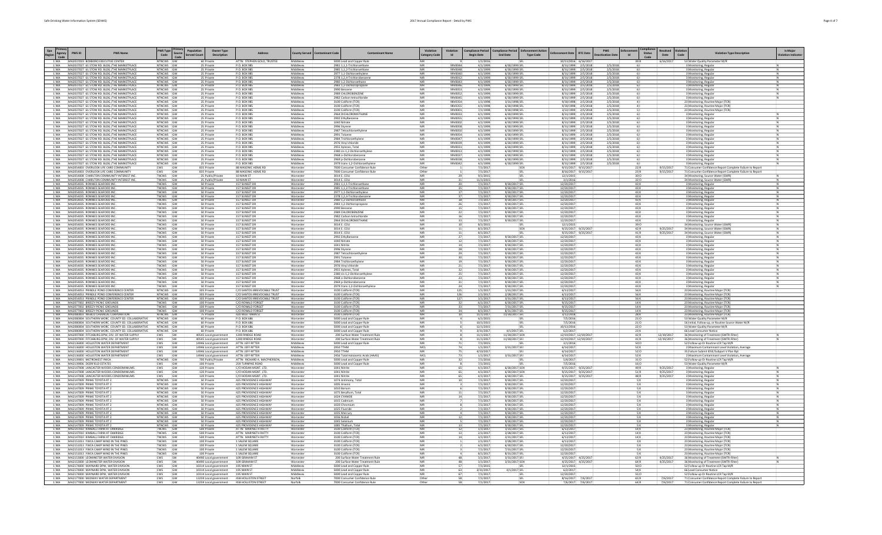| Epa Region | Primacy Agency Code | PWS ID | PWS Name | PWS Type Code | Primary Source Code | Population Served Count | Owner Type Description | Address | County Served | Contaminant Code | Contaminant Name | Violation Category Code | Violation Id | Compliance Period Begin Date | Compliance Period End Date | Enforcement Action Type Code | Enforcement Date | RTC Date | PWS Deactivation Date | Enforcement Id | Compliance Status Code | Received Date | Violation Code | Violation Type Description | Is Major Violation Indicator |
|---|---|---|---|---|---|---|---|---|---|---|---|---|---|---|---|---|---|---|---|---|---|---|---|---|---|
| 1 | MA | MA2037010 | BOXBORO EXECUTIVE CENTER | NTNCWS | GW | 60 | Private | ATTN: STEPHEN GOLD, TRUSTEE | Middlesex | 5000 | Lead and Copper Rule | MR | 4 | 1/1/2016 | | SFL | 10/13/2016 | 6/16/2017 | | 39 | K | 6/16/2017 | 53 | Water Quality Parameter M/R | |
| 1 | MA | MA2037027 | 61 STOW RD. BLDG./THE MARKETPLACE | NTNCWS | GW | 25 | Private | P.O. BOX 985 | Middlesex | 2981 | 1,1,1-Trichloroethane | MR | 99V0044 | 4/1/1999 | 6/30/1999 | SFL | 8/31/1999 | 2/5/2018 | 2/5/2018 | 6 | I | | 3 | Monitoring, Regular | N |
| 1 | MA | MA2037027 | 61 STOW RD. BLDG./THE MARKETPLACE | NTNCWS | GW | 25 | Private | P.O. BOX 985 | Middlesex | 2985 | 1,1,2-Trichloroethane | MR | 99V0048 | 4/1/1999 | 6/30/1999 | SFL | 8/31/1999 | 2/5/2018 | 2/5/2018 | 6 | I | | 3 | Monitoring, Regular | N |
| 1 | MA | MA2037027 | 61 STOW RD. BLDG./THE MARKETPLACE | NTNCWS | GW | 25 | Private | P.O. BOX 985 | Middlesex | 2977 | 1,1-Dichloroethylene | MR | 99V0040 | 4/1/1999 | 6/30/1999 | SFL | 8/31/1999 | 2/5/2018 | 2/5/2018 | 6 | I | | 3 | Monitoring, Regular | N |
| 1 | MA | MA2037027 | 61 STOW RD. BLDG./THE MARKETPLACE | NTNCWS | GW | 25 | Private | P.O. BOX 985 | Middlesex | 2378 | 1,2,4-Trichlorobenzene | MR | 99V0012 | 4/1/1999 | 6/30/1999 | SFL | 8/31/1999 | 2/5/2018 | 2/5/2018 | 6 | I | | 3 | Monitoring, Regular | N |
| 1 | MA | MA2037027 | 61 STOW RD. BLDG./THE MARKETPLACE | NTNCWS | GW | 25 | Private | P.O. BOX 985 | Middlesex | 2980 | 1,2-Dichloroethane | MR | 99V0043 | 4/1/1999 | 6/30/1999 | SFL | 8/31/1999 | 2/5/2018 | 2/5/2018 | 6 | I | | 3 | Monitoring, Regular | N |
| 1 | MA | MA2037027 | 61 STOW RD. BLDG./THE MARKETPLACE | NTNCWS | GW | 25 | Private | P.O. BOX 985 | Middlesex | 2983 | 1,2-Dichloropropane | MR | 99V0046 | 4/1/1999 | 6/30/1999 | SFL | 8/31/1999 | 2/5/2018 | 2/5/2018 | 6 | I | | 3 | Monitoring, Regular | N |
| 1 | MA | MA2037027 | 61 STOW RD. BLDG./THE MARKETPLACE | NTNCWS | GW | 25 | Private | P.O. BOX 985 | Middlesex | 2990 | Benzene | MR | 99V0053 | 4/1/1999 | 6/30/1999 | SFL | 8/31/1999 | 2/5/2018 | 2/5/2018 | 6 | I | | 3 | Monitoring, Regular | N |
| 1 | MA | MA2037027 | 61 STOW RD. BLDG./THE MARKETPLACE | NTNCWS | GW | 25 | Private | P.O. BOX 985 | Middlesex | 2989 | CHLOROBENZENE | MR | 99V0052 | 4/1/1999 | 6/30/1999 | SFL | 8/31/1999 | 2/5/2018 | 2/5/2018 | 6 | I | | 3 | Monitoring, Regular | N |
| 1 | MA | MA2037027 | 61 STOW RD. BLDG./THE MARKETPLACE | NTNCWS | GW | 25 | Private | P.O. BOX 985 | Middlesex | 2982 | Carbon tetrachloride | MR | 99V0045 | 4/1/1999 | 6/30/1999 | SFL | 8/31/1999 | 2/5/2018 | 2/5/2018 | 6 | I | | 3 | Monitoring, Regular | N |
| 1 | MA | MA2037027 | 61 STOW RD. BLDG./THE MARKETPLACE | NTNCWS | GW | 25 | Private | P.O. BOX 985 | Middlesex | 3100 | Coliform (TCR) | MR | 98V0314 | 1/1/1998 | 3/31/1998 | SFL | 9/30/1998 | 2/5/2018 | 2/5/2018 | 4 | I | | 23 | Monitoring, Routine Major (TCR) | |
| 1 | MA | MA2037027 | 61 STOW RD. BLDG./THE MARKETPLACE | NTNCWS | GW | 25 | Private | P.O. BOX 985 | Middlesex | 3100 | Coliform (TCR) | MR | 98V0315 | 4/1/1998 | 6/30/1998 | SFL | 9/30/1998 | 2/5/2018 | 2/5/2018 | 4 | I | | 23 | Monitoring, Routine Major (TCR) | |
| 1 | MA | MA2037027 | 61 STOW RD. BLDG./THE MARKETPLACE | NTNCWS | GW | 25 | Private | P.O. BOX 985 | Middlesex | 3100 | Coliform (TCR) | MR | 99V0001 | 7/1/1998 | 9/30/1998 | SFL | 3/22/1999 | 2/5/2018 | 2/5/2018 | 5 | I | | 23 | Monitoring, Routine Major (TCR) | |
| 1 | MA | MA2037027 | 61 STOW RD. BLDG./THE MARKETPLACE | NTNCWS | GW | 25 | Private | P.O. BOX 985 | Middlesex | 2964 | DICHLOROMETHANE | MR | 99V0031 | 4/1/1999 | 6/30/1999 | SFL | 8/31/1999 | 2/5/2018 | 2/5/2018 | 6 | I | | 3 | Monitoring, Regular | N |
| 1 | MA | MA2037027 | 61 STOW RD. BLDG./THE MARKETPLACE | NTNCWS | GW | 25 | Private | P.O. BOX 985 | Middlesex | 2992 | Ethylbenzene | MR | 99V0055 | 4/1/1999 | 6/30/1999 | SFL | 8/31/1999 | 2/5/2018 | 2/5/2018 | 6 | I | | 3 | Monitoring, Regular | N |
| 1 | MA | MA2037027 | 61 STOW RD. BLDG./THE MARKETPLACE | NTNCWS | GW | 25 | Private | P.O. BOX 985 | Middlesex | 1040 | Nitrate | MR | 99V0002 | 4/1/1999 | 6/30/1999 | SFL | 8/31/1999 | 2/5/2018 | 2/5/2018 | 6 | I | | 3 | Monitoring, Regular | N |
| 1 | MA | MA2037027 | 61 STOW RD. BLDG./THE MARKETPLACE | NTNCWS | GW | 25 | Private | P.O. BOX 985 | Middlesex | 2996 | Styrene | MR | 99V0058 | 4/1/1999 | 6/30/1999 | SFL | 8/31/1999 | 2/5/2018 | 2/5/2018 | 6 | I | | 3 | Monitoring, Regular | N |
| 1 | MA | MA2037027 | 61 STOW RD. BLDG./THE MARKETPLACE | NTNCWS | GW | 25 | Private | P.O. BOX 985 | Middlesex | 2987 | Tetrachloroethylene | MR | 99V0050 | 4/1/1999 | 6/30/1999 | SFL | 8/31/1999 | 2/5/2018 | 2/5/2018 | 6 | I | | 3 | Monitoring, Regular | N |
| 1 | MA | MA2037027 | 61 STOW RD. BLDG./THE MARKETPLACE | NTNCWS | GW | 25 | Private | P.O. BOX 985 | Middlesex | 2991 | Toluene | MR | 99V0054 | 4/1/1999 | 6/30/1999 | SFL | 8/31/1999 | 2/5/2018 | 2/5/2018 | 6 | I | | 3 | Monitoring, Regular | N |
| 1 | MA | MA2037027 | 61 STOW RD. BLDG./THE MARKETPLACE | NTNCWS | GW | 25 | Private | P.O. BOX 985 | Middlesex | 2984 | Trichloroethylene | MR | 99V0047 | 4/1/1999 | 6/30/1999 | SFL | 8/31/1999 | 2/5/2018 | 2/5/2018 | 6 | I | | 3 | Monitoring, Regular | N |
| 1 | MA | MA2037027 | 61 STOW RD. BLDG./THE MARKETPLACE | NTNCWS | GW | 25 | Private | P.O. BOX 985 | Middlesex | 2976 | Vinyl chloride | MR | 99V0039 | 4/1/1999 | 6/30/1999 | SFL | 8/31/1999 | 2/5/2018 | 2/5/2018 | 6 | I | | 3 | Monitoring, Regular | N |
| 1 | MA | MA2037027 | 61 STOW RD. BLDG./THE MARKETPLACE | NTNCWS | GW | 25 | Private | P.O. BOX 985 | Middlesex | 2955 | Xylenes, Total | MR | 99V0033 | 4/1/1999 | 6/30/1999 | SFL | 8/31/1999 | 2/5/2018 | 2/5/2018 | 6 | I | | 3 | Monitoring, Regular | N |
| 1 | MA | MA2037027 | 61 STOW RD. BLDG./THE MARKETPLACE | NTNCWS | GW | 25 | Private | P.O. BOX 985 | Middlesex | 2380 | cis-1,2-Dichloroethylene | MR | 99V0013 | 4/1/1999 | 6/30/1999 | SFL | 8/31/1999 | 2/5/2018 | 2/5/2018 | 6 | I | | 3 | Monitoring, Regular | N |
| 1 | MA | MA2037027 | 61 STOW RD. BLDG./THE MARKETPLACE | NTNCWS | GW | 25 | Private | P.O. BOX 985 | Middlesex | 2968 | o-Dichlorobenzene | MR | 99V0037 | 4/1/1999 | 6/30/1999 | SFL | 8/31/1999 | 2/5/2018 | 2/5/2018 | 6 | I | | 3 | Monitoring, Regular | N |
| 1 | MA | MA2037027 | 61 STOW RD. BLDG./THE MARKETPLACE | NTNCWS | GW | 25 | Private | P.O. BOX 985 | Middlesex | 2969 | p-Dichlorobenzene | MR | 99V0038 | 4/1/1999 | 6/30/1999 | SFL | 8/31/1999 | 2/5/2018 | 2/5/2018 | 6 | I | | 3 | Monitoring, Regular | N |
| 1 | MA | MA2037027 | 61 STOW RD. BLDG./THE MARKETPLACE | NTNCWS | GW | 25 | Private | P.O. BOX 985 | Middlesex | 2979 | trans-1,2-Dichloroethylene | MR | 99V0042 | 4/1/1999 | 6/30/1999 | SFL | 8/31/1999 | 2/5/2018 | 2/5/2018 | 6 | I | | 3 | Monitoring, Regular | N |
| 1 | MA | MA2054003 | OVERLOOK LIFE CARE COMMUNITY | CWS | GW | 835 | Private | 88 MASONIC HOME RD | Worcester | 7000 | Consumer Confidence Rule | Other | 1 | 7/1/2017 | | SOX | 9/15/2017 | 9/15/2017 | | 22 | R | 9/15/2017 | 71 | Consumer Confidence Report Complete Failure to Report | |
| 1 | MA | MA2054003 | OVERLOOK LIFE CARE COMMUNITY | CWS | GW | 835 | Private | 88 MASONIC HOME RD | Worcester | 7000 | Consumer Confidence Rule | Other | 1 | 7/1/2017 | | SFL | 8/16/2017 | 9/15/2017 | | 23 | R | 9/15/2017 | 71 | Consumer Confidence Report Complete Failure to Report | |
| 1 | MA | MA2054006 | CHARLTON COMMUNITY INTEREST INC. | TNCWS | GW | 25 | Public/Private | 10 MAIN ST | Worcester | 3014 | E. COLI | MR | 29 | 9/1/2015 | | SFL | 12/1/2015 | | | 20 | O | | 34 | Monitoring, Source Water (GWR) | N |
| 1 | MA | MA2054006 | CHARLTON COMMUNITY INTEREST INC. | TNCWS | GW | 25 | Public/Private | 10 MAIN ST | Worcester | 3014 | E. COLI | MR | 31 | 11/1/2015 | | SFL | 1/1/2016 | | | 32 | O | | 34 | Monitoring, Source Water (GWR) | N |
| 1 | MA | MA2054005 | RONNIES SEAFOOD INC. | TNCWS | GW | 50 | Private | 157 SUNSET DR | Worcester | 2981 | 1,1,1-Trichloroethane | MR | 20 | 7/1/2017 | 9/30/2017 | SFL | 12/20/2017 | | | 43 | K | | 3 | Monitoring, Regular | N |
| 1 | MA | MA2054005 | RONNIES SEAFOOD INC. | TNCWS | GW | 50 | Private | 157 SUNSET DR | Worcester | 2985 | 1,1,2-Trichloroethane | MR | 35 | 7/1/2017 | 9/30/2017 | SFL | 12/20/2017 | | | 43 | K | | 3 | Monitoring, Regular | N |
| 1 | MA | MA2054005 | RONNIES SEAFOOD INC. | TNCWS | GW | 50 | Private | 157 SUNSET DR | Worcester | 2977 | 1,1-Dichloroethylene | MR | 17 | 7/1/2017 | 9/30/2017 | SFL | 12/20/2017 | | | 43 | K | | 3 | Monitoring, Regular | N |
| 1 | MA | MA2054005 | RONNIES SEAFOOD INC. | TNCWS | GW | 50 | Private | 157 SUNSET DR | Worcester | 2378 | 1,2,4-Trichlorobenzene | MR | 37 | 7/1/2017 | 9/30/2017 | SFL | 12/20/2017 | | | 43 | K | | 3 | Monitoring, Regular | N |
| 1 | MA | MA2054005 | RONNIES SEAFOOD INC. | TNCWS | GW | 50 | Private | 157 SUNSET DR | Worcester | 2980 | 1,2-Dichloroethane | MR | 18 | 7/1/2017 | 9/30/2017 | SFL | 12/20/2017 | | | 43 | K | | 3 | Monitoring, Regular | N |
| 1 | MA | MA2054005 | RONNIES SEAFOOD INC. | TNCWS | GW | 50 | Private | 157 SUNSET DR | Worcester | 2983 | 1,2-Dichloropropane | MR | 26 | 7/1/2017 | 9/30/2017 | SFL | 12/20/2017 | | | 43 | K | | 3 | Monitoring, Regular | N |
| 1 | MA | MA2054005 | RONNIES SEAFOOD INC. | TNCWS | GW | 50 | Private | 157 SUNSET DR | Worcester | 2990 | Benzene | MR | 15 | 7/1/2017 | 9/30/2017 | SFL | 12/20/2017 | | | 43 | K | | 3 | Monitoring, Regular | N |
| 1 | MA | MA2054005 | RONNIES SEAFOOD INC. | TNCWS | GW | 50 | Private | 157 SUNSET DR | Worcester | 2989 | CHLOROBENZENE | MR | 22 | 7/1/2017 | 9/30/2017 | SFL | 12/20/2017 | | | 43 | K | | 3 | Monitoring, Regular | N |
| 1 | MA | MA2054005 | RONNIES SEAFOOD INC. | TNCWS | GW | 50 | Private | 157 SUNSET DR | Worcester | 2982 | Carbon tetrachloride | MR | 16 | 7/1/2017 | 9/30/2017 | SFL | 12/20/2017 | | | 43 | K | | 3 | Monitoring, Regular | N |
| 1 | MA | MA2054005 | RONNIES SEAFOOD INC. | TNCWS | GW | 50 | Private | 157 SUNSET DR | Worcester | 2964 | DICHLOROMETHANE | MR | 33 | 7/1/2017 | 9/30/2017 | SFL | 12/20/2017 | | | 43 | K | | 3 | Monitoring, Regular | N |
| 1 | MA | MA2054005 | RONNIES SEAFOOD INC. | TNCWS | GW | 50 | Private | 157 SUNSET DR | Worcester | 3014 | E. COLI | MR | 10 | 8/1/2015 | | SFL | 12/1/2015 | | | 39 | O | | 34 | Monitoring, Source Water (GWR) | N |
| 1 | MA | MA2054005 | RONNIES SEAFOOD INC. | TNCWS | GW | 50 | Private | 157 SUNSET DR | Worcester | 3014 | E. COLI | MR | 11 | 8/1/2015 | | SOX | 9/25/2017 | 9/25/2017 | | 42 | R | 9/25/2017 | 34 | Monitoring, Source Water (GWR) | N |
| 1 | MA | MA2054005 | RONNIES SEAFOOD INC. | TNCWS | GW | 50 | Private | 157 SUNSET DR | Worcester | 3014 | E. COLI | MR | 11 | 8/1/2015 | | SFL | 9/25/2017 | 9/25/2017 | | 41 | R | 9/25/2017 | 34 | Monitoring, Source Water (GWR) | N |
| 1 | MA | MA2054005 | RONNIES SEAFOOD INC. | TNCWS | GW | 50 | Private | 157 SUNSET DR | Worcester | 2992 | Ethylbenzene | MR | 27 | 7/1/2017 | 9/30/2017 | SFL | 12/20/2017 | | | 43 | K | | 3 | Monitoring, Regular | N |
| 1 | MA | MA2054005 | RONNIES SEAFOOD INC. | TNCWS | GW | 50 | Private | 157 SUNSET DR | Worcester | 1040 | Nitrate | MR | 12 | 7/1/2017 | 9/30/2017 | SFL | 12/20/2017 | | | 43 | K | | 3 | Monitoring, Regular | N |
| 1 | MA | MA2054005 | RONNIES SEAFOOD INC. | TNCWS | GW | 50 | Private | 157 SUNSET DR | Worcester | 1041 | Nitrite | MR | 14 | 7/1/2017 | 9/30/2017 | SFL | 12/20/2017 | | | 43 | K | | 3 | Monitoring, Regular | N |
| 1 | MA | MA2054005 | RONNIES SEAFOOD INC. | TNCWS | GW | 50 | Private | 157 SUNSET DR | Worcester | 2996 | Styrene | MR | 28 | 7/1/2017 | 9/30/2017 | SFL | 12/20/2017 | | | 43 | K | | 3 | Monitoring, Regular | N |
| 1 | MA | MA2054005 | RONNIES SEAFOOD INC. | TNCWS | GW | 50 | Private | 157 SUNSET DR | Worcester | 2987 | Tetrachloroethylene | MR | 29 | 7/1/2017 | 9/30/2017 | SFL | 12/20/2017 | | | 43 | K | | 3 | Monitoring, Regular | N |
| 1 | MA | MA2054005 | RONNIES SEAFOOD INC. | TNCWS | GW | 50 | Private | 157 SUNSET DR | Worcester | 2991 | Toluene | MR | 30 | 7/1/2017 | 9/30/2017 | SFL | 12/20/2017 | | | 43 | K | | 3 | Monitoring, Regular | N |
| 1 | MA | MA2054005 | RONNIES SEAFOOD INC. | TNCWS | GW | 50 | Private | 157 SUNSET DR | Worcester | 2984 | Trichloroethylene | MR | 19 | 7/1/2017 | 9/30/2017 | SFL | 12/20/2017 | | | 43 | K | | 3 | Monitoring, Regular | N |
| 1 | MA | MA2054005 | RONNIES SEAFOOD INC. | TNCWS | GW | 50 | Private | 157 SUNSET DR | Worcester | 2976 | Vinyl chloride | MR | 21 | 7/1/2017 | 9/30/2017 | SFL | 12/20/2017 | | | 43 | K | | 3 | Monitoring, Regular | N |
| 1 | MA | MA2054005 | RONNIES SEAFOOD INC. | TNCWS | GW | 50 | Private | 157 SUNSET DR | Worcester | 2955 | Xylenes, Total | MR | 32 | 7/1/2017 | 9/30/2017 | SFL | 12/20/2017 | | | 43 | K | | 3 | Monitoring, Regular | N |
| 1 | MA | MA2054005 | RONNIES SEAFOOD INC. | TNCWS | GW | 50 | Private | 157 SUNSET DR | Worcester | 2380 | cis-1,2-Dichloroethylene | MR | 25 | 7/1/2017 | 9/30/2017 | SFL | 12/20/2017 | | | 43 | K | | 3 | Monitoring, Regular | N |
| 1 | MA | MA2054005 | RONNIES SEAFOOD INC. | TNCWS | GW | 50 | Private | 157 SUNSET DR | Worcester | 2968 | o-Dichlorobenzene | MR | 23 | 7/1/2017 | 9/30/2017 | SFL | 12/20/2017 | | | 43 | K | | 3 | Monitoring, Regular | N |
| 1 | MA | MA2054005 | RONNIES SEAFOOD INC. | TNCWS | GW | 50 | Private | 157 SUNSET DR | Worcester | 2969 | p-Dichlorobenzene | MR | 31 | 7/1/2017 | 9/30/2017 | SFL | 12/20/2017 | | | 43 | K | | 3 | Monitoring, Regular | N |
| 1 | MA | MA2054005 | RONNIES SEAFOOD INC. | TNCWS | GW | 50 | Private | 157 SUNSET DR | Worcester | 2979 | trans-1,2-Dichloroethylene | MR | 24 | 7/1/2017 | 9/30/2017 | SFL | 12/20/2017 | | | 43 | K | | 3 | Monitoring, Regular | N |
| 1 | MA | MA2054014 | PRINDLE POND CONFERENCE CENTER | NTNCWS | GW | 305 | Private | C/O SANTOS IRREVOCABLE TRUST | Worcester | 3100 | Coliform (TCR) | MR | 125 | 1/1/2017 | 1/31/2017 | SFL | 6/13/2017 | | | 56 | K | | 23 | Monitoring, Routine Major (TCR) | |
| 1 | MA | MA2054014 | PRINDLE POND CONFERENCE CENTER | NTNCWS | GW | 305 | Private | C/O SANTOS IRREVOCABLE TRUST | Worcester | 3100 | Coliform (TCR) | MR | 126 | 2/1/2017 | 2/28/2017 | SFL | 6/13/2017 | | | 56 | K | | 23 | Monitoring, Routine Major (TCR) | |
| 1 | MA | MA2054014 | PRINDLE POND CONFERENCE CENTER | NTNCWS | GW | 305 | Private | C/O SANTOS IRREVOCABLE TRUST | Worcester | 3100 | Coliform (TCR) | MR | 127 | 3/1/2017 | 3/31/2017 | SFL | 6/13/2017 | | | 56 | K | | 23 | Monitoring, Routine Major (TCR) | |
| 1 | MA | MA2077003 | BREEZY PICNIC GROUNDS | TNCWS | GW | 100 | Private | C/O RONALD FORGET | Worcester | 3100 | Coliform (TCR) | MR | 32 | 6/1/2017 | 6/30/2017 | SFL | 9/25/2017 | | | 14 | K | | 23 | Monitoring, Routine Major (TCR) | |
| 1 | MA | MA2077003 | BREEZY PICNIC GROUNDS | TNCWS | GW | 100 | Private | C/O RONALD FORGET | Worcester | 3100 | Coliform (TCR) | MR | 33 | 7/1/2017 | 7/31/2017 | SFL | 9/25/2017 | | | 14 | K | | 23 | Monitoring, Routine Major (TCR) | |
| 1 | MA | MA2077003 | BREEZY PICNIC GROUNDS | TNCWS | GW | 100 | Private | C/O RONALD FORGET | Worcester | 3100 | Coliform (TCR) | MR | 34 | 8/1/2017 | 8/31/2017 | SFL | 9/25/2017 | | | 14 | K | | 23 | Monitoring, Routine Major (TCR) | |
| 1 | MA | MA2080001 | WALBEST CHEMICAL CORPORATION | NTNCWS | GW | 75 | Private | 420 WEST MAIN ST | Worcester | 3100 | Coliform (TCR) | MR | 39 | 10/1/2017 | 12/31/2017 | SFL | 4/12/2018 | | | 26 | K | | 23 | Monitoring, Routine Major (TCR) | |
| 1 | MA | MA2080004 | SOUTHERN WORC. COUNTY ED. COLLABORATIVE | NTNCWS | GW | 60 | Private | P.O. BOX 686 | Worcester | 5000 | Lead and Copper Rule | MR | 4 | 6/1/2016 | | SFL | 7/5/2016 | | | 21 | O | | 53 | Water Quality Parameter M/R | |
| 1 | MA | MA2080004 | SOUTHERN WORC. COUNTY ED. COLLABORATIVE | NTNCWS | GW | 60 | Private | P.O. BOX 686 | Worcester | 5000 | Lead and Copper Rule | MR | 5 | 10/1/2015 | | SFL | 7/5/2016 | | | 21 | O | | 56 | Initial, Follow-up, or Routine Source Water M/R | |
| 1 | MA | MA2080004 | SOUTHERN WORC. COUNTY ED. COLLABORATIVE | NTNCWS | GW | 60 | Private | P.O. BOX 686 | Worcester | 5000 | Lead and Copper Rule | MR | 6 | 12/1/2015 | | SFL | 10/13/2016 | | | 22 | O | | 53 | Water Quality Parameter M/R | |
| 1 | MA | MA2080004 | SOUTHERN WORC. COUNTY ED. COLLABORATIVE | NTNCWS | GW | 60 | Private | P.O. BOX 686 | Worcester | 5000 | Lead and Copper Rule | MR | 9 | 3/31/2017 | 4/1/2017 | SFL | 6/2/2017 | | | 23 | K | | 66 | Lead Consumer Notice | |
| 1 | MA | MA2097000 | FITCHBURG DPW, DIV. OF WATER SUPPLY | CWS | SW | 40545 | Local government | 1200 RINDGE ROAD | Worcester | 200 | Surface Water Treatment Rule | MR | 8 | 11/1/2017 | 11/30/2017 | SOX | 12/19/2017 | 12/19/2017 | | 42 | R | 12/19/2017 | 36 | Monitoring of Treatment (SWTR-Filter) | N |
| 1 | MA | MA2097000 | FITCHBURG DPW, DIV. OF WATER SUPPLY | CWS | SW | 40545 | Local government | 1200 RINDGE ROAD | Worcester | 200 | Surface Water Treatment Rule | MR | 8 | 11/1/2017 | 11/30/2017 | SFL | 12/19/2017 | 12/19/2017 | | 41 | R | 12/19/2017 | 36 | Monitoring of Treatment (SWTR-Filter) | N |
| 1 | MA | MA2128000 | HOLLISTON WATER DEPARTMENT | CWS | GW | 14946 | Local government | ATTN: JEFF RITTER | Middlesex | 5000 | Lead and Copper Rule | MR | 71 | 7/1/2015 | | SFL | 3/1/2016 | | | 50 | O | | 52 | Follow-up Or Routine LCR Tap M/R | |
| 1 | MA | MA2128000 | HOLLISTON WATER DEPARTMENT | CWS | GW | 14946 | Local government | ATTN: JEFF RITTER | Middlesex | 2950 | TTHM | MCL | 74 | 1/1/2017 | 3/31/2017 | SFJ | 6/14/2017 | | | 52 | K | | 2 | Maximum Contaminant Level Violation, Average | |
| 1 | MA | MA2128000 | HOLLISTON WATER DEPARTMENT | CWS | GW | 14946 | Local government | ATTN: JEFF RITTER | Middlesex | 2950 | TTHM | Other | 75 | 4/10/2017 | | SFJ | 6/14/2017 | | | 52 | O | | 35 | Failure Submit IDSE/Subpart V Plan Rpt | |
| 1 | MA | MA2128000 | HOLLISTON WATER DEPARTMENT | CWS | GW | 14946 | Local government | ATTN: JEFF RITTER | Middlesex | 2456 | Total Haloacetic Acids (HAA5) | MCL | 73 | 1/1/2017 | 3/31/2017 | SFJ | 6/14/2017 | | | 52 | K | | 2 | Maximum Contaminant Level Violation, Average | |
| 1 | MA | MA2129001 | METROWEST YMCA | NTNCWS | GW | 700 | Public/Private | ATTN: RICHARD A. MACPHERSON, | Middlesex | 5000 | Lead and Copper Rule | MR | 32 | 1/1/2015 | | SFL | 5/4/2017 | | | 31 | O | | 52 | Follow-up Or Routine LCR Tap M/R | |
| 1 | MA | MA2129006 | DEERFIELD ESTATES | CWS | GW | 100 | Private | 258 TURNPIKE ROAD | Middlesex | 5000 | Lead and Copper Rule | MR | 1 | 7/1/2015 | | SFL | 7/5/2016 | | | 16 | O | | 53 | Water Quality Parameter M/R | |
| 1 | MA | MA2147008 | LANCASTER WOODS CONDOMINIUMS | CWS | GW | 120 | Private | C/O HODAN MGMT. LTD. | Worcester | 1040 | Nitrate | MR | 65 | 4/1/2017 | 6/30/2017 | SOX | 9/25/2017 | 9/25/2017 | | 49 | R | 9/25/2017 | 3 | Monitoring, Regular | N |
| 1 | MA | MA2147008 | LANCASTER WOODS CONDOMINIUMS | CWS | GW | 120 | Private | C/O HODAN MGMT. LTD. | Worcester | 1041 | Nitrite | MR | 65 | 4/1/2017 | 6/30/2017 | SOX | 9/25/2017 | 9/25/2017 | | 51 | R | 9/25/2017 | 3 | Monitoring, Regular | N |
| 1 | MA | MA2147008 | LANCASTER WOODS CONDOMINIUMS | CWS | GW | 120 | Private | C/O HODAN MGMT. LTD. | Worcester | 1041 | Nitrite | MR | 65 | 4/1/2017 | 6/30/2017 | SFL | 9/25/2017 | 9/25/2017 | | 48 | R | 9/25/2017 | 3 | Monitoring, Regular | N |
| 1 | MA | MA2147009 | PRIME TOYOTA RT 2 | NTNCWS | GW | 60 | Private | 425 PROVIDENCE HIGHWAY | Worcester | 1074 | Antimony, Total | MR | 10 | 7/1/2017 | 9/30/2017 | SFL | 12/20/2017 | | | 5 | K | | 3 | Monitoring, Regular | |
| 1 | MA | MA2147009 | PRIME TOYOTA RT 2 | NTNCWS | GW | 60 | Private | 425 PROVIDENCE HIGHWAY | Worcester | 1005 | Arsenic | MR | 3 | 7/1/2017 | 9/30/2017 | SFL | 12/20/2017 | | | 5 | K | | 3 | Monitoring, Regular | |
| 1 | MA | MA2147009 | PRIME TOYOTA RT 2 | NTNCWS | GW | 60 | Private | 425 PROVIDENCE HIGHWAY | Worcester | 1010 | Barium | MR | 6 | 7/1/2017 | 9/30/2017 | SFL | 12/20/2017 | | | 5 | K | | 3 | Monitoring, Regular | |
| 1 | MA | MA2147009 | PRIME TOYOTA RT 2 | NTNCWS | GW | 60 | Private | 425 PROVIDENCE HIGHWAY | Worcester | 1075 | Beryllium, Total | MR | 11 | 7/1/2017 | 9/30/2017 | SFL | 12/20/2017 | | | 5 | K | | 3 | Monitoring, Regular | |
| 1 | MA | MA2147009 | PRIME TOYOTA RT 2 | NTNCWS | GW | 60 | Private | 425 PROVIDENCE HIGHWAY | Worcester | 1024 | CYANIDE | MR | 14 | 7/1/2017 | 9/30/2017 | SFL | 12/20/2017 | | | 5 | K | | 3 | Monitoring, Regular | |
| 1 | MA | MA2147009 | PRIME TOYOTA RT 2 | NTNCWS | GW | 60 | Private | 425 PROVIDENCE HIGHWAY | Worcester | 1015 | Cadmium | MR | 4 | 7/1/2017 | 9/30/2017 | SFL | 12/20/2017 | | | 5 | K | | 3 | Monitoring, Regular | |
| 1 | MA | MA2147009 | PRIME TOYOTA RT 2 | NTNCWS | GW | 60 | Private | 425 PROVIDENCE HIGHWAY | Worcester | 1020 | Chromium | MR | 8 | 7/1/2017 | 9/30/2017 | SFL | 12/20/2017 | | | 5 | K | | 3 | Monitoring, Regular | |
| 1 | MA | MA2147009 | PRIME TOYOTA RT 2 | NTNCWS | GW | 60 | Private | 425 PROVIDENCE HIGHWAY | Worcester | 1025 | Fluoride | MR | 7 | 7/1/2017 | 9/30/2017 | SFL | 12/20/2017 | | | 5 | K | | 3 | Monitoring, Regular | |
| 1 | MA | MA2147009 | PRIME TOYOTA RT 2 | NTNCWS | GW | 60 | Private | 425 PROVIDENCE HIGHWAY | Worcester | 1035 | Mercury | MR | 9 | 7/1/2017 | 9/30/2017 | SFL | 12/20/2017 | | | 5 | K | | 3 | Monitoring, Regular | |
| 1 | MA | MA2147009 | PRIME TOYOTA RT 2 | NTNCWS | GW | 60 | Private | 425 PROVIDENCE HIGHWAY | Worcester | 1036 | Nickel | MR | 12 | 7/1/2017 | 9/30/2017 | SFL | 12/20/2017 | | | 5 | K | | 3 | Monitoring, Regular | |
| 1 | MA | MA2147009 | PRIME TOYOTA RT 2 | NTNCWS | GW | 60 | Private | 425 PROVIDENCE HIGHWAY | Worcester | 1045 | Selenium | MR | 5 | 7/1/2017 | 9/30/2017 | SFL | 12/20/2017 | | | 5 | K | | 3 | Monitoring, Regular | |
| 1 | MA | MA2147009 | PRIME TOYOTA RT 2 | NTNCWS | GW | 60 | Private | 425 PROVIDENCE HIGHWAY | Worcester | 1085 | Thallium, Total | MR | 13 | 7/1/2017 | 9/30/2017 | SFL | 12/20/2017 | | | 5 | K | | 3 | Monitoring, Regular | |
| 1 | MA | MA2147010 | KIMBALL FARM AT LANCASTER | TNCWS | GW | 500 | Private | ATTN: MARYBETH RATTY | Worcester | 3100 | Coliform (TCR) | MR | 12 | 1/1/2017 | 1/31/2017 | SFL | 6/13/2017 | | | 14 | K | | 23 | Monitoring, Routine Major (TCR) | |
| 1 | MA | MA2147010 | KIMBALL FARM AT LANCASTER | TNCWS | GW | 500 | Private | ATTN: MARYBETH RATTY | Worcester | 3100 | Coliform (TCR) | MR | 13 | 2/1/2017 | 2/28/2017 | SFL | 6/13/2017 | | | 14 | K | | 23 | Monitoring, Routine Major (TCR) | |
| 1 | MA | MA2147010 | KIMBALL FARM AT LANCASTER | TNCWS | GW | 500 | Private | ATTN: MARYBETH RATTY | Worcester | 3100 | Coliform (TCR) | MR | 16 | 3/1/2017 | 3/31/2017 | SFL | 6/13/2017 | | | 14 | K | | 23 | Monitoring, Routine Major (TCR) | |
| 1 | MA | MA2151013 | YWCA CAMP WIND IN THE PINES | TNCWS | GW | 100 | Private | 1 SALEM SQUARE | Worcester | 3100 | Coliform (TCR) | MR | 5 | 2/1/2017 | 2/28/2017 | SFL | 4/13/2017 | | | 3 | K | | 23 | Monitoring, Routine Major (TCR) | |
| 1 | MA | MA2151013 | YWCA CAMP WIND IN THE PINES | TNCWS | GW | 100 | Private | 1 SALEM SQUARE | Worcester | 3100 | Coliform (TCR) | MR | 6 | 6/1/2017 | 6/30/2017 | SFL | 9/25/2017 | | | 4 | K | | 23 | Monitoring, Routine Major (TCR) | |
| 1 | MA | MA2151013 | YWCA CAMP WIND IN THE PINES | TNCWS | GW | 100 | Private | 1 SALEM SQUARE | Worcester | 3100 | Coliform (TCR) | MR | 7 | 7/1/2017 | 7/31/2017 | SFL | 9/25/2017 | | | 4 | K | | 23 | Monitoring, Routine Major (TCR) | |
| 1 | MA | MA2151013 | YWCA CAMP WIND IN THE PINES | TNCWS | GW | 100 | Private | 1 SALEM SQUARE | Worcester | 3100 | Coliform (TCR) | MR | 8 | 8/1/2017 | 8/31/2017 | SFL | 9/25/2017 | | | 4 | K | | 23 | Monitoring, Routine Major (TCR) | |
| 1 | MA | MA2153000 | LEOMINSTER WATER DIVISION | CWS | SW | 40490 | Local government | 109 GRAHAM ST | Worcester | 200 | Surface Water Treatment Rule | MR | 48 | 3/1/2017 | 3/31/2017 | SFJ | 4/25/2017 | 4/25/2017 | | 63 | R | 4/25/2017 | 36 | Monitoring of Treatment (SWTR-Filter) | N |
| 1 | MA | MA2153000 | LEOMINSTER WATER DIVISION | CWS | SW | 40490 | Local government | 109 GRAHAM ST | Worcester | 200 | Surface Water Treatment Rule | MR | 48 | 3/1/2017 | 3/31/2017 | SOX | 4/25/2017 | 4/25/2017 | | 64 | R | 4/25/2017 | 36 | Monitoring of Treatment (SWTR-Filter) | N |
| 1 | MA | MA2174000 | MAYNARD DPW, WATER DIVISION | CWS | GW | 10314 | Local government | 195 MAIN ST | Middlesex | 5000 | Lead and Copper Rule | MR | 57 | 7/1/2015 | | SFL | 12/1/2015 | | | 50 | O | | 52 | Follow-up Or Routine LCR Tap M/R | |
| 1 | MA | MA2174000 | MAYNARD DPW, WATER DIVISION | CWS | GW | 10314 | Local government | 195 MAIN ST | Middlesex | 5000 | Lead and Copper Rule | MR | 63 | 3/31/2017 | 4/1/2017 | SFL | 6/2/2017 | | | 56 | K | | 66 | Lead Consumer Notice | |
| 1 | MA | MA2174000 | MAYNARD DPW, WATER DIVISION | CWS | GW | 10314 | Local government | 195 MAIN ST | Middlesex | 5000 | Lead and Copper Rule | MR | 67 | 7/1/2017 | | SFL | 12/1/2017 | | | 55 | O | | 52 | Follow-up Or Routine LCR Tap M/R | |
| 1 | MA | MA2177000 | MEDWAY WATER DEPARTMENT | CWS | GW | 13259 | Local government | 45B HOLLISTON STREET | Norfolk | 7000 | Consumer Confidence Rule | Other | 58 | 7/1/2017 | | SOX | 7/6/2017 | 7/6/2017 | | 65 | R | 7/6/2017 | 71 | Consumer Confidence Report Complete Failure to Report | |
| 1 | MA | MA2177000 | MEDWAY WATER DEPARTMENT | CWS | GW | 13259 | Local government | 45B HOLLISTON STREET | Norfolk | 7000 | Consumer Confidence Rule | Other | 58 | 7/1/2017 | | SFL | 7/6/2017 | 7/6/2017 | | 64 | R | 7/6/2017 | 71 | Consumer Confidence Report Complete Failure to Report | |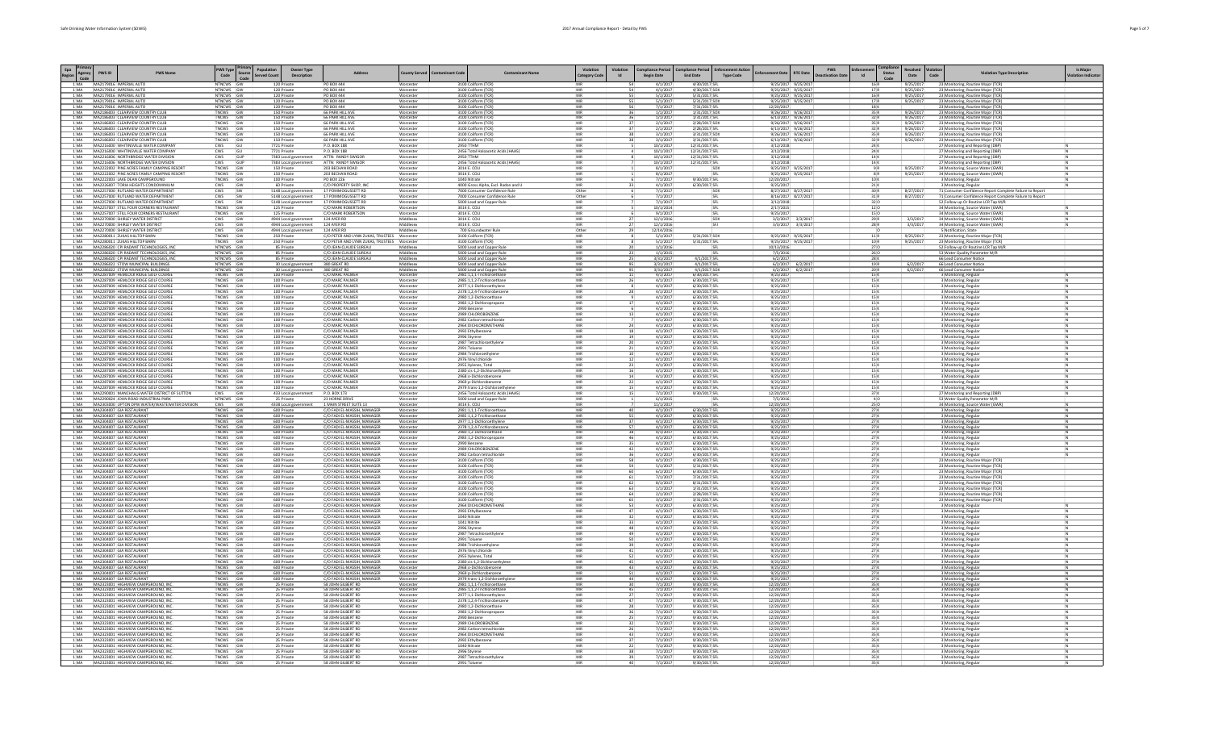| Epa Region | Primacy Agency Code | PWS ID | PWS Name | PWS Type Code | Primary Source Code | Population Served Count | Owner Type Description | Address | County Served | Contaminant Code | Contaminant Name | Violation Category Code | Violation Id | Compliance Period Begin Date | Compliance Period End Date | Enforcement Action Type Code | Enforcement Date | RTC Date | PWS Deactivation Date | Enforcement Id | Compliance Status Code | Received Date | Violation Code | Violation Type Description | Is Major Violation Indicator |
|---|---|---|---|---|---|---|---|---|---|---|---|---|---|---|---|---|---|---|---|---|---|---|---|---|---|
| 1 | MA | MA2179016 | IMPERIAL AUTO | NTNCWS | GW | 120 | Private | PO BOX 444 | Worcester | 3100 | Coliform (TCR) | MR | 54 | 4/1/2017 | 4/30/2017 | SOX | 9/25/2017 | 9/25/2017 | | 16 | R | 9/25/2017 | 23 | Monitoring, Routine Major (TCR) | |
| 1 | MA | MA2179016 | IMPERIAL AUTO | NTNCWS | GW | 120 | Private | PO BOX 444 | Worcester | 3100 | Coliform (TCR) | MR | 54 | 4/1/2017 | 4/30/2017 | SFL | 9/25/2017 | 9/25/2017 | | 17 | R | 9/25/2017 | 23 | Monitoring, Routine Major (TCR) | |
| 1 | MA | MA2179016 | IMPERIAL AUTO | NTNCWS | GW | 120 | Private | PO BOX 444 | Worcester | 3100 | Coliform (TCR) | MR | 55 | 5/1/2017 | 5/31/2017 | SOX | 9/25/2017 | 9/25/2017 | | 16 | R | 9/25/2017 | 23 | Monitoring, Routine Major (TCR) | |
| 1 | MA | MA2179016 | IMPERIAL AUTO | NTNCWS | GW | 120 | Private | PO BOX 444 | Worcester | 3100 | Coliform (TCR) | MR | 55 | 5/1/2017 | 5/31/2017 | SFL | 9/25/2017 | 9/25/2017 | | 17 | R | 9/25/2017 | 23 | Monitoring, Routine Major (TCR) | |
| 1 | MA | MA2179016 | IMPERIAL AUTO | NTNCWS | GW | 120 | Private | PO BOX 444 | Worcester | 3100 | Coliform (TCR) | MR | 56 | 7/1/2017 | 7/31/2017 | SFL | 12/20/2017 | | | 18 | X | | 23 | Monitoring, Routine Major (TCR) | |
| 1 | MA | MA2186003 | CLEARVIEW COUNTRY CLUB | TNCWS | GW | 150 | Private | 66 PARK HILL AVE | Worcester | 3100 | Coliform (TCR) | MR | 36 | 1/1/2017 | 1/31/2017 | SOX | 9/26/2017 | 9/26/2017 | | 35 | R | 9/26/2017 | 23 | Monitoring, Routine Major (TCR) | |
| 1 | MA | MA2186003 | CLEARVIEW COUNTRY CLUB | TNCWS | GW | 150 | Private | 66 PARK HILL AVE | Worcester | 3100 | Coliform (TCR) | MR | 36 | 1/1/2017 | 1/31/2017 | SFL | 6/13/2017 | 9/26/2017 | | 32 | R | 9/26/2017 | 23 | Monitoring, Routine Major (TCR) | |
| 1 | MA | MA2186003 | CLEARVIEW COUNTRY CLUB | TNCWS | GW | 150 | Private | 66 PARK HILL AVE | Worcester | 3100 | Coliform (TCR) | MR | 37 | 2/1/2017 | 2/28/2017 | SOX | 9/26/2017 | 9/26/2017 | | 35 | R | 9/26/2017 | 23 | Monitoring, Routine Major (TCR) | |
| 1 | MA | MA2186003 | CLEARVIEW COUNTRY CLUB | TNCWS | GW | 150 | Private | 66 PARK HILL AVE | Worcester | 3100 | Coliform (TCR) | MR | 37 | 2/1/2017 | 2/28/2017 | SFL | 6/13/2017 | 9/26/2017 | | 32 | R | 9/26/2017 | 23 | Monitoring, Routine Major (TCR) | |
| 1 | MA | MA2186003 | CLEARVIEW COUNTRY CLUB | TNCWS | GW | 150 | Private | 66 PARK HILL AVE | Worcester | 3100 | Coliform (TCR) | MR | 38 | 3/1/2017 | 3/31/2017 | SOX | 9/26/2017 | 9/26/2017 | | 35 | R | 9/26/2017 | 23 | Monitoring, Routine Major (TCR) | |
| 1 | MA | MA2186003 | CLEARVIEW COUNTRY CLUB | TNCWS | GW | 150 | Private | 66 PARK HILL AVE | Worcester | 3100 | Coliform (TCR) | MR | 38 | 3/1/2017 | 3/31/2017 | SFL | 6/13/2017 | 9/26/2017 | | 32 | R | 9/26/2017 | 23 | Monitoring, Routine Major (TCR) | |
| 1 | MA | MA2216000 | WHITINSVILLE WATER COMPANY | CWS | GU | 7721 | Private | P.O. BOX 188 | Worcester | 2950 | TTHM | MR | 5 | 10/1/2017 | 12/31/2017 | SFL | 3/12/2018 | | | 24 | X | | 27 | Monitoring and Reporting (DBP) | N |
| 1 | MA | MA2216000 | WHITINSVILLE WATER COMPANY | CWS | GU | 7721 | Private | P.O. BOX 188 | Worcester | 2456 | Total Haloacetic Acids (HAA5) | MR | 4 | 10/1/2017 | 12/31/2017 | SFL | 3/12/2018 | | | 24 | X | | 27 | Monitoring and Reporting (DBP) | N |
| 1 | MA | MA2216006 | NORTHBRIDGE WATER DIVISION | CWS | GUP | 7383 | Local government | ATTN: RANDY SWIGOR | Worcester | 2950 | TTHM | MR | 8 | 10/1/2017 | 12/31/2017 | SFL | 3/12/2018 | | | 14 | X | | 27 | Monitoring and Reporting (DBP) | N |
| 1 | MA | MA2216006 | NORTHBRIDGE WATER DIVISION | CWS | GUP | 7383 | Local government | ATTN: RANDY SWIGOR | Worcester | 2456 | Total Haloacetic Acids (HAA5) | MR | 7 | 10/1/2017 | 12/31/2017 | SFL | 3/12/2018 | | | 14 | X | | 27 | Monitoring and Reporting (DBP) | N |
| 1 | MA | MA2222002 | PINE ACRES FAMILY CAMPING RESORT | TNCWS | GW | 150 | Private | 203 BECHAN ROAD | Worcester | 3014 | E. COLI | MR | 3 | 8/1/2017 | | SOX | 9/25/2017 | 9/25/2017 | | 9 | X | 9/25/2017 | 34 | Monitoring, Source Water (GWR) | |
| 1 | MA | MA2222002 | PINE ACRES FAMILY CAMPING RESORT | TNCWS | GW | 150 | Private | 203 BECHAN ROAD | Worcester | 3014 | E. COLI | MR | 3 | 8/1/2017 | | SFL | 9/25/2017 | 9/25/2017 | | 8 | X | 9/25/2017 | 34 | Monitoring, Source Water (GWR) | |
| 1 | MA | MA2222003 | LAKE DEAN CAMPGROUND | TNCWS | GW | 100 | Private | PO BOX 226 | Worcester | 1040 | Nitrate | MR | 6 | 7/1/2017 | 9/30/2017 | SFL | 12/20/2017 | | | 10 | X | | 3 | Monitoring, Regular | N |
| 1 | MA | MA2226007 | TORREY HEIGHTS CONDOMINIUM | CWS | GW | 60 | Private | C/O PROPERTY SHOP, INC | Worcester | 4000 | Gross Alpha, Excl. Radon and U | MR | 33 | 4/1/2017 | 6/30/2017 | SFL | 9/25/2017 | | | 21 | X | | 3 | Monitoring, Regular | N |
| 1 | MA | MA2257000 | RUTLAND WATER DEPARTMENT | CWS | SW | 5148 | Local government | 17 PERMENOGUSSETT RD | Worcester | 7000 | Consumer Confidence Rule | Other | 6 | 7/1/2017 | | SOX | 8/27/2017 | 8/27/2017 | | 30 | R | 8/27/2017 | 71 | Consumer Confidence Report Complete Failure to Report | |
| 1 | MA | MA2257000 | RUTLAND WATER DEPARTMENT | CWS | SW | 5148 | Local government | 17 PERMENOGUSSETT RD | Worcester | 7000 | Consumer Confidence Rule | Other | 6 | 7/1/2017 | | SFL | 8/16/2017 | 8/27/2017 | | 31 | R | 8/27/2017 | 71 | Consumer Confidence Report Complete Failure to Report | |
| 1 | MA | MA2257000 | RUTLAND WATER DEPARTMENT | CWS | SW | 5148 | Local government | 17 PERMENOGUSSETT RD | Worcester | 5000 | Lead and Copper Rule | MR | 7 | 7/1/2017 | | SFL | 3/12/2018 | | | 32 | O | | 52 | Follow-up Or Routine LCR Tap M/R | |
| 1 | MA | MA2257007 | STILL FOUR CORNERS RESTAURANT | TNCWS | GW | 125 | Private | C/O MARK ROBERTSON | Worcester | 3014 | E. COLI | MR | 5 | 10/1/2014 | | SFL | 2/17/2015 | | | 12 | O | | 34 | Monitoring, Source Water (GWR) | |
| 1 | MA | MA2257007 | STILL FOUR CORNERS RESTAURANT | TNCWS | GW | 125 | Private | C/O MARK ROBERTSON | Worcester | 3014 | E. COLI | MR | 5 | 9/1/2017 | | SFL | 9/25/2017 | | | 15 | O | | 34 | Monitoring, Source Water (GWR) | |
| 1 | MA | MA2270000 | SHIRLEY WATER DISTRICT | CWS | GW | 4944 | Local government | 124 AYER RD | Middlesex | 3014 | E. COLI | MR | 27 | 12/1/2016 | | SOX | 3/3/2017 | 3/3/2017 | | 29 | R | 3/3/2017 | 34 | Monitoring, Source Water (GWR) | |
| 1 | MA | MA2270000 | SHIRLEY WATER DISTRICT | CWS | GW | 4944 | Local government | 124 AYER RD | Middlesex | 3014 | E. COLI | MR | 27 | 12/1/2016 | | SFJ | 3/3/2017 | 3/3/2017 | | 28 | R | 3/3/2017 | 34 | Monitoring, Source Water (GWR) | |
| 1 | MA | MA2270000 | SHIRLEY WATER DISTRICT | CWS | GW | 4944 | Local government | 124 AYER RD | Middlesex | 700 | Groundwater Rule | Other | 29 | 12/14/2016 | | | | | | | O | | 5 | Notification, State | |
| 1 | MA | MA2280011 | ZUKAS HILLTOP BARN | TNCWS | GW | 250 | Private | C/O PETER AND LYNN ZUKAS, TRUSTEES | Worcester | 3100 | Coliform (TCR) | MR | 8 | 5/1/2017 | 5/31/2017 | SOX | 9/25/2017 | 9/25/2017 | | 11 | R | 9/25/2017 | 23 | Monitoring, Routine Major (TCR) | |
| 1 | MA | MA2280011 | ZUKAS HILLTOP BARN | TNCWS | GW | 250 | Private | C/O PETER AND LYNN ZUKAS, TRUSTEES | Worcester | 3100 | Coliform (TCR) | MR | 8 | 5/1/2017 | 5/31/2017 | SFL | 9/25/2017 | 9/25/2017 | | 10 | R | 9/25/2017 | 23 | Monitoring, Routine Major (TCR) | |
| 1 | MA | MA2286020 | CPI RADIANT TECHNOLOGIES, INC | NTNCWS | GW | 85 | Private | C/O JEAN-CLAUDE SUREAU | Middlesex | 5000 | Lead and Copper Rule | MR | 20 | 1/1/2013 | | SFL | 10/11/2016 | | | 27 | O | | 52 | Follow-up Or Routine LCR Tap M/R | |
| 1 | MA | MA2286020 | CPI RADIANT TECHNOLOGIES, INC | NTNCWS | GW | 85 | Private | C/O JEAN-CLAUDE SUREAU | Middlesex | 5000 | Lead and Copper Rule | MR | 23 | 1/1/2015 | | SFL | 7/5/2016 | | | 26 | O | | 53 | Water Quality Parameter M/R | |
| 1 | MA | MA2286020 | CPI RADIANT TECHNOLOGIES, INC | NTNCWS | GW | 85 | Private | C/O JEAN-CLAUDE SUREAU | Middlesex | 5000 | Lead and Copper Rule | MR | 25 | 3/31/2017 | 4/1/2017 | SFL | 6/2/2017 | | | 28 | X | | 66 | Lead Consumer Notice | |
| 1 | MA | MA2286022 | STOW MUNICIPAL BUILDINGS | NTNCWS | GW | 30 | Local government | 380 GREAT RD | Middlesex | 5000 | Lead and Copper Rule | MR | 95 | 3/31/2017 | 4/1/2017 | SFL | 6/2/2017 | 6/2/2017 | | 19 | R | 6/2/2017 | 66 | Lead Consumer Notice | |
| 1 | MA | MA2286022 | STOW MUNICIPAL BUILDINGS | NTNCWS | GW | 30 | Local government | 380 GREAT RD | Middlesex | 5000 | Lead and Copper Rule | MR | 95 | 3/31/2017 | 4/1/2017 | SOX | 6/2/2017 | 6/2/2017 | | 20 | R | 6/2/2017 | 66 | Lead Consumer Notice | |
| 1 | MA | MA2287009 | HEMLOCK RIDGE GOLF COURSE | TNCWS | GW | 100 | Private | C/O MARC PALMER | Worcester | 2981 | 1,1,1-Trichloroethane | MR | 11 | 4/1/2017 | 6/30/2017 | SFL | 9/25/2017 | | | 15 | X | | 3 | Monitoring, Regular | N |
| 1 | MA | MA2287009 | HEMLOCK RIDGE GOLF COURSE | TNCWS | GW | 100 | Private | C/O MARC PALMER | Worcester | 2985 | 1,1,2-Trichloroethane | MR | 26 | 4/1/2017 | 6/30/2017 | SFL | 9/25/2017 | | | 15 | X | | 3 | Monitoring, Regular | N |
| 1 | MA | MA2287009 | HEMLOCK RIDGE GOLF COURSE | TNCWS | GW | 100 | Private | C/O MARC PALMER | Worcester | 2977 | 1,1-Dichloroethylene | MR | 8 | 4/1/2017 | 6/30/2017 | SFL | 9/25/2017 | | | 15 | X | | 3 | Monitoring, Regular | N |
| 1 | MA | MA2287009 | HEMLOCK RIDGE GOLF COURSE | TNCWS | GW | 100 | Private | C/O MARC PALMER | Worcester | 2378 | 1,2,4-Trichlorobenzene | MR | 28 | 4/1/2017 | 6/30/2017 | SFL | 9/25/2017 | | | 15 | X | | 3 | Monitoring, Regular | N |
| 1 | MA | MA2287009 | HEMLOCK RIDGE GOLF COURSE | TNCWS | GW | 100 | Private | C/O MARC PALMER | Worcester | 2980 | 1,2-Dichloroethane | MR | 9 | 4/1/2017 | 6/30/2017 | SFL | 9/25/2017 | | | 15 | X | | 3 | Monitoring, Regular | N |
| 1 | MA | MA2287009 | HEMLOCK RIDGE GOLF COURSE | TNCWS | GW | 100 | Private | C/O MARC PALMER | Worcester | 2983 | 1,2-Dichloropropane | MR | 17 | 4/1/2017 | 6/30/2017 | SFL | 9/25/2017 | | | 15 | X | | 3 | Monitoring, Regular | N |
| 1 | MA | MA2287009 | HEMLOCK RIDGE GOLF COURSE | TNCWS | GW | 100 | Private | C/O MARC PALMER | Worcester | 2990 | Benzene | MR | 6 | 4/1/2017 | 6/30/2017 | SFL | 9/25/2017 | | | 15 | X | | 3 | Monitoring, Regular | N |
| 1 | MA | MA2287009 | HEMLOCK RIDGE GOLF COURSE | TNCWS | GW | 100 | Private | C/O MARC PALMER | Worcester | 2989 | CHLOROBENZENE | MR | 13 | 4/1/2017 | 6/30/2017 | SFL | 9/25/2017 | | | 15 | X | | 3 | Monitoring, Regular | N |
| 1 | MA | MA2287009 | HEMLOCK RIDGE GOLF COURSE | TNCWS | GW | 100 | Private | C/O MARC PALMER | Worcester | 2982 | Carbon tetrachloride | MR | 7 | 4/1/2017 | 6/30/2017 | SFL | 9/25/2017 | | | 15 | X | | 3 | Monitoring, Regular | N |
| 1 | MA | MA2287009 | HEMLOCK RIDGE GOLF COURSE | TNCWS | GW | 100 | Private | C/O MARC PALMER | Worcester | 2964 | DICHLOROMETHANE | MR | 24 | 4/1/2017 | 6/30/2017 | SFL | 9/25/2017 | | | 15 | X | | 3 | Monitoring, Regular | N |
| 1 | MA | MA2287009 | HEMLOCK RIDGE GOLF COURSE | TNCWS | GW | 100 | Private | C/O MARC PALMER | Worcester | 2992 | Ethylbenzene | MR | 18 | 4/1/2017 | 6/30/2017 | SFL | 9/25/2017 | | | 15 | X | | 3 | Monitoring, Regular | N |
| 1 | MA | MA2287009 | HEMLOCK RIDGE GOLF COURSE | TNCWS | GW | 100 | Private | C/O MARC PALMER | Worcester | 2996 | Styrene | MR | 19 | 4/1/2017 | 6/30/2017 | SFL | 9/25/2017 | | | 15 | X | | 3 | Monitoring, Regular | N |
| 1 | MA | MA2287009 | HEMLOCK RIDGE GOLF COURSE | TNCWS | GW | 100 | Private | C/O MARC PALMER | Worcester | 2987 | Tetrachloroethylene | MR | 20 | 4/1/2017 | 6/30/2017 | SFL | 9/25/2017 | | | 15 | X | | 3 | Monitoring, Regular | N |
| 1 | MA | MA2287009 | HEMLOCK RIDGE GOLF COURSE | TNCWS | GW | 100 | Private | C/O MARC PALMER | Worcester | 2991 | Toluene | MR | 21 | 4/1/2017 | 6/30/2017 | SFL | 9/25/2017 | | | 15 | X | | 3 | Monitoring, Regular | N |
| 1 | MA | MA2287009 | HEMLOCK RIDGE GOLF COURSE | TNCWS | GW | 100 | Private | C/O MARC PALMER | Worcester | 2984 | Trichloroethylene | MR | 10 | 4/1/2017 | 6/30/2017 | SFL | 9/25/2017 | | | 15 | X | | 3 | Monitoring, Regular | N |
| 1 | MA | MA2287009 | HEMLOCK RIDGE GOLF COURSE | TNCWS | GW | 100 | Private | C/O MARC PALMER | Worcester | 2976 | Vinyl chloride | MR | 12 | 4/1/2017 | 6/30/2017 | SFL | 9/25/2017 | | | 15 | X | | 3 | Monitoring, Regular | N |
| 1 | MA | MA2287009 | HEMLOCK RIDGE GOLF COURSE | TNCWS | GW | 100 | Private | C/O MARC PALMER | Worcester | 2955 | Xylenes, Total | MR | 23 | 4/1/2017 | 6/30/2017 | SFL | 9/25/2017 | | | 15 | X | | 3 | Monitoring, Regular | N |
| 1 | MA | MA2287009 | HEMLOCK RIDGE GOLF COURSE | TNCWS | GW | 100 | Private | C/O MARC PALMER | Worcester | 2380 | cis-1,2-Dichloroethylene | MR | 16 | 4/1/2017 | 6/30/2017 | SFL | 9/25/2017 | | | 15 | X | | 3 | Monitoring, Regular | N |
| 1 | MA | MA2287009 | HEMLOCK RIDGE GOLF COURSE | TNCWS | GW | 100 | Private | C/O MARC PALMER | Worcester | 2968 | o-Dichlorobenzene | MR | 14 | 4/1/2017 | 6/30/2017 | SFL | 9/25/2017 | | | 15 | X | | 3 | Monitoring, Regular | N |
| 1 | MA | MA2287009 | HEMLOCK RIDGE GOLF COURSE | TNCWS | GW | 100 | Private | C/O MARC PALMER | Worcester | 2969 | p-Dichlorobenzene | MR | 22 | 4/1/2017 | 6/30/2017 | SFL | 9/25/2017 | | | 15 | X | | 3 | Monitoring, Regular | N |
| 1 | MA | MA2287009 | HEMLOCK RIDGE GOLF COURSE | TNCWS | GW | 100 | Private | C/O MARC PALMER | Worcester | 2979 | trans-1,2-Dichloroethylene | MR | 15 | 4/1/2017 | 6/30/2017 | SFL | 9/25/2017 | | | 15 | X | | 3 | Monitoring, Regular | N |
| 1 | MA | MA2290001 | MANCHAUG WATER DISTRICT OF SUTTON | CWS | GW | 413 | Local government | P.O. BOX 173 | Worcester | 2456 | Total Haloacetic Acids (HAA5) | MR | 13 | 7/1/2017 | 9/30/2017 | SFL | 12/20/2017 | | | 37 | X | | 27 | Monitoring and Reporting (DBP) | N |
| 1 | MA | MA2290026 | JOHN ROAD INDUSTRIAL PARK | NTNCWS | GW | 25 | Private | 23 HORNE DRIVE | Worcester | 5000 | Lead and Copper Rule | MR | 1 | 6/1/2015 | | SFL | 7/5/2016 | | | 4 | O | | 53 | Water Quality Parameter M/R | |
| 1 | MA | MA2303000 | UPTON DPW WATER/WASTEWATER DIVISION | CWS | GW | 6028 | Local government | 1 MAIN STREET SUITE 13 | Worcester | 3014 | E. COLI | MR | 7 | 11/1/2017 | | SFL | 12/20/2017 | | | 25 | O | | 34 | Monitoring, Source Water (GWR) | N |
| 1 | MA | MA2304007 | GIA RESTAURANT | TNCWS | GW | 600 | Private | C/O FADEL-MASSIH, MANAGER | Worcester | 2981 | 1,1,1-Trichloroethane | MR | 40 | 4/1/2017 | 6/30/2017 | SFL | 9/25/2017 | | | 27 | X | | 3 | Monitoring, Regular | N |
| 1 | MA | MA2304007 | GIA RESTAURANT | TNCWS | GW | 600 | Private | C/O FADEL-MASSIH, MANAGER | Worcester | 2985 | 1,1,2-Trichloroethane | MR | 55 | 4/1/2017 | 6/30/2017 | SFL | 9/25/2017 | | | 27 | X | | 3 | Monitoring, Regular | N |
| 1 | MA | MA2304007 | GIA RESTAURANT | TNCWS | GW | 600 | Private | C/O FADEL-MASSIH, MANAGER | Worcester | 2977 | 1,1-Dichloroethylene | MR | 27 | 4/1/2017 | 6/30/2017 | SFL | 9/25/2017 | | | 27 | X | | 3 | Monitoring, Regular | N |
| 1 | MA | MA2304007 | GIA RESTAURANT | TNCWS | GW | 600 | Private | C/O FADEL-MASSIH, MANAGER | Worcester | 2378 | 1,2,4-Trichlorobenzene | MR | 57 | 4/1/2017 | 6/30/2017 | SFL | 9/25/2017 | | | 27 | X | | 3 | Monitoring, Regular | N |
| 1 | MA | MA2304007 | GIA RESTAURANT | TNCWS | GW | 600 | Private | C/O FADEL-MASSIH, MANAGER | Worcester | 2980 | 1,2-Dichloroethane | MR | 38 | 4/1/2017 | 6/30/2017 | SFL | 9/25/2017 | | | 27 | X | | 3 | Monitoring, Regular | N |
| 1 | MA | MA2304007 | GIA RESTAURANT | TNCWS | GW | 600 | Private | C/O FADEL-MASSIH, MANAGER | Worcester | 2983 | 1,2-Dichloropropane | MR | 46 | 4/1/2017 | 6/30/2017 | SFL | 9/25/2017 | | | 27 | X | | 3 | Monitoring, Regular | N |
| 1 | MA | MA2304007 | GIA RESTAURANT | TNCWS | GW | 600 | Private | C/O FADEL-MASSIH, MANAGER | Worcester | 2990 | Benzene | MR | 35 | 4/1/2017 | 6/30/2017 | SFL | 9/25/2017 | | | 27 | X | | 3 | Monitoring, Regular | N |
| 1 | MA | MA2304007 | GIA RESTAURANT | TNCWS | GW | 600 | Private | C/O FADEL-MASSIH, MANAGER | Worcester | 2989 | CHLOROBENZENE | MR | 42 | 4/1/2017 | 6/30/2017 | SFL | 9/25/2017 | | | 27 | X | | 3 | Monitoring, Regular | N |
| 1 | MA | MA2304007 | GIA RESTAURANT | TNCWS | GW | 600 | Private | C/O FADEL-MASSIH, MANAGER | Worcester | 2982 | Carbon tetrachloride | MR | 36 | 4/1/2017 | 6/30/2017 | SFL | 9/25/2017 | | | 27 | X | | 3 | Monitoring, Regular | N |
| 1 | MA | MA2304007 | GIA RESTAURANT | TNCWS | GW | 600 | Private | C/O FADEL-MASSIH, MANAGER | Worcester | 3100 | Coliform (TCR) | MR | 58 | 4/1/2017 | 4/30/2017 | SFL | 9/25/2017 | | | 27 | X | | 23 | Monitoring, Routine Major (TCR) | |
| 1 | MA | MA2304007 | GIA RESTAURANT | TNCWS | GW | 600 | Private | C/O FADEL-MASSIH, MANAGER | Worcester | 3100 | Coliform (TCR) | MR | 59 | 5/1/2017 | 5/31/2017 | SFL | 9/25/2017 | | | 27 | X | | 23 | Monitoring, Routine Major (TCR) | |
| 1 | MA | MA2304007 | GIA RESTAURANT | TNCWS | GW | 600 | Private | C/O FADEL-MASSIH, MANAGER | Worcester | 3100 | Coliform (TCR) | MR | 60 | 6/1/2017 | 6/30/2017 | SFL | 9/25/2017 | | | 27 | X | | 23 | Monitoring, Routine Major (TCR) | |
| 1 | MA | MA2304007 | GIA RESTAURANT | TNCWS | GW | 600 | Private | C/O FADEL-MASSIH, MANAGER | Worcester | 3100 | Coliform (TCR) | MR | 61 | 7/1/2017 | 7/31/2017 | SFL | 9/25/2017 | | | 27 | X | | 23 | Monitoring, Routine Major (TCR) | |
| 1 | MA | MA2304007 | GIA RESTAURANT | TNCWS | GW | 600 | Private | C/O FADEL-MASSIH, MANAGER | Worcester | 3100 | Coliform (TCR) | MR | 62 | 8/1/2017 | 8/31/2017 | SFL | 9/25/2017 | | | 27 | X | | 23 | Monitoring, Routine Major (TCR) | |
| 1 | MA | MA2304007 | GIA RESTAURANT | TNCWS | GW | 600 | Private | C/O FADEL-MASSIH, MANAGER | Worcester | 3100 | Coliform (TCR) | MR | 63 | 1/1/2017 | 1/31/2017 | SFL | 9/25/2017 | | | 27 | X | | 23 | Monitoring, Routine Major (TCR) | |
| 1 | MA | MA2304007 | GIA RESTAURANT | TNCWS | GW | 600 | Private | C/O FADEL-MASSIH, MANAGER | Worcester | 3100 | Coliform (TCR) | MR | 64 | 2/1/2017 | 2/28/2017 | SFL | 9/25/2017 | | | 27 | X | | 23 | Monitoring, Routine Major (TCR) | |
| 1 | MA | MA2304007 | GIA RESTAURANT | TNCWS | GW | 600 | Private | C/O FADEL-MASSIH, MANAGER | Worcester | 3100 | Coliform (TCR) | MR | 65 | 3/1/2017 | 3/31/2017 | SFL | 9/25/2017 | | | 27 | X | | 23 | Monitoring, Routine Major (TCR) | |
| 1 | MA | MA2304007 | GIA RESTAURANT | TNCWS | GW | 600 | Private | C/O FADEL-MASSIH, MANAGER | Worcester | 2964 | DICHLOROMETHANE | MR | 53 | 4/1/2017 | 6/30/2017 | SFL | 9/25/2017 | | | 27 | X | | 3 | Monitoring, Regular | N |
| 1 | MA | MA2304007 | GIA RESTAURANT | TNCWS | GW | 600 | Private | C/O FADEL-MASSIH, MANAGER | Worcester | 2992 | Ethylbenzene | MR | 47 | 4/1/2017 | 6/30/2017 | SFL | 9/25/2017 | | | 27 | X | | 3 | Monitoring, Regular | N |
| 1 | MA | MA2304007 | GIA RESTAURANT | TNCWS | GW | 600 | Private | C/O FADEL-MASSIH, MANAGER | Worcester | 1040 | Nitrate | MR | 32 | 4/1/2017 | 6/30/2017 | SFL | 9/25/2017 | | | 27 | X | | 3 | Monitoring, Regular | N |
| 1 | MA | MA2304007 | GIA RESTAURANT | TNCWS | GW | 600 | Private | C/O FADEL-MASSIH, MANAGER | Worcester | 1041 | Nitrite | MR | 33 | 4/1/2017 | 6/30/2017 | SFL | 9/25/2017 | | | 27 | X | | 3 | Monitoring, Regular | N |
| 1 | MA | MA2304007 | GIA RESTAURANT | TNCWS | GW | 600 | Private | C/O FADEL-MASSIH, MANAGER | Worcester | 2996 | Styrene | MR | 48 | 4/1/2017 | 6/30/2017 | SFL | 9/25/2017 | | | 27 | X | | 3 | Monitoring, Regular | N |
| 1 | MA | MA2304007 | GIA RESTAURANT | TNCWS | GW | 600 | Private | C/O FADEL-MASSIH, MANAGER | Worcester | 2987 | Tetrachloroethylene | MR | 50 | 4/1/2017 | 6/30/2017 | SFL | 9/25/2017 | | | 27 | X | | 3 | Monitoring, Regular | N |
| 1 | MA | MA2304007 | GIA RESTAURANT | TNCWS | GW | 600 | Private | C/O FADEL-MASSIH, MANAGER | Worcester | 2991 | Toluene | MR | 51 | 4/1/2017 | 6/30/2017 | SFL | 9/25/2017 | | | 27 | X | | 3 | Monitoring, Regular | N |
| 1 | MA | MA2304007 | GIA RESTAURANT | TNCWS | GW | 600 | Private | C/O FADEL-MASSIH, MANAGER | Worcester | 2984 | Trichloroethylene | MR | 39 | 4/1/2017 | 6/30/2017 | SFL | 9/25/2017 | | | 27 | X | | 3 | Monitoring, Regular | N |
| 1 | MA | MA2304007 | GIA RESTAURANT | TNCWS | GW | 600 | Private | C/O FADEL-MASSIH, MANAGER | Worcester | 2976 | Vinyl chloride | MR | 41 | 4/1/2017 | 6/30/2017 | SFL | 9/25/2017 | | | 27 | X | | 3 | Monitoring, Regular | N |
| 1 | MA | MA2304007 | GIA RESTAURANT | TNCWS | GW | 600 | Private | C/O FADEL-MASSIH, MANAGER | Worcester | 2955 | Xylenes, Total | MR | 52 | 4/1/2017 | 6/30/2017 | SFL | 9/25/2017 | | | 27 | X | | 3 | Monitoring, Regular | N |
| 1 | MA | MA2304007 | GIA RESTAURANT | TNCWS | GW | 600 | Private | C/O FADEL-MASSIH, MANAGER | Worcester | 2380 | cis-1,2-Dichloroethylene | MR | 45 | 4/1/2017 | 6/30/2017 | SFL | 9/25/2017 | | | 27 | X | | 3 | Monitoring, Regular | N |
| 1 | MA | MA2304007 | GIA RESTAURANT | TNCWS | GW | 600 | Private | C/O FADEL-MASSIH, MANAGER | Worcester | 2968 | o-Dichlorobenzene | MR | 43 | 4/1/2017 | 6/30/2017 | SFL | 9/25/2017 | | | 27 | X | | 3 | Monitoring, Regular | N |
| 1 | MA | MA2304007 | GIA RESTAURANT | TNCWS | GW | 600 | Private | C/O FADEL-MASSIH, MANAGER | Worcester | 2969 | p-Dichlorobenzene | MR | 54 | 4/1/2017 | 6/30/2017 | SFL | 9/25/2017 | | | 27 | X | | 3 | Monitoring, Regular | N |
| 1 | MA | MA2304007 | GIA RESTAURANT | TNCWS | GW | 600 | Private | C/O FADEL-MASSIH, MANAGER | Worcester | 2979 | trans-1,2-Dichloroethylene | MR | 44 | 4/1/2017 | 6/30/2017 | SFL | 9/25/2017 | | | 27 | X | | 3 | Monitoring, Regular | N |
| 1 | MA | MA2323001 | HIGHVIEW CAMPGROUND, INC. | TNCWS | GW | 25 | Private | 58 JOHN GILBERT RD | Worcester | 2981 | 1,1,1-Trichloroethane | MR | 30 | 7/1/2017 | 9/30/2017 | SFL | 12/20/2017 | | | 35 | X | | 3 | Monitoring, Regular | N |
| 1 | MA | MA2323001 | HIGHVIEW CAMPGROUND, INC. | TNCWS | GW | 25 | Private | 58 JOHN GILBERT RD | Worcester | 2985 | 1,1,2-Trichloroethane | MR | 45 | 7/1/2017 | 9/30/2017 | SFL | 12/20/2017 | | | 35 | X | | 3 | Monitoring, Regular | N |
| 1 | MA | MA2323001 | HIGHVIEW CAMPGROUND, INC. | TNCWS | GW | 25 | Private | 58 JOHN GILBERT RD | Worcester | 2977 | 1,1-Dichloroethylene | MR | 27 | 7/1/2017 | 9/30/2017 | SFL | 12/20/2017 | | | 35 | X | | 3 | Monitoring, Regular | N |
| 1 | MA | MA2323001 | HIGHVIEW CAMPGROUND, INC. | TNCWS | GW | 25 | Private | 58 JOHN GILBERT RD | Worcester | 2378 | 1,2,4-Trichlorobenzene | MR | 47 | 7/1/2017 | 9/30/2017 | SFL | 12/20/2017 | | | 35 | X | | 3 | Monitoring, Regular | N |
| 1 | MA | MA2323001 | HIGHVIEW CAMPGROUND, INC. | TNCWS | GW | 25 | Private | 58 JOHN GILBERT RD | Worcester | 2980 | 1,2-Dichloroethane | MR | 28 | 7/1/2017 | 9/30/2017 | SFL | 12/20/2017 | | | 35 | X | | 3 | Monitoring, Regular | N |
| 1 | MA | MA2323001 | HIGHVIEW CAMPGROUND, INC. | TNCWS | GW | 25 | Private | 58 JOHN GILBERT RD | Worcester | 2983 | 1,2-Dichloropropane | MR | 36 | 7/1/2017 | 9/30/2017 | SFL | 12/20/2017 | | | 35 | X | | 3 | Monitoring, Regular | N |
| 1 | MA | MA2323001 | HIGHVIEW CAMPGROUND, INC. | TNCWS | GW | 25 | Private | 58 JOHN GILBERT RD | Worcester | 2990 | Benzene | MR | 25 | 7/1/2017 | 9/30/2017 | SFL | 12/20/2017 | | | 35 | X | | 3 | Monitoring, Regular | N |
| 1 | MA | MA2323001 | HIGHVIEW CAMPGROUND, INC. | TNCWS | GW | 25 | Private | 58 JOHN GILBERT RD | Worcester | 2989 | CHLOROBENZENE | MR | 32 | 7/1/2017 | 9/30/2017 | SFL | 12/20/2017 | | | 35 | X | | 3 | Monitoring, Regular | N |
| 1 | MA | MA2323001 | HIGHVIEW CAMPGROUND, INC. | TNCWS | GW | 25 | Private | 58 JOHN GILBERT RD | Worcester | 2982 | Carbon tetrachloride | MR | 26 | 7/1/2017 | 9/30/2017 | SFL | 12/20/2017 | | | 35 | X | | 3 | Monitoring, Regular | N |
| 1 | MA | MA2323001 | HIGHVIEW CAMPGROUND, INC. | TNCWS | GW | 25 | Private | 58 JOHN GILBERT RD | Worcester | 2964 | DICHLOROMETHANE | MR | 43 | 7/1/2017 | 9/30/2017 | SFL | 12/20/2017 | | | 35 | X | | 3 | Monitoring, Regular | N |
| 1 | MA | MA2323001 | HIGHVIEW CAMPGROUND, INC. | TNCWS | GW | 25 | Private | 58 JOHN GILBERT RD | Worcester | 2992 | Ethylbenzene | MR | 37 | 7/1/2017 | 9/30/2017 | SFL | 12/20/2017 | | | 35 | X | | 3 | Monitoring, Regular | N |
| 1 | MA | MA2323001 | HIGHVIEW CAMPGROUND, INC. | TNCWS | GW | 25 | Private | 58 JOHN GILBERT RD | Worcester | 1040 | Nitrate | MR | 22 | 7/1/2017 | 9/30/2017 | SFL | 12/20/2017 | | | 35 | X | | 3 | Monitoring, Regular | N |
| 1 | MA | MA2323001 | HIGHVIEW CAMPGROUND, INC. | TNCWS | GW | 25 | Private | 58 JOHN GILBERT RD | Worcester | 2996 | Styrene | MR | 38 | 7/1/2017 | 9/30/2017 | SFL | 12/20/2017 | | | 35 | X | | 3 | Monitoring, Regular | N |
| 1 | MA | MA2323001 | HIGHVIEW CAMPGROUND, INC. | TNCWS | GW | 25 | Private | 58 JOHN GILBERT RD | Worcester | 2987 | Tetrachloroethylene | MR | 39 | 7/1/2017 | 9/30/2017 | SFL | 12/20/2017 | | | 35 | X | | 3 | Monitoring, Regular | N |
| 1 | MA | MA2323001 | HIGHVIEW CAMPGROUND, INC. | TNCWS | GW | 25 | Private | 58 JOHN GILBERT RD | Worcester | 2991 | Toluene | MR | 40 | 7/1/2017 | 9/30/2017 | SFL | 12/20/2017 | | | 35 | X | | 3 | Monitoring, Regular | N |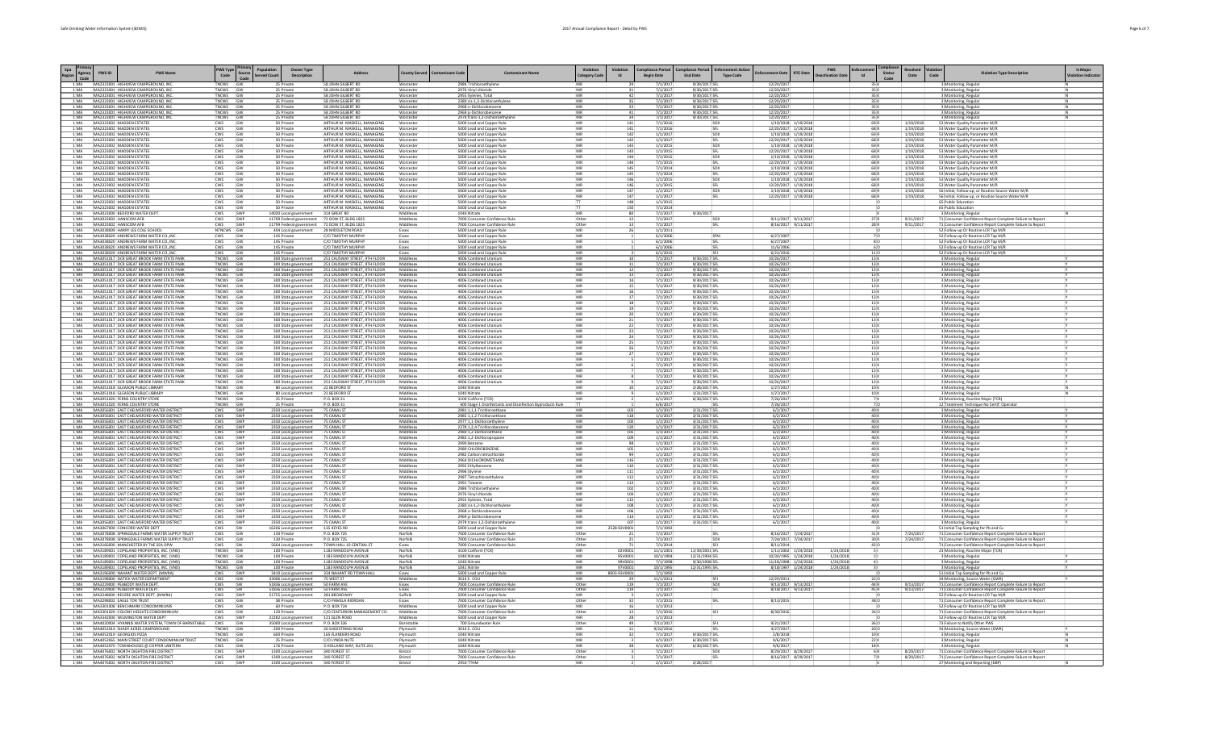| Epa Region | Primacy Agency Code | PWS ID | PWS Name | PWS Type Code | Primary Source Code | Population Served Count | Owner Type Description | Address | County Served | Contaminant Code | Contaminant Name | Violation Category Code | Violation Id | Compliance Period Begin Date | Compliance Period End Date | Enforcement Action Type Code | Enforcement Date | RTC Date | PWS Deactivation Date | Enforcement Id | Compliance Status Code | Resolved Date | Violation Code | Violation Type Description | Is Major Violation Indicator |
|---|---|---|---|---|---|---|---|---|---|---|---|---|---|---|---|---|---|---|---|---|---|---|---|---|---|
| 1 | MA | MA2322001 | HIGHVIEW CAMPGROUND, INC. | TNCWS | GW | 25 | Private | 58 JOHN GILBERT RD | Worcester | 2984 | Trichloroethylene | MR | 29 | 7/1/2017 | 9/30/2017 | SFL | 12/20/2017 | | | 35 | K | | 3 | Monitoring, Regular | N |
| 1 | MA | MA2322001 | HIGHVIEW CAMPGROUND, INC. | TNCWS | GW | 25 | Private | 58 JOHN GILBERT RD | Worcester | 2976 | Vinyl chloride | MR | 31 | 7/1/2017 | 9/30/2017 | SFL | 12/20/2017 | | | 35 | K | | 3 | Monitoring, Regular | N |
| 1 | MA | MA2322001 | HIGHVIEW CAMPGROUND, INC. | TNCWS | GW | 25 | Private | 58 JOHN GILBERT RD | Worcester | 2955 | Xylenes, Total | MR | 42 | 7/1/2017 | 9/30/2017 | SFL | 12/20/2017 | | | 35 | K | | 3 | Monitoring, Regular | N |
| 1 | MA | MA2322001 | HIGHVIEW CAMPGROUND, INC. | TNCWS | GW | 25 | Private | 58 JOHN GILBERT RD | Worcester | 2380 | cis-1,2-Dichloroethylene | MR | 35 | 7/1/2017 | 9/30/2017 | SFL | 12/20/2017 | | | 35 | K | | 3 | Monitoring, Regular | N |
| 1 | MA | MA2322001 | HIGHVIEW CAMPGROUND, INC. | TNCWS | GW | 25 | Private | 58 JOHN GILBERT RD | Worcester | 2968 | o-Dichlorobenzene | MR | 33 | 7/1/2017 | 9/30/2017 | SFL | 12/20/2017 | | | 35 | K | | 3 | Monitoring, Regular | N |
| 1 | MA | MA2322001 | HIGHVIEW CAMPGROUND, INC. | TNCWS | GW | 25 | Private | 58 JOHN GILBERT RD | Worcester | 2969 | p-Dichlorobenzene | MR | 41 | 7/1/2017 | 9/30/2017 | SFL | 12/20/2017 | | | 35 | K | | 3 | Monitoring, Regular | N |
| 1 | MA | MA2322001 | HIGHVIEW CAMPGROUND, INC. | TNCWS | GW | 25 | Private | 58 JOHN GILBERT RD | Worcester | 2979 | trans-1,2-Dichloroethylene | MR | 34 | 7/1/2017 | 9/30/2017 | SFL | 12/20/2017 | | | 35 | K | | 3 | Monitoring, Regular | N |
| 1 | MA | MA2322002 | MADDEN ESTATES | CWS | GW | 50 | Private | ARTHUR M. MASKELL, MANAGING | Worcester | 5000 | Lead and Copper Rule | MR | 141 | 7/1/2016 | | SOX | 1/19/2018 | 1/19/2018 | | 69 | X | 1/19/2018 | 52 | Water Quality Parameter M/R | |
| 1 | MA | MA2322002 | MADDEN ESTATES | CWS | GW | 50 | Private | ARTHUR M. MASKELL, MANAGING | Worcester | 5000 | Lead and Copper Rule | MR | 141 | 7/1/2016 | | SFL | 12/20/2017 | 1/19/2018 | | 68 | X | 1/19/2018 | 52 | Water Quality Parameter M/R | |
| 1 | MA | MA2322002 | MADDEN ESTATES | CWS | GW | 50 | Private | ARTHUR M. MASKELL, MANAGING | Worcester | 5000 | Lead and Copper Rule | MR | 142 | 1/1/2017 | | SOX | 1/19/2018 | 1/19/2018 | | 69 | X | 1/19/2018 | 52 | Water Quality Parameter M/R | |
| 1 | MA | MA2322002 | MADDEN ESTATES | CWS | GW | 50 | Private | ARTHUR M. MASKELL, MANAGING | Worcester | 5000 | Lead and Copper Rule | MR | 142 | 1/1/2017 | | SFL | 12/20/2017 | 1/19/2018 | | 68 | X | 1/19/2018 | 52 | Water Quality Parameter M/R | |
| 1 | MA | MA2322002 | MADDEN ESTATES | CWS | GW | 50 | Private | ARTHUR M. MASKELL, MANAGING | Worcester | 5000 | Lead and Copper Rule | MR | 143 | 1/1/2015 | | SOX | 1/19/2018 | 1/19/2018 | | 69 | X | 1/19/2018 | 52 | Water Quality Parameter M/R | |
| 1 | MA | MA2322002 | MADDEN ESTATES | CWS | GW | 50 | Private | ARTHUR M. MASKELL, MANAGING | Worcester | 5000 | Lead and Copper Rule | MR | 143 | 1/1/2015 | | SFL | 12/20/2017 | 1/19/2018 | | 68 | X | 1/19/2018 | 52 | Water Quality Parameter M/R | |
| 1 | MA | MA2322002 | MADDEN ESTATES | CWS | GW | 50 | Private | ARTHUR M. MASKELL, MANAGING | Worcester | 5000 | Lead and Copper Rule | MR | 144 | 7/1/2015 | | SOX | 1/19/2018 | 1/19/2018 | | 69 | X | 1/19/2018 | 52 | Water Quality Parameter M/R | |
| 1 | MA | MA2322002 | MADDEN ESTATES | CWS | GW | 50 | Private | ARTHUR M. MASKELL, MANAGING | Worcester | 5000 | Lead and Copper Rule | MR | 144 | 7/1/2015 | | SFL | 12/20/2017 | 1/19/2018 | | 68 | X | 1/19/2018 | 52 | Water Quality Parameter M/R | |
| 1 | MA | MA2322002 | MADDEN ESTATES | CWS | GW | 50 | Private | ARTHUR M. MASKELL, MANAGING | Worcester | 5000 | Lead and Copper Rule | MR | 145 | 7/1/2014 | | SOX | 1/19/2018 | 1/19/2018 | | 69 | X | 1/19/2018 | 52 | Water Quality Parameter M/R | |
| 1 | MA | MA2322002 | MADDEN ESTATES | CWS | GW | 50 | Private | ARTHUR M. MASKELL, MANAGING | Worcester | 5000 | Lead and Copper Rule | MR | 145 | 7/1/2014 | | SFL | 12/20/2017 | 1/19/2018 | | 68 | X | 1/19/2018 | 52 | Water Quality Parameter M/R | |
| 1 | MA | MA2322002 | MADDEN ESTATES | CWS | GW | 50 | Private | ARTHUR M. MASKELL, MANAGING | Worcester | 5000 | Lead and Copper Rule | MR | 146 | 1/1/2016 | | SOX | 1/19/2018 | 1/19/2018 | | 69 | X | 1/19/2018 | 52 | Water Quality Parameter M/R | |
| 1 | MA | MA2322002 | MADDEN ESTATES | CWS | GW | 50 | Private | ARTHUR M. MASKELL, MANAGING | Worcester | 5000 | Lead and Copper Rule | MR | 146 | 1/1/2016 | | SFL | 12/20/2017 | 1/19/2018 | | 68 | X | 1/19/2018 | 52 | Water Quality Parameter M/R | |
| 1 | MA | MA2322002 | MADDEN ESTATES | CWS | GW | 50 | Private | ARTHUR M. MASKELL, MANAGING | Worcester | 5000 | Lead and Copper Rule | MR | 147 | 1/1/2017 | | SOX | 1/19/2018 | 1/19/2018 | | 69 | X | 1/19/2018 | 56 | Initial, Follow-up, or Routine Source Water M/R | |
| 1 | MA | MA2322002 | MADDEN ESTATES | CWS | GW | 50 | Private | ARTHUR M. MASKELL, MANAGING | Worcester | 5000 | Lead and Copper Rule | MR | 147 | 1/1/2017 | | SFL | 12/20/2017 | 1/19/2018 | | 68 | X | 1/19/2018 | 56 | Initial, Follow-up, or Routine Source Water M/R | |
| 1 | MA | MA2322002 | MADDEN ESTATES | CWS | GW | 50 | Private | ARTHUR M. MASKELL, MANAGING | Worcester | 5000 | Lead and Copper Rule | TT | 148 | 1/1/2015 | | | | | | | O | | 65 | Public Education | |
| 1 | MA | MA2322002 | MADDEN ESTATES | CWS | GW | 50 | Private | ARTHUR M. MASKELL, MANAGING | Worcester | 5000 | Lead and Copper Rule | TT | 150 | 1/1/2016 | | | | | | | O | | 65 | Public Education | |
| 1 | MA | MA3022000 | BEDFORD WATER DEPT | CWS | SWP | 14000 | Local government | 318 GREAT RD | Middlesex | 1040 | Nitrate | MR | 80 | 7/1/2017 | 9/30/2017 | | | | | | K | | 3 | Monitoring, Regular | N |
| 1 | MA | MA3022002 | HANSCOM AFB | CWS | SWP | 11799 | Federal government | 72 DOW ST, BLDG 1825 | Middlesex | 7000 | Consumer Confidence Rule | Other | 13 | 7/1/2017 | | SOX | 9/11/2017 | 9/11/2017 | | 27 | R | 9/11/2017 | 71 | Consumer Confidence Report Complete Failure to Report | |
| 1 | MA | MA3022002 | HANSCOM AFB | CWS | SWP | 11799 | Federal government | 72 DOW ST, BLDG 1825 | Middlesex | 7000 | Consumer Confidence Rule | Other | 13 | 7/1/2017 | | SFL | 8/16/2017 | 9/11/2017 | | 28 | R | 9/11/2017 | 71 | Consumer Confidence Report Complete Failure to Report | |
| 1 | MA | MA3038000 | HARRY LEE COLE SCHOOL | NTNCWS | GW | 404 | Local government | 28 MIDDLETON ROAD | Essex | 5000 | Lead and Copper Rule | MR | 26 | 1/1/2011 | | | | | | | O | | 52 | Follow-up Or Routine LCR Tap M/R | |
| 1 | MA | MA3038020 | ANDREWS FARM WATER CO.,INC. | CWS | GW | 145 | Private | C/O TIMOTHY MURPHY | Essex | 5000 | Lead and Copper Rule | MR | 1 | 6/1/2006 | | SFM | 6/27/2007 | | | 7 | O | | 52 | Follow-up Or Routine LCR Tap M/R | |
| 1 | MA | MA3038020 | ANDREWS FARM WATER CO.,INC. | CWS | GW | 145 | Private | C/O TIMOTHY MURPHY | Essex | 5000 | Lead and Copper Rule | MR | 1 | 6/1/2006 | | SFL | 6/27/2007 | | | 8 | O | | 52 | Follow-up Or Routine LCR Tap M/R | |
| 1 | MA | MA3038020 | ANDREWS FARM WATER CO.,INC. | CWS | GW | 145 | Private | C/O TIMOTHY MURPHY | Essex | 5000 | Lead and Copper Rule | MR | 1 | 6/1/2006 | | SFL | 11/6/2006 | | | 6 | O | | 52 | Follow-up Or Routine LCR Tap M/R | |
| 1 | MA | MA3038020 | ANDREWS FARM WATER CO.,INC. | CWS | GW | 145 | Private | C/O TIMOTHY MURPHY | Essex | 5000 | Lead and Copper Rule | MR | 1 | 6/1/2006 | | SFL | 6/21/2016 | | | 11 | O | | 52 | Follow-up Or Routine LCR Tap M/R | |
| 1 | MA | MA3038020 | ANDREWS FARM WATER CO.,INC. | CWS | GW | 145 | Private | C/O TIMOTHY MURPHY | Essex | 5000 | Lead and Copper Rule | MR | 3 | 6/1/2015 | | | 6/21/2016 | | | 11 | O | | 52 | Follow-up Or Routine LCR Tap M/R | |
| 1 | MA | MA3051017 | DCR GREAT BROOK FARM STATE PARK | TNCWS | GW | 300 | State government | 251 CAUSEWAY STREET, 9TH FLOOR | Middlesex | 4006 | Combined Uranium | MR | 10 | 7/1/2017 | 9/30/2017 | SFL | 10/26/2017 | | | 13 | K | | 3 | Monitoring, Regular | Y |
| 1 | MA | MA3051017 | DCR GREAT BROOK FARM STATE PARK | TNCWS | GW | 300 | State government | 251 CAUSEWAY STREET, 9TH FLOOR | Middlesex | 4006 | Combined Uranium | MR | 11 | 7/1/2017 | 9/30/2017 | SFL | 10/26/2017 | | | 13 | K | | 3 | Monitoring, Regular | Y |
| 1 | MA | MA3051017 | DCR GREAT BROOK FARM STATE PARK | TNCWS | GW | 300 | State government | 251 CAUSEWAY STREET, 9TH FLOOR | Middlesex | 4006 | Combined Uranium | MR | 12 | 7/1/2017 | 9/30/2017 | SFL | 10/26/2017 | | | 13 | K | | 3 | Monitoring, Regular | Y |
| 1 | MA | MA3051017 | DCR GREAT BROOK FARM STATE PARK | TNCWS | GW | 300 | State government | 251 CAUSEWAY STREET, 9TH FLOOR | Middlesex | 4006 | Combined Uranium | MR | 13 | 7/1/2017 | 9/30/2017 | SFL | 10/26/2017 | | | 13 | K | | 3 | Monitoring, Regular | Y |
| 1 | MA | MA3051017 | DCR GREAT BROOK FARM STATE PARK | TNCWS | GW | 300 | State government | 251 CAUSEWAY STREET, 9TH FLOOR | Middlesex | 4006 | Combined Uranium | MR | 14 | 7/1/2017 | 9/30/2017 | SFL | 10/26/2017 | | | 13 | K | | 3 | Monitoring, Regular | Y |
| 1 | MA | MA3051017 | DCR GREAT BROOK FARM STATE PARK | TNCWS | GW | 300 | State government | 251 CAUSEWAY STREET, 9TH FLOOR | Middlesex | 4006 | Combined Uranium | MR | 15 | 7/1/2017 | 9/30/2017 | SFL | 10/26/2017 | | | 13 | K | | 3 | Monitoring, Regular | Y |
| 1 | MA | MA3051017 | DCR GREAT BROOK FARM STATE PARK | TNCWS | GW | 300 | State government | 251 CAUSEWAY STREET, 9TH FLOOR | Middlesex | 4006 | Combined Uranium | MR | 16 | 7/1/2017 | 9/30/2017 | SFL | 10/26/2017 | | | 13 | K | | 3 | Monitoring, Regular | Y |
| 1 | MA | MA3051017 | DCR GREAT BROOK FARM STATE PARK | TNCWS | GW | 300 | State government | 251 CAUSEWAY STREET, 9TH FLOOR | Middlesex | 4006 | Combined Uranium | MR | 17 | 7/1/2017 | 9/30/2017 | SFL | 10/26/2017 | | | 13 | K | | 3 | Monitoring, Regular | Y |
| 1 | MA | MA3051017 | DCR GREAT BROOK FARM STATE PARK | TNCWS | GW | 300 | State government | 251 CAUSEWAY STREET, 9TH FLOOR | Middlesex | 4006 | Combined Uranium | MR | 18 | 7/1/2017 | 9/30/2017 | SFL | 10/26/2017 | | | 13 | K | | 3 | Monitoring, Regular | Y |
| 1 | MA | MA3051017 | DCR GREAT BROOK FARM STATE PARK | TNCWS | GW | 300 | State government | 251 CAUSEWAY STREET, 9TH FLOOR | Middlesex | 4006 | Combined Uranium | MR | 19 | 7/1/2017 | 9/30/2017 | SFL | 10/26/2017 | | | 13 | K | | 3 | Monitoring, Regular | Y |
| 1 | MA | MA3051017 | DCR GREAT BROOK FARM STATE PARK | TNCWS | GW | 300 | State government | 251 CAUSEWAY STREET, 9TH FLOOR | Middlesex | 4006 | Combined Uranium | MR | 20 | 7/1/2017 | 9/30/2017 | SFL | 10/26/2017 | | | 13 | K | | 3 | Monitoring, Regular | Y |
| 1 | MA | MA3051017 | DCR GREAT BROOK FARM STATE PARK | TNCWS | GW | 300 | State government | 251 CAUSEWAY STREET, 9TH FLOOR | Middlesex | 4006 | Combined Uranium | MR | 21 | 7/1/2017 | 9/30/2017 | SFL | 10/26/2017 | | | 13 | K | | 3 | Monitoring, Regular | Y |
| 1 | MA | MA3051017 | DCR GREAT BROOK FARM STATE PARK | TNCWS | GW | 300 | State government | 251 CAUSEWAY STREET, 9TH FLOOR | Middlesex | 4006 | Combined Uranium | MR | 22 | 7/1/2017 | 9/30/2017 | SFL | 10/26/2017 | | | 13 | K | | 3 | Monitoring, Regular | Y |
| 1 | MA | MA3051017 | DCR GREAT BROOK FARM STATE PARK | TNCWS | GW | 300 | State government | 251 CAUSEWAY STREET, 9TH FLOOR | Middlesex | 4006 | Combined Uranium | MR | 23 | 7/1/2017 | 9/30/2017 | SFL | 10/26/2017 | | | 13 | K | | 3 | Monitoring, Regular | Y |
| 1 | MA | MA3051017 | DCR GREAT BROOK FARM STATE PARK | TNCWS | GW | 300 | State government | 251 CAUSEWAY STREET, 9TH FLOOR | Middlesex | 4006 | Combined Uranium | MR | 24 | 7/1/2017 | 9/30/2017 | SFL | 10/26/2017 | | | 13 | K | | 3 | Monitoring, Regular | Y |
| 1 | MA | MA3051017 | DCR GREAT BROOK FARM STATE PARK | TNCWS | GW | 300 | State government | 251 CAUSEWAY STREET, 9TH FLOOR | Middlesex | 4006 | Combined Uranium | MR | 25 | 7/1/2017 | 9/30/2017 | SFL | 10/26/2017 | | | 13 | K | | 3 | Monitoring, Regular | Y |
| 1 | MA | MA3051017 | DCR GREAT BROOK FARM STATE PARK | TNCWS | GW | 300 | State government | 251 CAUSEWAY STREET, 9TH FLOOR | Middlesex | 4006 | Combined Uranium | MR | 26 | 7/1/2017 | 9/30/2017 | SFL | 10/26/2017 | | | 13 | K | | 3 | Monitoring, Regular | Y |
| 1 | MA | MA3051017 | DCR GREAT BROOK FARM STATE PARK | TNCWS | GW | 300 | State government | 251 CAUSEWAY STREET, 9TH FLOOR | Middlesex | 4006 | Combined Uranium | MR | 27 | 7/1/2017 | 9/30/2017 | SFL | 10/26/2017 | | | 13 | K | | 3 | Monitoring, Regular | Y |
| 1 | MA | MA3051017 | DCR GREAT BROOK FARM STATE PARK | TNCWS | GW | 300 | State government | 251 CAUSEWAY STREET, 9TH FLOOR | Middlesex | 4006 | Combined Uranium | MR | 5 | 7/1/2017 | 9/30/2017 | SFL | 10/26/2017 | | | 13 | K | | 3 | Monitoring, Regular | Y |
| 1 | MA | MA3051017 | DCR GREAT BROOK FARM STATE PARK | TNCWS | GW | 300 | State government | 251 CAUSEWAY STREET, 9TH FLOOR | Middlesex | 4006 | Combined Uranium | MR | 6 | 7/1/2017 | 9/30/2017 | SFL | 10/26/2017 | | | 13 | K | | 3 | Monitoring, Regular | Y |
| 1 | MA | MA3051017 | DCR GREAT BROOK FARM STATE PARK | TNCWS | GW | 300 | State government | 251 CAUSEWAY STREET, 9TH FLOOR | Middlesex | 4006 | Combined Uranium | MR | 7 | 7/1/2017 | 9/30/2017 | SFL | 10/26/2017 | | | 13 | K | | 3 | Monitoring, Regular | Y |
| 1 | MA | MA3051017 | DCR GREAT BROOK FARM STATE PARK | TNCWS | GW | 300 | State government | 251 CAUSEWAY STREET, 9TH FLOOR | Middlesex | 4006 | Combined Uranium | MR | 8 | 7/1/2017 | 9/30/2017 | SFL | 10/26/2017 | | | 13 | K | | 3 | Monitoring, Regular | Y |
| 1 | MA | MA3051017 | DCR GREAT BROOK FARM STATE PARK | TNCWS | GW | 300 | State government | 251 CAUSEWAY STREET, 9TH FLOOR | Middlesex | 4006 | Combined Uranium | MR | 9 | 7/1/2017 | 9/30/2017 | SFL | 10/26/2017 | | | 13 | K | | 3 | Monitoring, Regular | Y |
| 1 | MA | MA3051018 | GLEASON PUBLIC LIBRARY | TNCWS | GW | 80 | Local government | 22 BEDFORD ST | Middlesex | 1040 | Nitrate | MR | 10 | 2/1/2017 | 2/28/2017 | SFL | 1/27/2017 | | | 10 | K | | 3 | Monitoring, Regular | N |
| 1 | MA | MA3051018 | GLEASON PUBLIC LIBRARY | TNCWS | GW | 80 | Local government | 22 BEDFORD ST | Middlesex | 1040 | Nitrate | MR | 9 | 1/1/2017 | 1/31/2017 | SFL | 1/27/2017 | | | 10 | K | | 3 | Monitoring, Regular | N |
| 1 | MA | MA3051020 | FERNS COUNTRY STORE | TNCWS | GW | 25 | Private | P.O. BOX 31 | Middlesex | 3100 | Coliform (TCR) | MR | 2 | 6/1/2017 | 6/30/2017 | SFL | 7/26/2017 | | | 7 | K | | 23 | Monitoring, Routine Major (TCR) | |
| 1 | MA | MA3051020 | FERNS COUNTRY STORE | TNCWS | GW | 25 | Private | P.O. BOX 31 | Middlesex | 400 | Stage 1 Disinfectants and Disinfection Byproducts Rule | TT | 1 | 6/6/2017 | | SFL | 7/26/2017 | | | 7 | O | | 12 | Treatment Technique No Certif. Operator | |
| 1 | MA | MA3056001 | EAST CHELMSFORD WATER DISTRICT | CWS | SWP | 2350 | Local government | 75 CANAL ST | Middlesex | 2981 | 1,1,1-Trichloroethane | MR | 103 | 1/1/2017 | 3/31/2017 | SFL | 6/2/2017 | | | 40 | K | | 3 | Monitoring, Regular | Y |
| 1 | MA | MA3056001 | EAST CHELMSFORD WATER DISTRICT | CWS | SWP | 2350 | Local government | 75 CANAL ST | Middlesex | 2985 | 1,1,2-Trichloroethane | MR | 118 | 1/1/2017 | 3/31/2017 | SFL | 6/2/2017 | | | 40 | K | | 3 | Monitoring, Regular | Y |
| 1 | MA | MA3056001 | EAST CHELMSFORD WATER DISTRICT | CWS | SWP | 2350 | Local government | 75 CANAL ST | Middlesex | 2977 | 1,1-Dichloroethylene | MR | 120 | 1/1/2017 | 3/31/2017 | SFL | 6/2/2017 | | | 40 | K | | 3 | Monitoring, Regular | Y |
| 1 | MA | MA3056001 | EAST CHELMSFORD WATER DISTRICT | CWS | SWP | 2350 | Local government | 75 CANAL ST | Middlesex | 2378 | 1,2,4-Trichlorobenzene | MR | 128 | 1/1/2017 | 3/31/2017 | SFL | 6/2/2017 | | | 40 | K | | 3 | Monitoring, Regular | Y |
| 1 | MA | MA3056001 | EAST CHELMSFORD WATER DISTRICT | CWS | SWP | 2350 | Local government | 75 CANAL ST | Middlesex | 2980 | 1,2-Dichloroethane | MR | 101 | 1/1/2017 | 3/31/2017 | SFL | 6/2/2017 | | | 40 | K | | 3 | Monitoring, Regular | Y |
| 1 | MA | MA3056001 | EAST CHELMSFORD WATER DISTRICT | CWS | SWP | 2350 | Local government | 75 CANAL ST | Middlesex | 2983 | 1,2-Dichloropropane | MR | 109 | 1/1/2017 | 3/31/2017 | SFL | 6/2/2017 | | | 40 | K | | 3 | Monitoring, Regular | Y |
| 1 | MA | MA3056001 | EAST CHELMSFORD WATER DISTRICT | CWS | SWP | 2350 | Local government | 75 CANAL ST | Middlesex | 2990 | Benzene | MR | 98 | 1/1/2017 | 3/31/2017 | SFL | 6/2/2017 | | | 40 | K | | 3 | Monitoring, Regular | Y |
| 1 | MA | MA3056001 | EAST CHELMSFORD WATER DISTRICT | CWS | SWP | 2350 | Local government | 75 CANAL ST | Middlesex | 2989 | CHLOROBENZENE | MR | 105 | 1/1/2017 | 3/31/2017 | SFL | 6/2/2017 | | | 40 | K | | 3 | Monitoring, Regular | Y |
| 1 | MA | MA3056001 | EAST CHELMSFORD WATER DISTRICT | CWS | SWP | 2350 | Local government | 75 CANAL ST | Middlesex | 2982 | Carbon tetrachloride | MR | 99 | 1/1/2017 | 3/31/2017 | SFL | 6/2/2017 | | | 40 | K | | 3 | Monitoring, Regular | Y |
| 1 | MA | MA3056001 | EAST CHELMSFORD WATER DISTRICT | CWS | SWP | 2350 | Local government | 75 CANAL ST | Middlesex | 2964 | DICHLOROMETHANE | MR | 116 | 1/1/2017 | 3/31/2017 | SFL | 6/2/2017 | | | 40 | K | | 3 | Monitoring, Regular | Y |
| 1 | MA | MA3056001 | EAST CHELMSFORD WATER DISTRICT | CWS | SWP | 2350 | Local government | 75 CANAL ST | Middlesex | 2992 | Ethylbenzene | MR | 110 | 1/1/2017 | 3/31/2017 | SFL | 6/2/2017 | | | 40 | K | | 3 | Monitoring, Regular | Y |
| 1 | MA | MA3056001 | EAST CHELMSFORD WATER DISTRICT | CWS | SWP | 2350 | Local government | 75 CANAL ST | Middlesex | 2996 | Styrene | MR | 111 | 1/1/2017 | 3/31/2017 | SFL | 6/2/2017 | | | 40 | K | | 3 | Monitoring, Regular | Y |
| 1 | MA | MA3056001 | EAST CHELMSFORD WATER DISTRICT | CWS | SWP | 2350 | Local government | 75 CANAL ST | Middlesex | 2987 | Tetrachloroethylene | MR | 112 | 1/1/2017 | 3/31/2017 | SFL | 6/2/2017 | | | 40 | K | | 3 | Monitoring, Regular | Y |
| 1 | MA | MA3056001 | EAST CHELMSFORD WATER DISTRICT | CWS | SWP | 2350 | Local government | 75 CANAL ST | Middlesex | 2991 | Toluene | MR | 113 | 1/1/2017 | 3/31/2017 | SFL | 6/2/2017 | | | 40 | K | | 3 | Monitoring, Regular | Y |
| 1 | MA | MA3056001 | EAST CHELMSFORD WATER DISTRICT | CWS | SWP | 2350 | Local government | 75 CANAL ST | Middlesex | 2984 | Trichloroethylene | MR | 102 | 1/1/2017 | 3/31/2017 | SFL | 6/2/2017 | | | 40 | K | | 3 | Monitoring, Regular | Y |
| 1 | MA | MA3056001 | EAST CHELMSFORD WATER DISTRICT | CWS | SWP | 2350 | Local government | 75 CANAL ST | Middlesex | 2976 | Vinyl chloride | MR | 104 | 1/1/2017 | 3/31/2017 | SFL | 6/2/2017 | | | 40 | K | | 3 | Monitoring, Regular | Y |
| 1 | MA | MA3056001 | EAST CHELMSFORD WATER DISTRICT | CWS | SWP | 2350 | Local government | 75 CANAL ST | Middlesex | 2955 | Xylenes, Total | MR | 115 | 1/1/2017 | 3/31/2017 | SFL | 6/2/2017 | | | 40 | K | | 3 | Monitoring, Regular | Y |
| 1 | MA | MA3056001 | EAST CHELMSFORD WATER DISTRICT | CWS | SWP | 2350 | Local government | 75 CANAL ST | Middlesex | 2380 | cis-1,2-Dichloroethylene | MR | 108 | 1/1/2017 | 3/31/2017 | SFL | 6/2/2017 | | | 40 | K | | 3 | Monitoring, Regular | Y |
| 1 | MA | MA3056001 | EAST CHELMSFORD WATER DISTRICT | CWS | SWP | 2350 | Local government | 75 CANAL ST | Middlesex | 2968 | o-Dichlorobenzene | MR | 106 | 1/1/2017 | 3/31/2017 | SFL | 6/2/2017 | | | 40 | K | | 3 | Monitoring, Regular | Y |
| 1 | MA | MA3056001 | EAST CHELMSFORD WATER DISTRICT | CWS | SWP | 2350 | Local government | 75 CANAL ST | Middlesex | 2969 | p-Dichlorobenzene | MR | 114 | 1/1/2017 | 3/31/2017 | SFL | 6/2/2017 | | | 40 | K | | 3 | Monitoring, Regular | Y |
| 1 | MA | MA3056001 | EAST CHELMSFORD WATER DISTRICT | CWS | SWP | 2350 | Local government | 75 CANAL ST | Middlesex | 2979 | trans-1,2-Dichloroethylene | MR | 107 | 1/1/2017 | 3/31/2017 | SFL | 6/2/2017 | | | 40 | K | | 3 | Monitoring, Regular | Y |
| 1 | MA | MA3067000 | CONCORD WATER DEPT | CWS | GW | 16436 | Local government | 135 KEYES RD | Middlesex | 5000 | Lead and Copper Rule | MR | 2528-92V0001 | 7/1/1992 | | | | | | | O | | 51 | Initial Tap Sampling for Pb and Cu | |
| 1 | MA | MA3078008 | SPRINGDALE FARMS WATER SUPPLY TRUST | CWS | GW | 130 | Private | P.O. BOX 725 | Norfolk | 7000 | Consumer Confidence Rule | Other | 21 | 7/1/2017 | | SFL | 8/16/2017 | 7/24/2017 | | 31 | R | 7/24/2017 | 71 | Consumer Confidence Report Complete Failure to Report | |
| 1 | MA | MA3078008 | SPRINGDALE FARMS WATER SUPPLY TRUST | CWS | GW | 130 | Private | P.O. BOX 725 | Norfolk | 7000 | Consumer Confidence Rule | Other | 21 | 7/1/2017 | | SOX | 7/24/2017 | 7/24/2017 | | 30 | R | 7/24/2017 | 71 | Consumer Confidence Report Complete Failure to Report | |
| 1 | MA | MA3166000 | MANCHESTER BY THE SEA DPW | CWS | SW | 5664 | Local government | TOWN HALL 10 CENTRAL ST | Essex | 7000 | Consumer Confidence Rule | Other | 71 | 7/1/2014 | | SFJ | 8/11/2014 | | | 42 | O | | 71 | Consumer Confidence Report Complete Failure to Report | |
| 1 | MA | MA3189001 | COPELAND PROPERTIES, INC. (VND) | TNCWS | GW | 100 | Private | 1183 RANDOLPH AVENUE | Norfolk | 3100 | Coliform (TCR) | MR | 02V0001 | 11/1/2001 | 11/30/2001 | SFL | 1/11/2002 | 1/24/2018 | 1/24/2018 | 5 | I | | 23 | Monitoring, Routine Major (TCR) | |
| 1 | MA | MA3189001 | COPELAND PROPERTIES, INC. (VND) | TNCWS | GW | 100 | Private | 1183 RANDOLPH AVENUE | Norfolk | 1040 | Nitrate | MR | 95V0001 | 10/1/1994 | 12/31/1994 | SFL | 10/30/1995 | 1/24/2018 | 1/24/2018 | 2 | I | | 3 | Monitoring, Regular | |
| 1 | MA | MA3189001 | COPELAND PROPERTIES, INC. (VND) | TNCWS | GW | 100 | Private | 1183 RANDOLPH AVENUE | Norfolk | 1040 | Nitrate | MR | 99V0001 | 7/1/1998 | 9/30/1998 | SFL | 11/18/1998 | 1/24/2018 | 1/24/2018 | 4 | I | | 3 | Monitoring, Regular | |
| 1 | MA | MA3189001 | COPELAND PROPERTIES, INC. (VND) | TNCWS | GW | 100 | Private | 1183 RANDOLPH AVENUE | Norfolk | 1041 | Nitrite | MR | 97V0001 | 10/1/1995 | 12/31/1995 | SFL | 8/18/1997 | 1/24/2018 | 1/24/2018 | 3 | I | | 3 | Monitoring, Regular | |
| 1 | MA | MA3196000 | NAHANT WATER DEPT. (MWRA) | CWS | SWP | 3410 | Local government | 334 NAHANT RD TOWN HALL | Essex | 5000 | Lead and Copper Rule | MR | 8003-93V0001 | 7/1/1992 | | | | | | | O | | 51 | Initial Tap Sampling for Pb and Cu | |
| 1 | MA | MA3198000 | NATICK WATER DEPARTMENT | CWS | GW | 34006 | Local government | 75 WEST ST | Middlesex | 3014 | E. COLI | MR | 29 | 11/1/2011 | | SFJ | 12/29/2011 | | | 22 | O | | 34 | Monitoring, Source Water (GWR) | |
| 1 | MA | MA3229000 | PEABODY WATER DEPT. | CWS | SW | 53636 | Local government | 50 FARM AVE | Essex | 7000 | Consumer Confidence Rule | Other | 119 | 7/1/2017 | | SOX | 9/13/2017 | 9/13/2017 | | 44 | R | 9/13/2017 | 71 | Consumer Confidence Report Complete Failure to Report | |
| 1 | MA | MA3229000 | PEABODY WATER DEPT. | CWS | SW | 53636 | Local government | 50 FARM AVE | Essex | 7000 | Consumer Confidence Rule | Other | 119 | 7/1/2017 | | SFL | 8/30/2017 | 9/13/2017 | | 45 | R | 9/13/2017 | 71 | Consumer Confidence Report Complete Failure to Report | |
| 1 | MA | MA3248000 | REVERE WATER DEPT. (MWRA) | CWS | SWP | 51755 | Local government | 281 BROADWAY | Suffolk | 5000 | Lead and Copper Rule | MR | 3 | 1/1/2017 | | | | | | | O | | 52 | Follow-up Or Routine LCR Tap M/R | |
| 1 | MA | MA3298002 | EAGLE TOR TRUST | CWS | GW | 38 | Private | C/O PAMELA RIORDAN | Essex | 7000 | Consumer Confidence Rule | Other | 32 | 7/1/2015 | | SFL | 8/11/2015 | | | 38 | O | | 71 | Consumer Confidence Report Complete Failure to Report | |
| 1 | MA | MA3301006 | BENCHMARK CONDOMINIUMS | CWS | GW | 60 | Private | P.O. BOX 724 | Middlesex | 5000 | Lead and Copper Rule | MR | 16 | 1/1/2013 | | | | | | | O | | 52 | Follow-up Or Routine LCR Tap M/R | |
| 1 | MA | MA3301020 | COLONY HEIGHTS CONDOMINIUM | CWS | GW | 120 | Private | C/O CENTURION MANAGEMENT CO. | Middlesex | 7000 | Consumer Confidence Rule | Other | 13 | 7/1/2016 | | SFJ | 8/30/2016 | | | 34 | O | | 71 | Consumer Confidence Report Complete Failure to Report | |
| 1 | MA | MA3342000 | WILMINGTON WATER DEPT | CWS | GW | 22282 | Local government | 121 GLEN ROAD | Middlesex | 5000 | Lead and Copper Rule | MR | 28 | 1/1/2014 | | | | | | | O | | 52 | Follow-up Or Routine LCR Tap M/R | |
| 1 | MA | MA4020004 | HYANNIS WATER SYSTEM, TOWN OF BARNSTABLE | CWS | GW | 35000 | Local government | P.O. BOX 326 | Barnstable | 700 | Groundwater Rule | Other | 49 | 7/11/2017 | | SFJ | 9/21/2017 | | | 36 | O | | 73 | Failure to Notify Other PWS | |
| 1 | MA | MA4052013 | SHADY ACRES CAMPGROUND | TNCWS | GW | 200 | Private | 20 SHOESTRING ROAD | Plymouth | 3014 | E. COLI | MR | 31 | 8/22/2016 | | SFJ | 4/27/2017 | | | 20 | O | | 34 | Monitoring, Source Water (GWR) | |
| 1 | MA | MA4052019 | GEORGIOS PIZZA | TNCWS | GW | 600 | Private | 165 FLANDERS ROAD | Plymouth | 1040 | Nitrate | MR | 32 | 7/1/2017 | 9/30/2017 | SFL | 2/8/2018 | | | 19 | K | | 3 | Monitoring, Regular | |
| 1 | MA | MA4052020 | MAIN STREET COURT CONDOMINIUM TRUST | TNCWS | GW | 25 | Private | C/O LYNDA NUTE | Plymouth | 1040 | Nitrate | MR | 9 | 7/1/2017 | 9/30/2017 | SFL | 9/6/2017 | | | 22 | K | | 3 | Monitoring, Regular | |
| 1 | MA | MA4052070 | TOWNHOUSES @ COPPER LANTERN | CWS | GW | 176 | Private | 3 HOLLAND WAY, SUITE 201 | Plymouth | 1040 | Nitrate | MR | 38 | 4/1/2017 | 6/30/2017 | SFL | 9/6/2017 | | | 18 | K | | 3 | Monitoring, Regular | |
| 1 | MA | MA4076002 | NORTH DIGHTON FIRE DISTRICT | CWS | SWP | 1300 | Local government | 340 FOREST ST | Bristol | 7000 | Consumer Confidence Rule | Other | 3 | 7/1/2017 | | SOX | 8/29/2017 | 8/29/2017 | | 6 | R | 8/29/2017 | 71 | Consumer Confidence Report Complete Failure to Report | |
| 1 | MA | MA4076002 | NORTH DIGHTON FIRE DISTRICT | CWS | SWP | 1300 | Local government | 340 FOREST ST | Bristol | 7000 | Consumer Confidence Rule | Other | 3 | 7/1/2017 | | SFL | 8/16/2017 | 8/29/2017 | | 7 | R | 8/29/2017 | 71 | Consumer Confidence Report Complete Failure to Report | |
| 1 | MA | MA4076002 | NORTH DIGHTON FIRE DISTRICT | CWS | SWP | 1300 | Local government | 340 FOREST ST | Bristol | 2950 | TTHM | MR | 2 | 2/1/2017 | 2/28/2017 | | | | | | K | | 27 | Monitoring and Reporting (DBP) | N |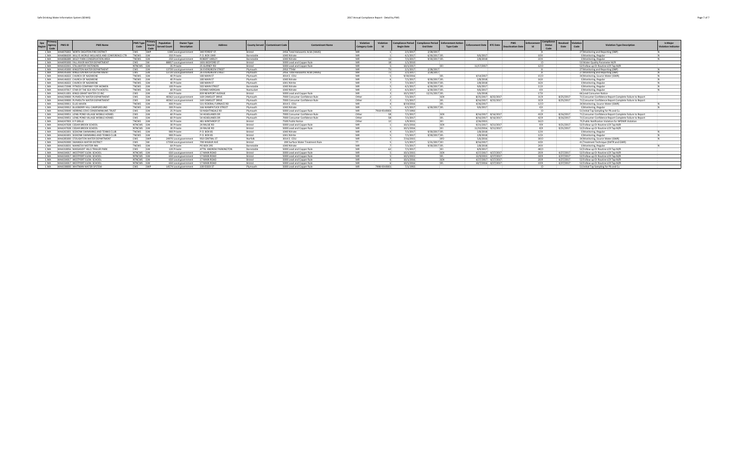| Epa Region | Primacy Agency Code | PWS ID | PWS Name | PWS Type Code | Primary Source Code | Population Served Count | Owner Type Description | Address | County Served | Contaminant Code | Contaminant Name | Violation Category Code | Violation Id | Compliance Period Begin Date | Compliance Period End Date | Enforcement Action Type Code | Enforcement Date | RTC Date | PWS Deactivation Date | Enforcement Id | Compliance Status Code | Resolved Date | Violation Code | Violation Type Description | Is Major Violation Indicator |
|---|---|---|---|---|---|---|---|---|---|---|---|---|---|---|---|---|---|---|---|---|---|---|---|---|---|
| 1 | MA | MA4076002 | NORTH DIGHTON FIRE DISTRICT | CWS | SWP | 1160 | Local government | 340 FOREST ST | Bristol | 2456 | Total Haloacetic Acids (HAA5) | MR | 1 | 2/1/2017 | 2/28/2017 | | | | | | K | | 27 | Monitoring and Reporting (DBP) | N |
| 1 | MA | MA4086049 | WILLYS WORLD WELLNESS AND CONFERENCE CTR | TNCWS | GW | 350 | Private | P.O. BOX 1949 | Barnstable | 1040 | Nitrate | MR | 1 | 4/1/2017 | 6/30/2017 | SFL | 9/6/2017 | | | 10 | K | | 3 | Monitoring, Regular | N |
| 1 | MA | MA4086089 | WILEY PARK CONSERVATION AREA | TNCWS | GW | 250 | Local government | ROBERT VARLEY | Barnstable | 1040 | Nitrate | MR | 13 | 7/1/2017 | 9/30/2017 | SFL | 2/8/2018 | | | 22 | K | | 3 | Monitoring, Regular | N |
| 1 | MA | MA4095000 | FALL RIVER WATER DEPARTMENT | CWS | SW | 88857 | Local government | 1831 BEDFORD ST | Bristol | 5000 | Lead and Copper Rule | MR | 18 | 1/1/2010 | | | | | | | O | | 53 | Water Quality Parameter M/R | |
| 1 | MA | MA4102003 | STILLWATER FASTENERS | NTNCWS | GW | 35 | Private | 25 GURNEY RD | Bristol | 5000 | Lead and Copper Rule | MR | 5 | 10/1/2017 | | SFJ | 11/17/2017 | | | 12 | O | | 52 | Follow-up Or Routine LCR Tap M/R | |
| 1 | MA | MA4145000 | KINGSTON WATER DEPARTMENT | CWS | GW | 13720 | Local government | 26 EVERGREEN STREET | Plymouth | 2950 | TTHM | MR | 73 | 2/1/2017 | 2/28/2017 | | | | | | K | | 27 | Monitoring and Reporting (DBP) | N |
| 1 | MA | MA4145000 | KINGSTON WATER DEPARTMENT | CWS | GW | 13720 | Local government | 26 EVERGREEN STREET | Plymouth | 2456 | Total Haloacetic Acids (HAA5) | MR | 72 | 2/1/2017 | 2/28/2017 | | | | | | K | | 27 | Monitoring and Reporting (DBP) | N |
| 1 | MA | MA4146022 | CHURCH OF NAZARENE | TNCWS | GW | 40 | Private | 180 MAIN ST | Plymouth | 3014 | E. COLI | MR | 5 | 9/30/2016 | | SFL | 4/14/2017 | | | 15 | O | | 34 | Monitoring, Source Water (GWR) | N |
| 1 | MA | MA4146022 | CHURCH OF NAZARENE | TNCWS | GW | 40 | Private | 180 MAIN ST | Plymouth | 1040 | Nitrate | MR | 6 | 7/1/2017 | 9/30/2017 | SFL | 2/8/2018 | | | 16 | K | | 3 | Monitoring, Regular | N |
| 1 | MA | MA4146022 | CHURCH OF NAZARENE | TNCWS | GW | 40 | Private | 180 MAIN ST | Plymouth | 1041 | Nitrite | MR | 7 | 7/1/2017 | 9/30/2017 | SFL | 2/8/2018 | | | 16 | K | | 3 | Monitoring, Regular | N |
| 1 | MA | MA4172049 | FITNESS COMPANY FOR WOMEN | TNCWS | GW | 100 | Private | 502 MAIN STREET | Barnstable | 1040 | Nitrate | MR | 5 | 4/1/2017 | 6/30/2017 | SFL | 9/6/2017 | | | 11 | K | | 3 | Monitoring, Regular | N |
| 1 | MA | MA4197017 | STARLEY THE SEA YOUTH HOSTEL | TNCWS | GW | 60 | Private | DONNIE MORGAN | Nantucket | 1040 | Nitrate | MR | 2 | 4/1/2017 | 6/30/2017 | SFL | 9/6/2017 | | | 4 | K | | 3 | Monitoring, Regular | N |
| 1 | MA | MA4211001 | KINGS GRANT WATER CO INC | CWS | GW | 434 | Private | 839 NEWPORT AVENUE | Bristol | 5000 | Lead and Copper Rule | MR | 3 | 10/1/2017 | 12/31/2017 | SFL | 3/6/2018 | | | 17 | K | | 66 | Lead Consumer Notice | |
| 1 | MA | MA4239000 | PLYMOUTH WATER DEPARTMENT | CWS | GW | 40362 | Local government | 169 CAMELOT DRIVE | Plymouth | 7000 | Consumer Confidence Rule | Other | 2 | 7/1/2017 | | SOX | 8/25/2017 | 8/25/2017 | | 31 | R | 8/25/2017 | 71 | Consumer Confidence Report Complete Failure to Report | |
| 1 | MA | MA4239000 | PLYMOUTH WATER DEPARTMENT | CWS | GW | 40362 | Local government | 169 CAMELOT DRIVE | Plymouth | 7000 | Consumer Confidence Rule | Other | 2 | 7/1/2017 | | SFL | 8/16/2017 | 8/25/2017 | | 32 | R | 8/25/2017 | 71 | Consumer Confidence Report Complete Failure to Report | |
| 1 | MA | MA4239001 | ELLIS HAVEN | TNCWS | GW | 400 | Private | 531 FEDERAL FURNACE RD | Plymouth | 3014 | E. COLI | MR | 4 | 8/19/2016 | | SFL | 4/26/2017 | | | 13 | O | | 34 | Monitoring, Source Water (GWR) | N |
| 1 | MA | MA4239012 | BLUEBERRY HILL CAMPGROUND | TNCWS | GW | 300 | Private | 166 WAMPATUCK STREET | Plymouth | 1040 | Nitrate | MR | 1 | 4/1/2017 | 6/30/2017 | SFL | 9/6/2017 | | | 4 | K | | 3 | Monitoring, Regular | N |
| 1 | MA | MA4239049 | HERRING COVE CONDOMINIUMS TRUST | CWS | GW | 25 | Private | 50 NIGHTINGALE RD | Plymouth | 5000 | Lead and Copper Rule | MR | 7918-95V0003 | 7/7/1993 | | | | | | | O | | 51 | Initial Tap Sampling for Pb and Cu | |
| 1 | MA | MA4239051 | LONG POND VILLAGE MOBILE HOMES | CWS | GW | 60 | Private | 54 HEADLANDS DR | Plymouth | 7000 | Consumer Confidence Rule | Other | 58 | 7/1/2017 | | SOX | 8/16/2017 | 8/16/2017 | | 43 | R | 8/16/2017 | 71 | Consumer Confidence Report Complete Failure to Report | |
| 1 | MA | MA4239051 | LONG POND VILLAGE MOBILE HOMES | CWS | GW | 60 | Private | 54 HEADLANDS DR | Plymouth | 7000 | Consumer Confidence Rule | Other | 58 | 7/1/2017 | | SFL | 8/16/2017 | 8/16/2017 | | 42 | R | 8/16/2017 | 71 | Consumer Confidence Report Complete Failure to Report | |
| 1 | MA | MA4247003 | K P GRILLE | TNCWS | GW | 50 | Private | 481 WINTHROP ST | Bristol | 7500 | Public Notice | Other | 12 | 1/9/2015 | | SFJ | 2/26/2015 | | | 16 | O | | 75 | Public Notification Violation for NPDWR Violation | |
| 1 | MA | MA4247028 | CEDAR BROOK SCHOOL | NTNCWS | GW | 30 | Private | 24 RALSIE RD | Bristol | 5000 | Lead and Copper Rule | MR | 1 | 10/1/2016 | | SOX | 9/21/2017 | 9/21/2017 | | 9 | K | 9/21/2017 | 52 | Follow-up Or Routine LCR Tap M/R | |
| 1 | MA | MA4247028 | CEDAR BROOK SCHOOL | NTNCWS | GW | 30 | Private | 24 RALSIE RD | Bristol | 5000 | Lead and Copper Rule | MR | 1 | 10/1/2016 | | SFJ | 11/10/2016 | 9/21/2017 | | 8 | R | 9/21/2017 | 52 | Follow-up Or Routine LCR Tap M/R | |
| 1 | MA | MA4266001 | SEEKONK SWIMMING AND TENNIS CLUB | TNCWS | GW | 900 | Private | P.O. BOX 85 | Bristol | 1040 | Nitrate | MR | 4 | 7/1/2017 | 9/30/2017 | SFL | 2/8/2018 | | | 12 | K | | 3 | Monitoring, Regular | N |
| 1 | MA | MA4266001 | SEEKONK SWIMMING AND TENNIS CLUB | TNCWS | GW | 900 | Private | P.O. BOX 85 | Bristol | 1041 | Nitrite | MR | 5 | 7/1/2017 | 9/30/2017 | SFL | 2/8/2018 | | | 12 | K | | 3 | Monitoring, Regular | N |
| 1 | MA | MA4285000 | STOUGHTON WATER DEPARTMENT | CWS | SWP | 24970 | Local government | 950 CENTRAL ST | Norfolk | 3014 | E. COLI | MR | 1 | 7/16/2015 | | SFO | 5/6/2016 | | | 30 | O | | 34 | Monitoring, Source Water (GWR) | N |
| 1 | MA | MA4292000 | SWANSEA WATER DISTRICT | CWS | SW | 17358 | Local government | 700 WILBUR AVE | Bristol | 200 | Surface Water Treatment Rule | TT | 5 | 5/1/2017 | 5/31/2017 | SFJ | 8/16/2017 | | | 10 | K | | 41 | Treatment Technique (SWTR and GWR) | |
| 1 | MA | MA4318031 | MAINSTAY MOTOR INN | TNCWS | GW | 64 | Private | PO BOX 295 | Barnstable | 1040 | Nitrate | MR | 7 | 7/1/2017 | 9/30/2017 | SFL | 2/8/2018 | | | 24 | K | | 3 | Monitoring, Regular | N |
| 1 | MA | MA4318056 | MASSASOIT HILLS TRAILER PARK | CWS | GW | 120 | Private | ATTN: ANDREW PARRINGTON | Barnstable | 5000 | Lead and Copper Rule | MR | 62 | 7/1/2017 | | SFJ | 8/9/2017 | | | 48 | O | | 52 | Follow-up Or Routine LCR Tap M/R | |
| 1 | MA | MA4334017 | WESTPORT ELEM. SCHOOL | NTNCWS | GW | 650 | Local government | 17 MAIN ROAD | Bristol | 5000 | Lead and Copper Rule | MR | 5 | 10/1/2015 | | SOX | 4/27/2017 | 4/27/2017 | | 20 | K | 4/27/2017 | 52 | Follow-up Or Routine LCR Tap M/R | |
| 1 | MA | MA4334017 | WESTPORT ELEM. SCHOOL | NTNCWS | GW | 650 | Local government | 17 MAIN ROAD | Bristol | 5000 | Lead and Copper Rule | MR | 5 | 10/1/2015 | | SFL | 12/9/2015 | 4/27/2017 | | 18 | R | 4/27/2017 | 52 | Follow-up Or Routine LCR Tap M/R | |
| 1 | MA | MA4334017 | WESTPORT ELEM. SCHOOL | NTNCWS | GW | 650 | Local government | 17 MAIN ROAD | Bristol | 5000 | Lead and Copper Rule | MR | 6 | 10/1/2016 | | SOX | 4/27/2017 | 4/27/2017 | | 20 | K | 4/27/2017 | 52 | Follow-up Or Routine LCR Tap M/R | |
| 1 | MA | MA4334017 | WESTPORT ELEM. SCHOOL | NTNCWS | GW | 650 | Local government | 17 MAIN ROAD | Bristol | 5000 | Lead and Copper Rule | MR | 6 | 10/1/2016 | | SFL | 10/7/2016 | 4/27/2017 | | 19 | R | 4/27/2017 | 52 | Follow-up Or Routine LCR Tap M/R | |
| 1 | MA | MA4348000 | WHITMAN WATER SYSTEM | CWS | SWP | 14570 | Local government | 100 ESSEX ST | Plymouth | 5000 | Lead and Copper Rule | MR | 7998-93V0001 | 7/1/1993 | | | | | | | O | | 51 | Initial Tap Sampling for Pb and Cu | |